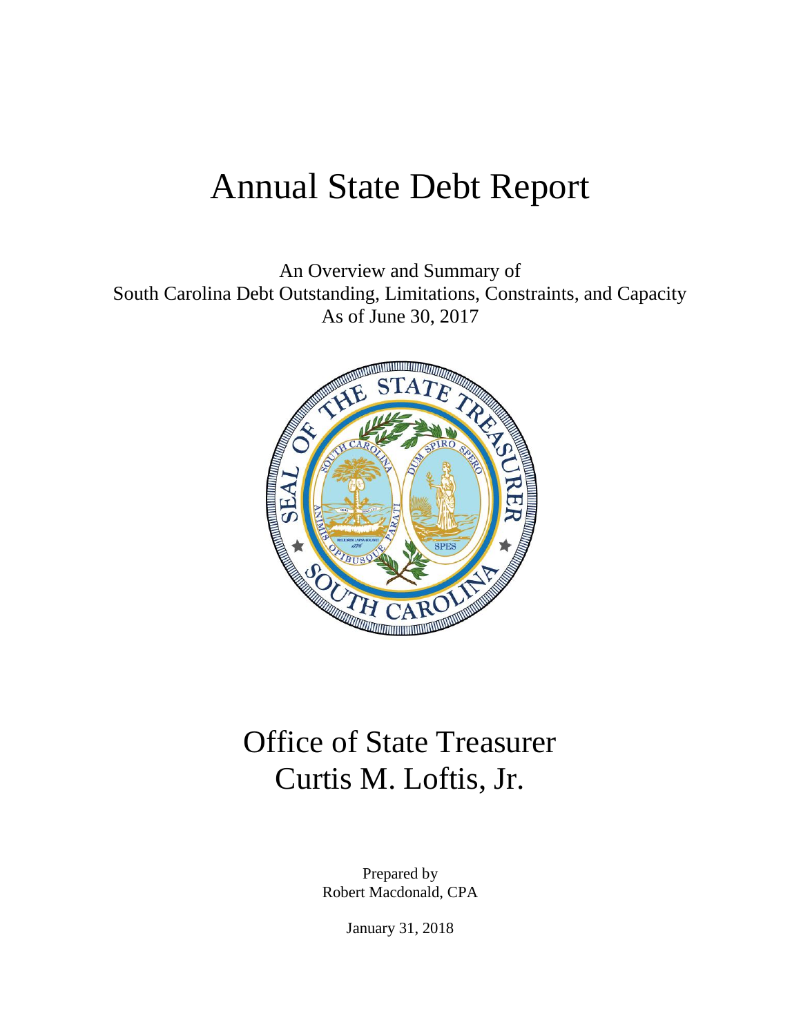# Annual State Debt Report

An Overview and Summary of
South Carolina Debt Outstanding, Limitations, Constraints, and Capacity
As of June 30, 2017

# Office of State Treasurer
# Curtis M. Loftis, Jr.

Prepared by
Robert Macdonald, CPA

January 31, 2018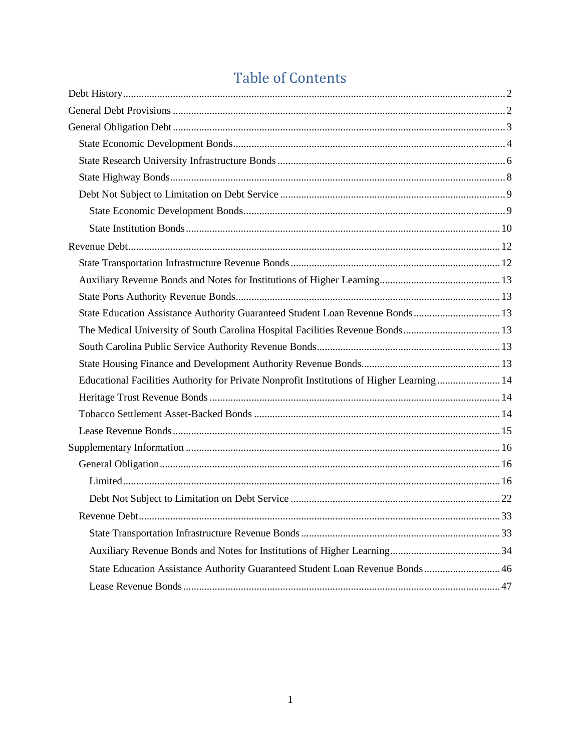# Table of Contents

- Debt History ........ 2
- General Debt Provisions ........ 2
- General Obligation Debt ........ 3
  - State Economic Development Bonds ........ 4
  - State Research University Infrastructure Bonds ........ 6
  - State Highway Bonds ........ 8
  - Debt Not Subject to Limitation on Debt Service ........ 9
    - State Economic Development Bonds ........ 9
    - State Institution Bonds ........ 10
- Revenue Debt ........ 12
  - State Transportation Infrastructure Revenue Bonds ........ 12
  - Auxiliary Revenue Bonds and Notes for Institutions of Higher Learning ........ 13
  - State Ports Authority Revenue Bonds ........ 13
  - State Education Assistance Authority Guaranteed Student Loan Revenue Bonds ........ 13
  - The Medical University of South Carolina Hospital Facilities Revenue Bonds ........ 13
  - South Carolina Public Service Authority Revenue Bonds ........ 13
  - State Housing Finance and Development Authority Revenue Bonds ........ 13
  - Educational Facilities Authority for Private Nonprofit Institutions of Higher Learning ........ 14
  - Heritage Trust Revenue Bonds ........ 14
  - Tobacco Settlement Asset-Backed Bonds ........ 14
  - Lease Revenue Bonds ........ 15
- Supplementary Information ........ 16
  - General Obligation ........ 16
    - Limited ........ 16
    - Debt Not Subject to Limitation on Debt Service ........ 22
  - Revenue Debt ........ 33
    - State Transportation Infrastructure Revenue Bonds ........ 33
    - Auxiliary Revenue Bonds and Notes for Institutions of Higher Learning ........ 34
    - State Education Assistance Authority Guaranteed Student Loan Revenue Bonds ........ 46
    - Lease Revenue Bonds ........ 47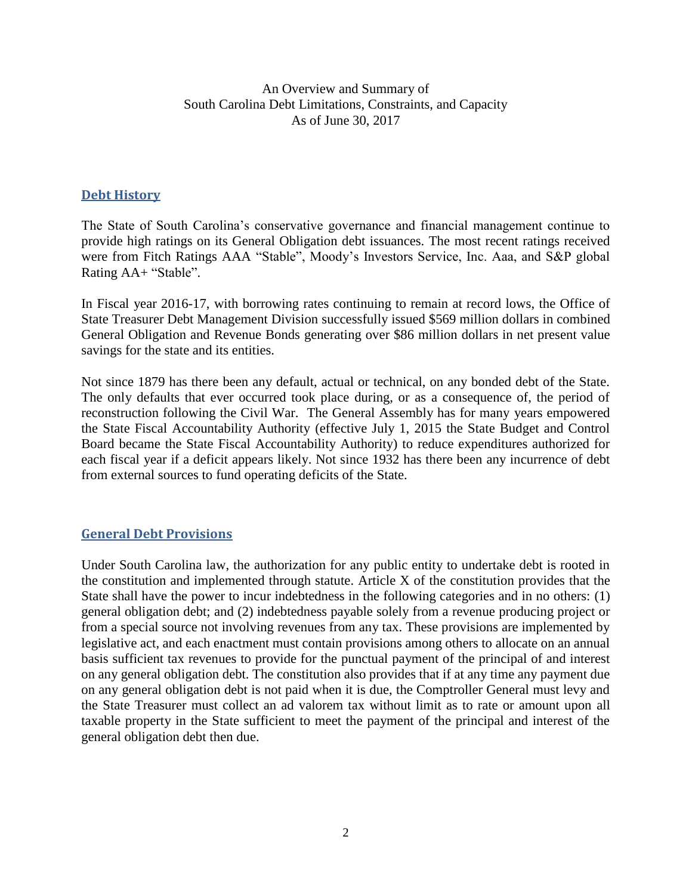An Overview and Summary of
South Carolina Debt Limitations, Constraints, and Capacity
As of June 30, 2017

## Debt History

The State of South Carolina's conservative governance and financial management continue to provide high ratings on its General Obligation debt issuances. The most recent ratings received were from Fitch Ratings AAA "Stable", Moody's Investors Service, Inc. Aaa, and S&P global Rating AA+ "Stable".

In Fiscal year 2016-17, with borrowing rates continuing to remain at record lows, the Office of State Treasurer Debt Management Division successfully issued $569 million dollars in combined General Obligation and Revenue Bonds generating over $86 million dollars in net present value savings for the state and its entities.

Not since 1879 has there been any default, actual or technical, on any bonded debt of the State. The only defaults that ever occurred took place during, or as a consequence of, the period of reconstruction following the Civil War. The General Assembly has for many years empowered the State Fiscal Accountability Authority (effective July 1, 2015 the State Budget and Control Board became the State Fiscal Accountability Authority) to reduce expenditures authorized for each fiscal year if a deficit appears likely. Not since 1932 has there been any incurrence of debt from external sources to fund operating deficits of the State.

## General Debt Provisions

Under South Carolina law, the authorization for any public entity to undertake debt is rooted in the constitution and implemented through statute. Article X of the constitution provides that the State shall have the power to incur indebtedness in the following categories and in no others: (1) general obligation debt; and (2) indebtedness payable solely from a revenue producing project or from a special source not involving revenues from any tax. These provisions are implemented by legislative act, and each enactment must contain provisions among others to allocate on an annual basis sufficient tax revenues to provide for the punctual payment of the principal of and interest on any general obligation debt. The constitution also provides that if at any time any payment due on any general obligation debt is not paid when it is due, the Comptroller General must levy and the State Treasurer must collect an ad valorem tax without limit as to rate or amount upon all taxable property in the State sufficient to meet the payment of the principal and interest of the general obligation debt then due.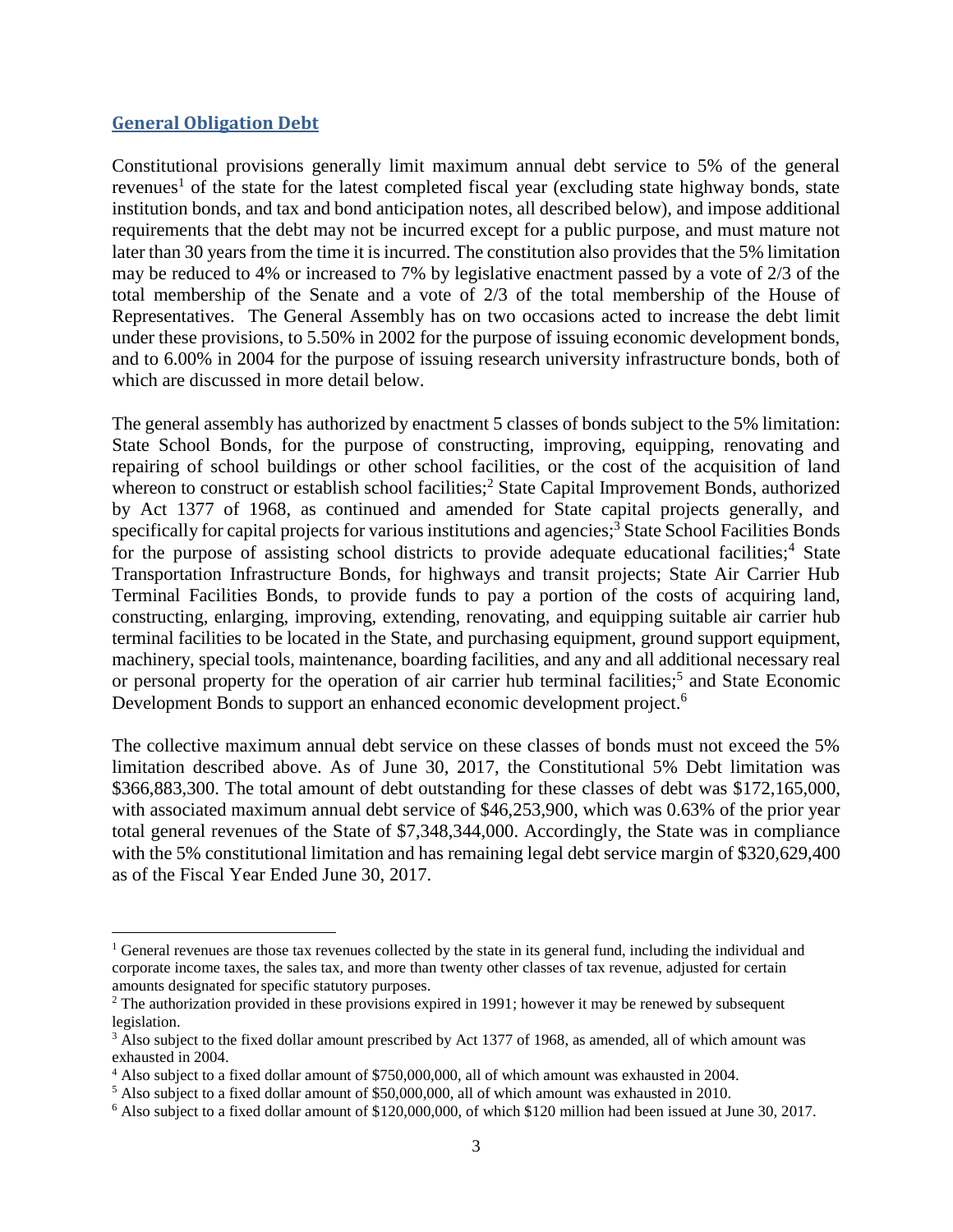## General Obligation Debt

Constitutional provisions generally limit maximum annual debt service to 5% of the general revenues[1] of the state for the latest completed fiscal year (excluding state highway bonds, state institution bonds, and tax and bond anticipation notes, all described below), and impose additional requirements that the debt may not be incurred except for a public purpose, and must mature not later than 30 years from the time it is incurred. The constitution also provides that the 5% limitation may be reduced to 4% or increased to 7% by legislative enactment passed by a vote of 2/3 of the total membership of the Senate and a vote of 2/3 of the total membership of the House of Representatives. The General Assembly has on two occasions acted to increase the debt limit under these provisions, to 5.50% in 2002 for the purpose of issuing economic development bonds, and to 6.00% in 2004 for the purpose of issuing research university infrastructure bonds, both of which are discussed in more detail below.

The general assembly has authorized by enactment 5 classes of bonds subject to the 5% limitation: State School Bonds, for the purpose of constructing, improving, equipping, renovating and repairing of school buildings or other school facilities, or the cost of the acquisition of land whereon to construct or establish school facilities;[2] State Capital Improvement Bonds, authorized by Act 1377 of 1968, as continued and amended for State capital projects generally, and specifically for capital projects for various institutions and agencies;[3] State School Facilities Bonds for the purpose of assisting school districts to provide adequate educational facilities;[4] State Transportation Infrastructure Bonds, for highways and transit projects; State Air Carrier Hub Terminal Facilities Bonds, to provide funds to pay a portion of the costs of acquiring land, constructing, enlarging, improving, extending, renovating, and equipping suitable air carrier hub terminal facilities to be located in the State, and purchasing equipment, ground support equipment, machinery, special tools, maintenance, boarding facilities, and any and all additional necessary real or personal property for the operation of air carrier hub terminal facilities;[5] and State Economic Development Bonds to support an enhanced economic development project.[6]

The collective maximum annual debt service on these classes of bonds must not exceed the 5% limitation described above. As of June 30, 2017, the Constitutional 5% Debt limitation was \$366,883,300. The total amount of debt outstanding for these classes of debt was \$172,165,000, with associated maximum annual debt service of \$46,253,900, which was 0.63% of the prior year total general revenues of the State of \$7,348,344,000. Accordingly, the State was in compliance with the 5% constitutional limitation and has remaining legal debt service margin of \$320,629,400 as of the Fiscal Year Ended June 30, 2017.

---

[1] General revenues are those tax revenues collected by the state in its general fund, including the individual and corporate income taxes, the sales tax, and more than twenty other classes of tax revenue, adjusted for certain amounts designated for specific statutory purposes.

[2] The authorization provided in these provisions expired in 1991; however it may be renewed by subsequent legislation.

[3] Also subject to the fixed dollar amount prescribed by Act 1377 of 1968, as amended, all of which amount was exhausted in 2004.

[4] Also subject to a fixed dollar amount of \$750,000,000, all of which amount was exhausted in 2004.

[5] Also subject to a fixed dollar amount of \$50,000,000, all of which amount was exhausted in 2010.

[6] Also subject to a fixed dollar amount of \$120,000,000, of which \$120 million had been issued at June 30, 2017.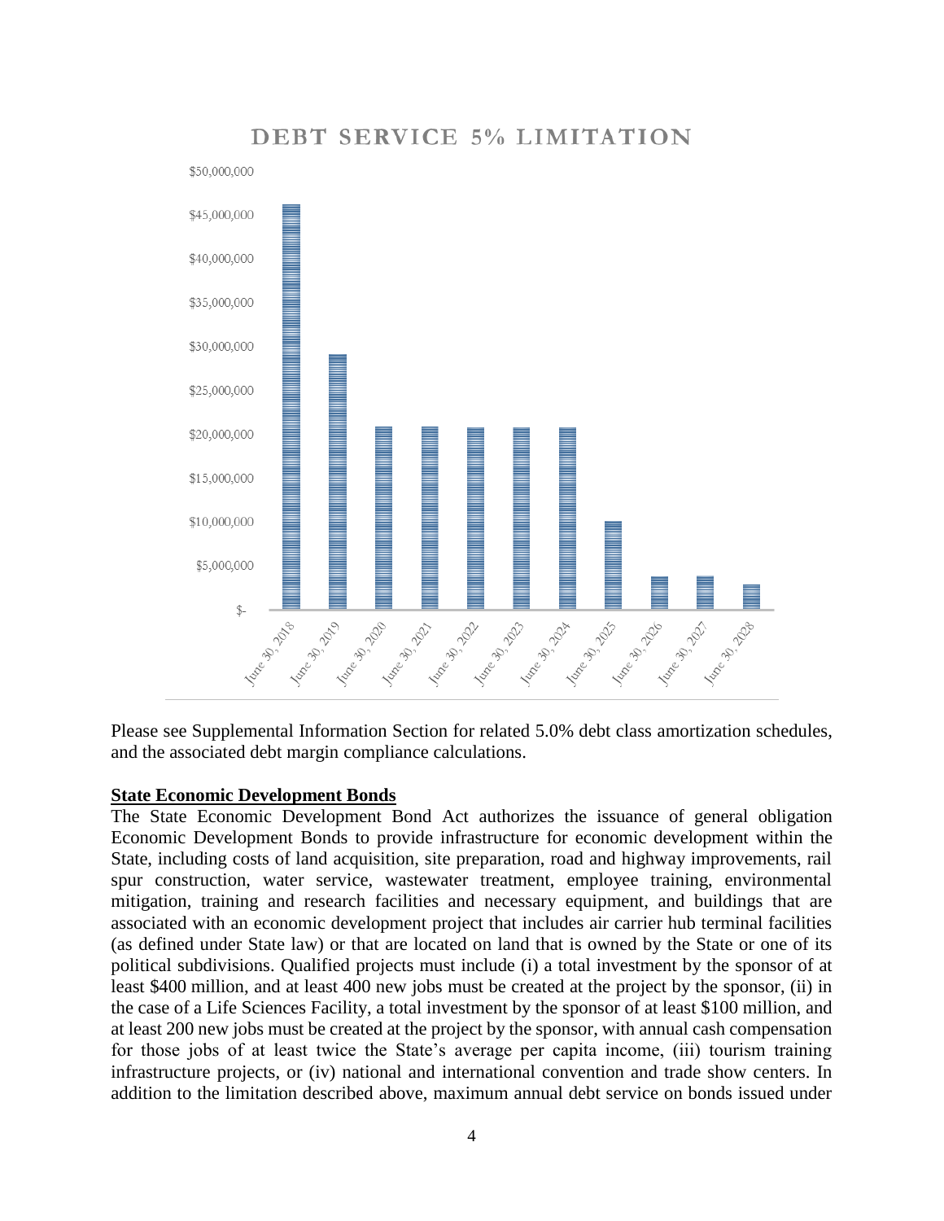DEBT SERVICE 5% LIMITATION

Please see Supplemental Information Section for related 5.0% debt class amortization schedules, and the associated debt margin compliance calculations.

**State Economic Development Bonds**

The State Economic Development Bond Act authorizes the issuance of general obligation Economic Development Bonds to provide infrastructure for economic development within the State, including costs of land acquisition, site preparation, road and highway improvements, rail spur construction, water service, wastewater treatment, employee training, environmental mitigation, training and research facilities and necessary equipment, and buildings that are associated with an economic development project that includes air carrier hub terminal facilities (as defined under State law) or that are located on land that is owned by the State or one of its political subdivisions. Qualified projects must include (i) a total investment by the sponsor of at least $400 million, and at least 400 new jobs must be created at the project by the sponsor, (ii) in the case of a Life Sciences Facility, a total investment by the sponsor of at least $100 million, and at least 200 new jobs must be created at the project by the sponsor, with annual cash compensation for those jobs of at least twice the State's average per capita income, (iii) tourism training infrastructure projects, or (iv) national and international convention and trade show centers. In addition to the limitation described above, maximum annual debt service on bonds issued under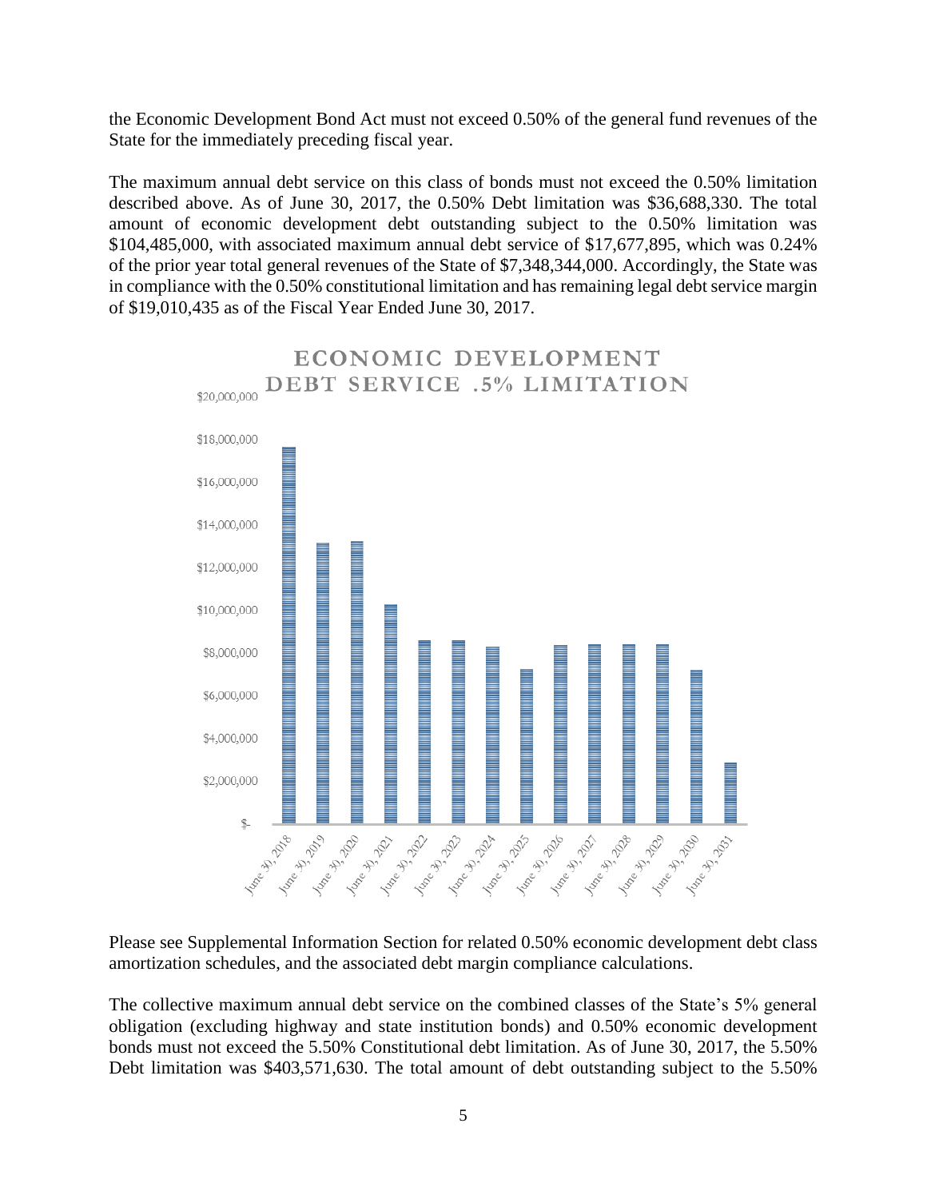the Economic Development Bond Act must not exceed 0.50% of the general fund revenues of the State for the immediately preceding fiscal year.

The maximum annual debt service on this class of bonds must not exceed the 0.50% limitation described above. As of June 30, 2017, the 0.50% Debt limitation was $36,688,330. The total amount of economic development debt outstanding subject to the 0.50% limitation was $104,485,000, with associated maximum annual debt service of $17,677,895, which was 0.24% of the prior year total general revenues of the State of $7,348,344,000. Accordingly, the State was in compliance with the 0.50% constitutional limitation and has remaining legal debt service margin of $19,010,435 as of the Fiscal Year Ended June 30, 2017.

ECONOMIC DEVELOPMENT DEBT SERVICE .5% LIMITATION

Please see Supplemental Information Section for related 0.50% economic development debt class amortization schedules, and the associated debt margin compliance calculations.

The collective maximum annual debt service on the combined classes of the State's 5% general obligation (excluding highway and state institution bonds) and 0.50% economic development bonds must not exceed the 5.50% Constitutional debt limitation. As of June 30, 2017, the 5.50% Debt limitation was $403,571,630. The total amount of debt outstanding subject to the 5.50%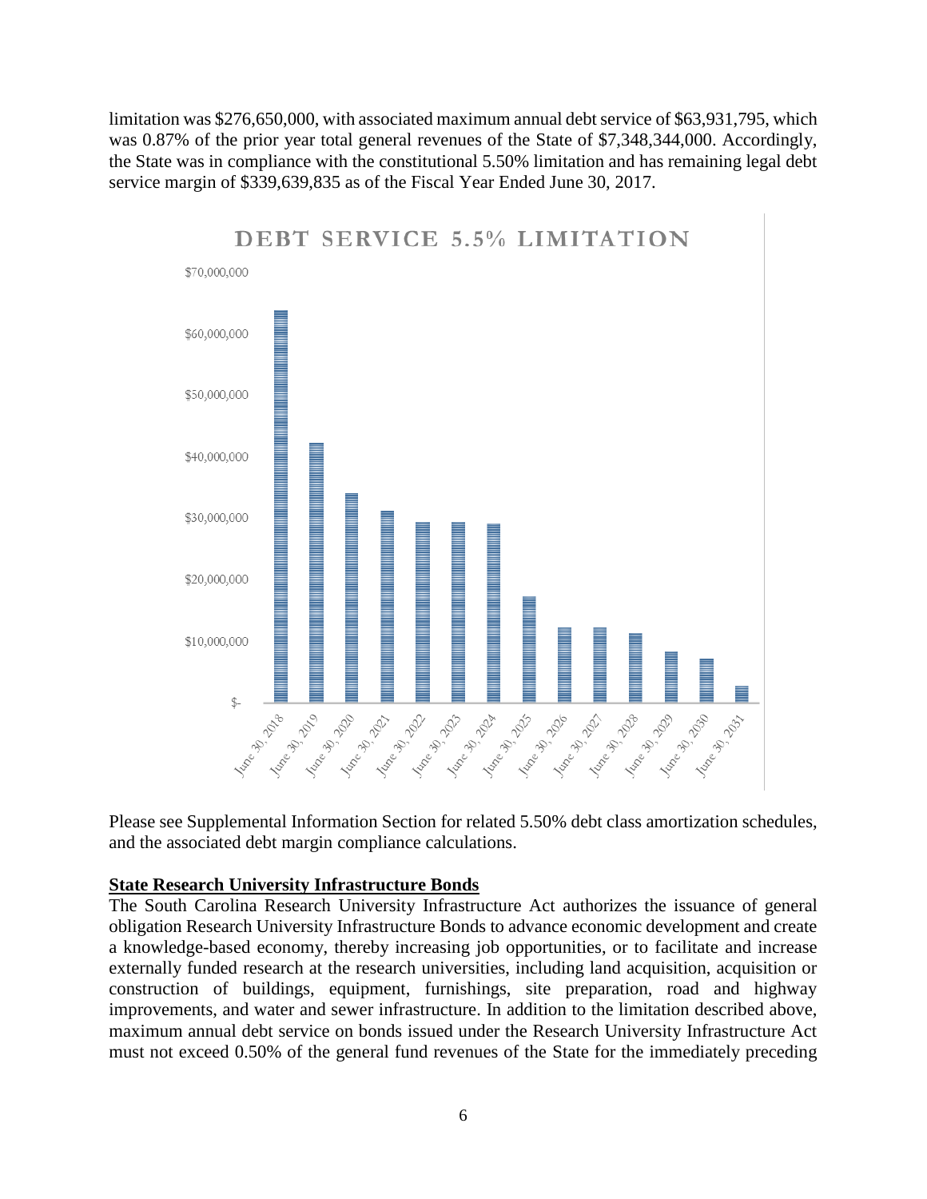limitation was $276,650,000, with associated maximum annual debt service of $63,931,795, which was 0.87% of the prior year total general revenues of the State of $7,348,344,000. Accordingly, the State was in compliance with the constitutional 5.50% limitation and has remaining legal debt service margin of $339,639,835 as of the Fiscal Year Ended June 30, 2017.

**DEBT SERVICE 5.5% LIMITATION**

Please see Supplemental Information Section for related 5.50% debt class amortization schedules, and the associated debt margin compliance calculations.

## State Research University Infrastructure Bonds

The South Carolina Research University Infrastructure Act authorizes the issuance of general obligation Research University Infrastructure Bonds to advance economic development and create a knowledge-based economy, thereby increasing job opportunities, or to facilitate and increase externally funded research at the research universities, including land acquisition, acquisition or construction of buildings, equipment, furnishings, site preparation, road and highway improvements, and water and sewer infrastructure. In addition to the limitation described above, maximum annual debt service on bonds issued under the Research University Infrastructure Act must not exceed 0.50% of the general fund revenues of the State for the immediately preceding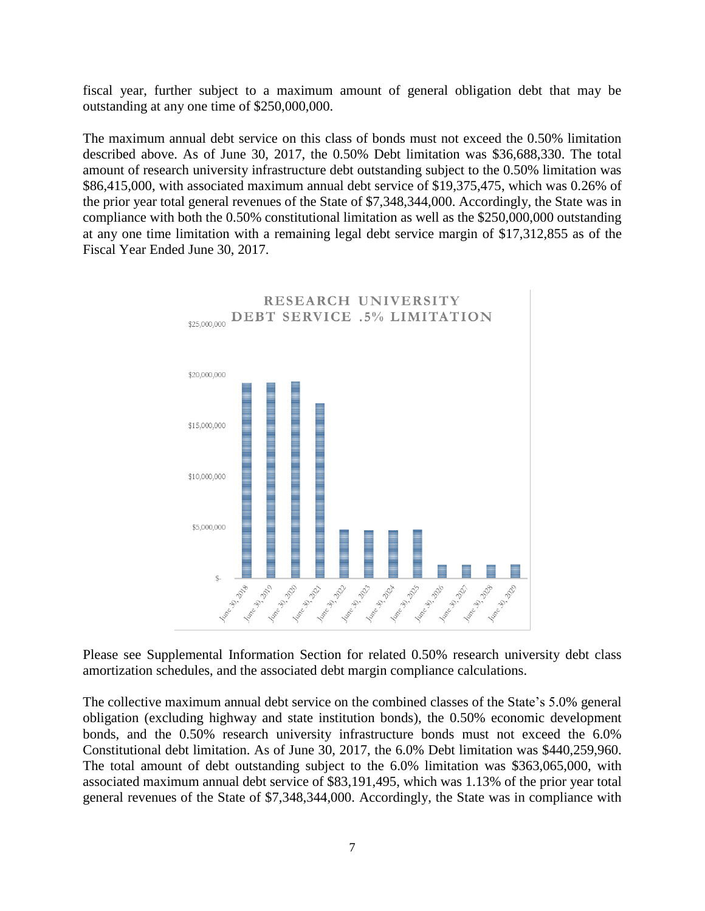fiscal year, further subject to a maximum amount of general obligation debt that may be outstanding at any one time of $250,000,000.

The maximum annual debt service on this class of bonds must not exceed the 0.50% limitation described above. As of June 30, 2017, the 0.50% Debt limitation was $36,688,330. The total amount of research university infrastructure debt outstanding subject to the 0.50% limitation was $86,415,000, with associated maximum annual debt service of $19,375,475, which was 0.26% of the prior year total general revenues of the State of $7,348,344,000. Accordingly, the State was in compliance with both the 0.50% constitutional limitation as well as the $250,000,000 outstanding at any one time limitation with a remaining legal debt service margin of $17,312,855 as of the Fiscal Year Ended June 30, 2017.

**RESEARCH UNIVERSITY DEBT SERVICE .5% LIMITATION**

Please see Supplemental Information Section for related 0.50% research university debt class amortization schedules, and the associated debt margin compliance calculations.

The collective maximum annual debt service on the combined classes of the State's 5.0% general obligation (excluding highway and state institution bonds), the 0.50% economic development bonds, and the 0.50% research university infrastructure bonds must not exceed the 6.0% Constitutional debt limitation. As of June 30, 2017, the 6.0% Debt limitation was $440,259,960. The total amount of debt outstanding subject to the 6.0% limitation was $363,065,000, with associated maximum annual debt service of $83,191,495, which was 1.13% of the prior year total general revenues of the State of $7,348,344,000. Accordingly, the State was in compliance with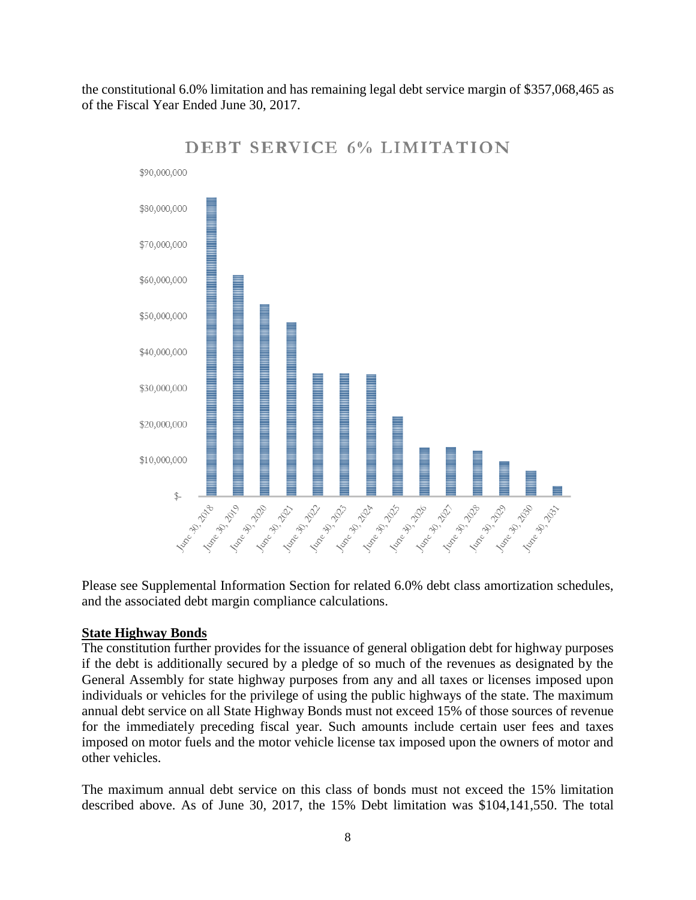the constitutional 6.0% limitation and has remaining legal debt service margin of $357,068,465 as of the Fiscal Year Ended June 30, 2017.

Please see Supplemental Information Section for related 6.0% debt class amortization schedules, and the associated debt margin compliance calculations.

**State Highway Bonds**

The constitution further provides for the issuance of general obligation debt for highway purposes if the debt is additionally secured by a pledge of so much of the revenues as designated by the General Assembly for state highway purposes from any and all taxes or licenses imposed upon individuals or vehicles for the privilege of using the public highways of the state. The maximum annual debt service on all State Highway Bonds must not exceed 15% of those sources of revenue for the immediately preceding fiscal year. Such amounts include certain user fees and taxes imposed on motor fuels and the motor vehicle license tax imposed upon the owners of motor and other vehicles.

The maximum annual debt service on this class of bonds must not exceed the 15% limitation described above. As of June 30, 2017, the 15% Debt limitation was $104,141,550. The total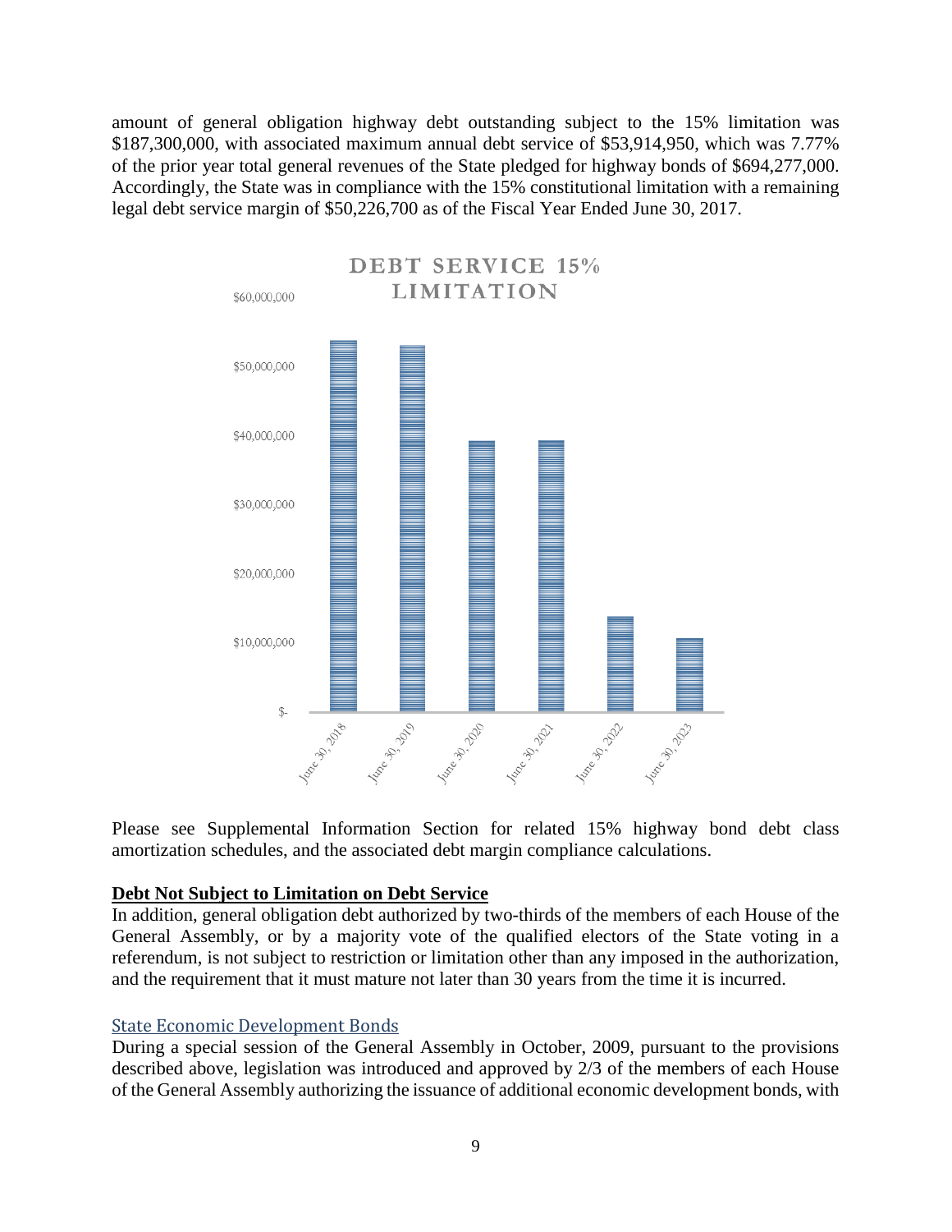amount of general obligation highway debt outstanding subject to the 15% limitation was \$187,300,000, with associated maximum annual debt service of \$53,914,950, which was 7.77% of the prior year total general revenues of the State pledged for highway bonds of \$694,277,000. Accordingly, the State was in compliance with the 15% constitutional limitation with a remaining legal debt service margin of \$50,226,700 as of the Fiscal Year Ended June 30, 2017.

**DEBT SERVICE 15% LIMITATION**

Please see Supplemental Information Section for related 15% highway bond debt class amortization schedules, and the associated debt margin compliance calculations.

**Debt Not Subject to Limitation on Debt Service**

In addition, general obligation debt authorized by two-thirds of the members of each House of the General Assembly, or by a majority vote of the qualified electors of the State voting in a referendum, is not subject to restriction or limitation other than any imposed in the authorization, and the requirement that it must mature not later than 30 years from the time it is incurred.

### State Economic Development Bonds

During a special session of the General Assembly in October, 2009, pursuant to the provisions described above, legislation was introduced and approved by 2/3 of the members of each House of the General Assembly authorizing the issuance of additional economic development bonds, with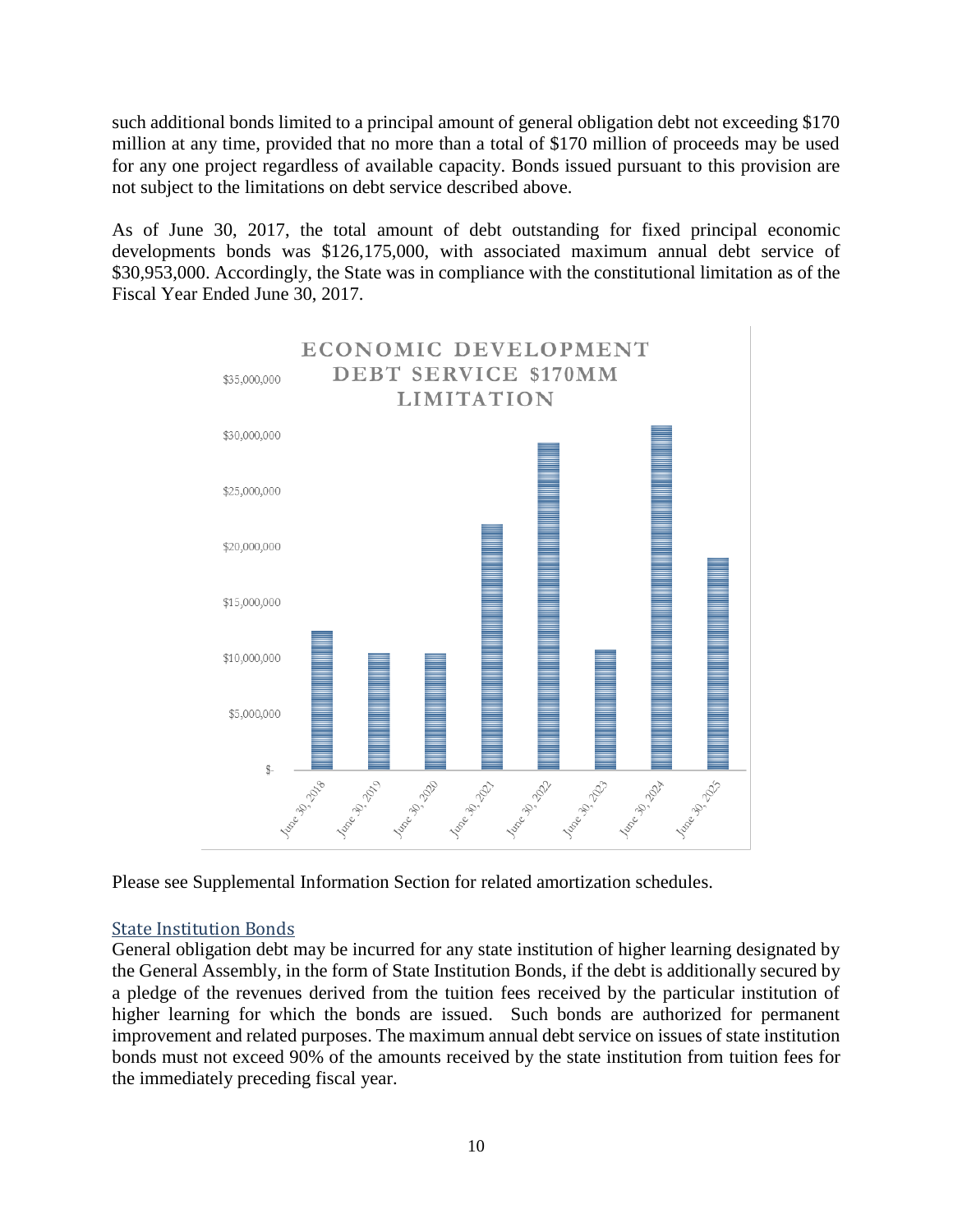such additional bonds limited to a principal amount of general obligation debt not exceeding $170 million at any time, provided that no more than a total of $170 million of proceeds may be used for any one project regardless of available capacity. Bonds issued pursuant to this provision are not subject to the limitations on debt service described above.

As of June 30, 2017, the total amount of debt outstanding for fixed principal economic developments bonds was $126,175,000, with associated maximum annual debt service of $30,953,000. Accordingly, the State was in compliance with the constitutional limitation as of the Fiscal Year Ended June 30, 2017.

**ECONOMIC DEVELOPMENT DEBT SERVICE $170MM LIMITATION**

Please see Supplemental Information Section for related amortization schedules.

## State Institution Bonds

General obligation debt may be incurred for any state institution of higher learning designated by the General Assembly, in the form of State Institution Bonds, if the debt is additionally secured by a pledge of the revenues derived from the tuition fees received by the particular institution of higher learning for which the bonds are issued. Such bonds are authorized for permanent improvement and related purposes. The maximum annual debt service on issues of state institution bonds must not exceed 90% of the amounts received by the state institution from tuition fees for the immediately preceding fiscal year.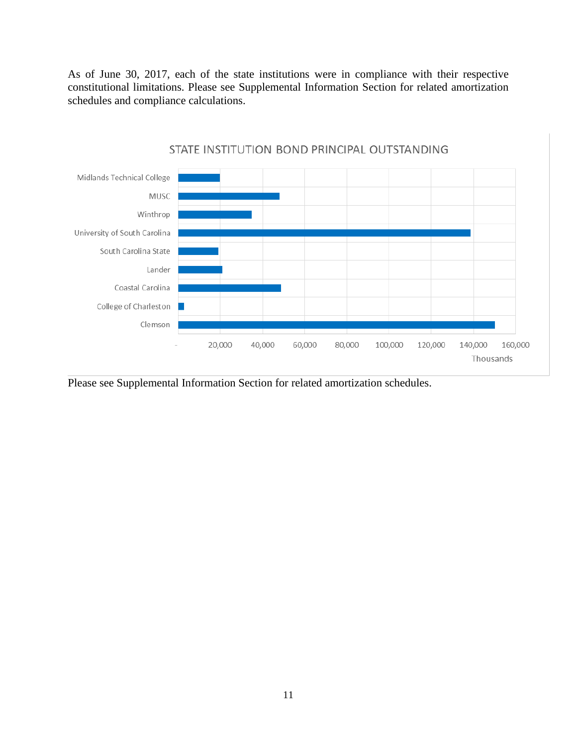As of June 30, 2017, each of the state institutions were in compliance with their respective constitutional limitations. Please see Supplemental Information Section for related amortization schedules and compliance calculations.

STATE INSTITUTION BOND PRINCIPAL OUTSTANDING

Please see Supplemental Information Section for related amortization schedules.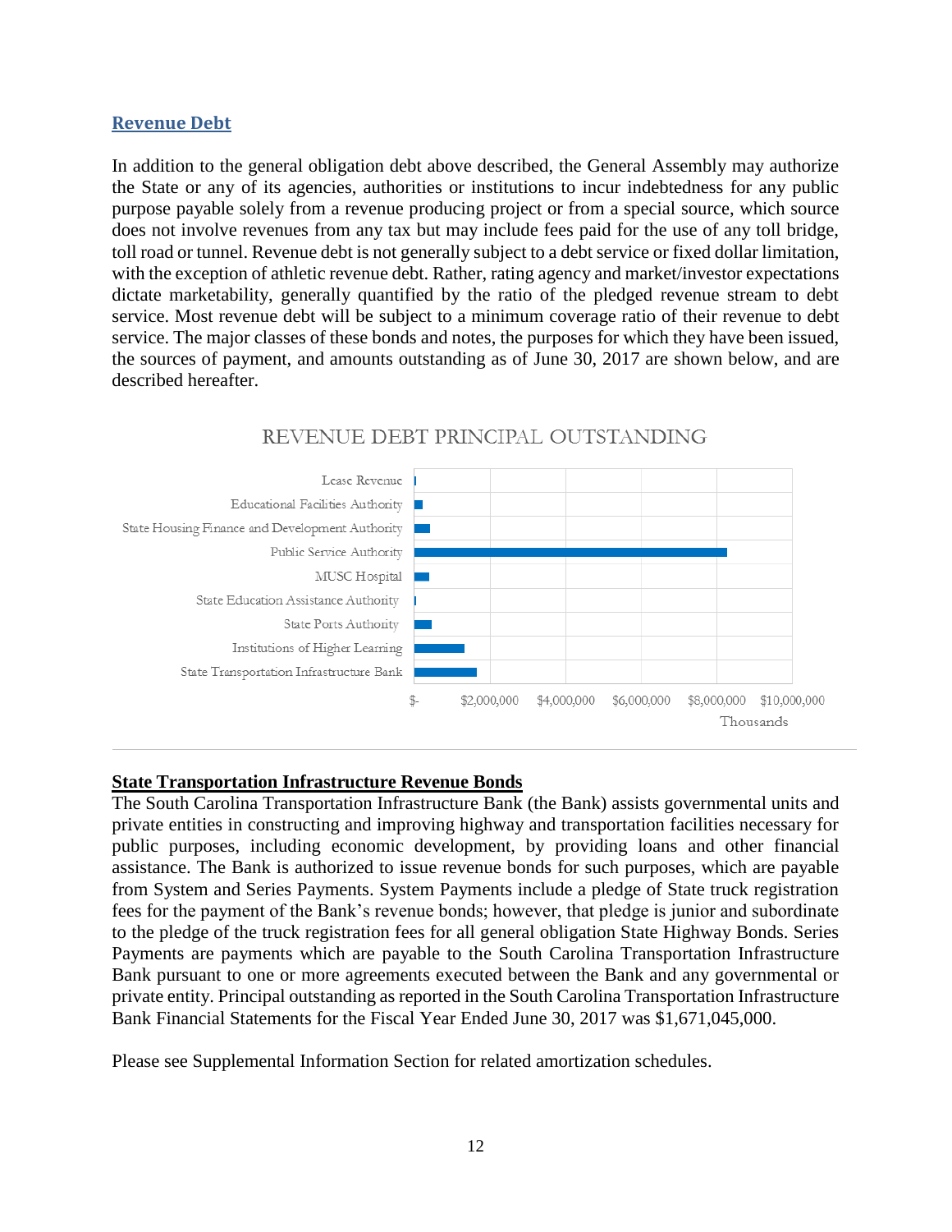## Revenue Debt

In addition to the general obligation debt above described, the General Assembly may authorize the State or any of its agencies, authorities or institutions to incur indebtedness for any public purpose payable solely from a revenue producing project or from a special source, which source does not involve revenues from any tax but may include fees paid for the use of any toll bridge, toll road or tunnel. Revenue debt is not generally subject to a debt service or fixed dollar limitation, with the exception of athletic revenue debt. Rather, rating agency and market/investor expectations dictate marketability, generally quantified by the ratio of the pledged revenue stream to debt service. Most revenue debt will be subject to a minimum coverage ratio of their revenue to debt service. The major classes of these bonds and notes, the purposes for which they have been issued, the sources of payment, and amounts outstanding as of June 30, 2017 are shown below, and are described hereafter.

REVENUE DEBT PRINCIPAL OUTSTANDING

- Lease Revenue
- Educational Facilities Authority
- State Housing Finance and Development Authority
- Public Service Authority
- MUSC Hospital
- State Education Assistance Authority
- State Ports Authority
- Institutions of Higher Learning
- State Transportation Infrastructure Bank

$- $2,000,000 $4,000,000 $6,000,000 $8,000,000 $10,000,000

Thousands

### State Transportation Infrastructure Revenue Bonds

The South Carolina Transportation Infrastructure Bank (the Bank) assists governmental units and private entities in constructing and improving highway and transportation facilities necessary for public purposes, including economic development, by providing loans and other financial assistance. The Bank is authorized to issue revenue bonds for such purposes, which are payable from System and Series Payments. System Payments include a pledge of State truck registration fees for the payment of the Bank's revenue bonds; however, that pledge is junior and subordinate to the pledge of the truck registration fees for all general obligation State Highway Bonds. Series Payments are payments which are payable to the South Carolina Transportation Infrastructure Bank pursuant to one or more agreements executed between the Bank and any governmental or private entity. Principal outstanding as reported in the South Carolina Transportation Infrastructure Bank Financial Statements for the Fiscal Year Ended June 30, 2017 was $1,671,045,000.

Please see Supplemental Information Section for related amortization schedules.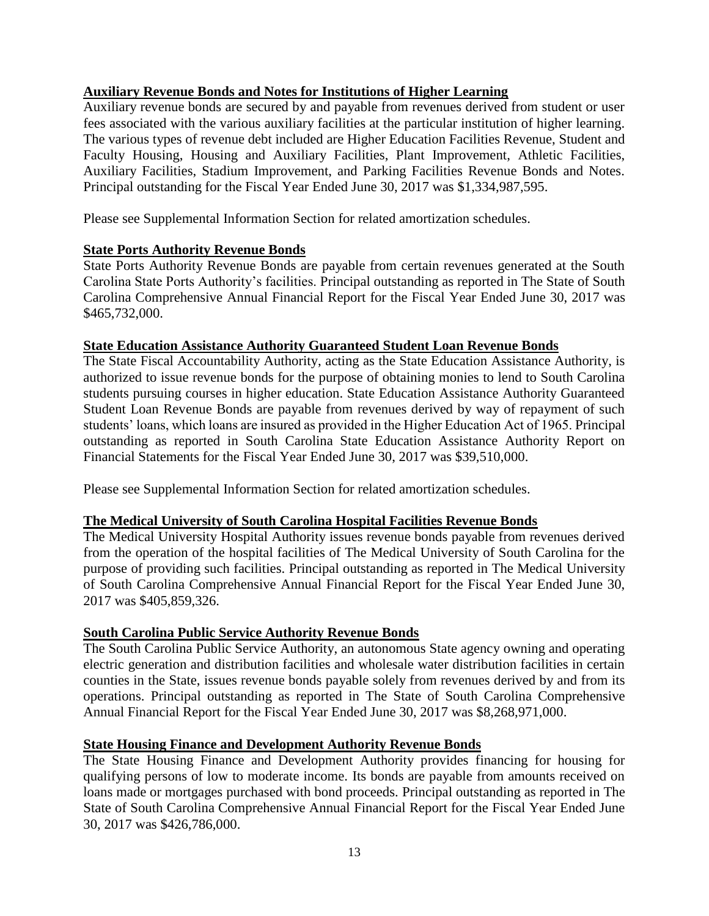## Auxiliary Revenue Bonds and Notes for Institutions of Higher Learning

Auxiliary revenue bonds are secured by and payable from revenues derived from student or user fees associated with the various auxiliary facilities at the particular institution of higher learning. The various types of revenue debt included are Higher Education Facilities Revenue, Student and Faculty Housing, Housing and Auxiliary Facilities, Plant Improvement, Athletic Facilities, Auxiliary Facilities, Stadium Improvement, and Parking Facilities Revenue Bonds and Notes. Principal outstanding for the Fiscal Year Ended June 30, 2017 was $1,334,987,595.

Please see Supplemental Information Section for related amortization schedules.

## State Ports Authority Revenue Bonds

State Ports Authority Revenue Bonds are payable from certain revenues generated at the South Carolina State Ports Authority's facilities. Principal outstanding as reported in The State of South Carolina Comprehensive Annual Financial Report for the Fiscal Year Ended June 30, 2017 was $465,732,000.

## State Education Assistance Authority Guaranteed Student Loan Revenue Bonds

The State Fiscal Accountability Authority, acting as the State Education Assistance Authority, is authorized to issue revenue bonds for the purpose of obtaining monies to lend to South Carolina students pursuing courses in higher education. State Education Assistance Authority Guaranteed Student Loan Revenue Bonds are payable from revenues derived by way of repayment of such students' loans, which loans are insured as provided in the Higher Education Act of 1965. Principal outstanding as reported in South Carolina State Education Assistance Authority Report on Financial Statements for the Fiscal Year Ended June 30, 2017 was $39,510,000.

Please see Supplemental Information Section for related amortization schedules.

## The Medical University of South Carolina Hospital Facilities Revenue Bonds

The Medical University Hospital Authority issues revenue bonds payable from revenues derived from the operation of the hospital facilities of The Medical University of South Carolina for the purpose of providing such facilities. Principal outstanding as reported in The Medical University of South Carolina Comprehensive Annual Financial Report for the Fiscal Year Ended June 30, 2017 was $405,859,326.

## South Carolina Public Service Authority Revenue Bonds

The South Carolina Public Service Authority, an autonomous State agency owning and operating electric generation and distribution facilities and wholesale water distribution facilities in certain counties in the State, issues revenue bonds payable solely from revenues derived by and from its operations. Principal outstanding as reported in The State of South Carolina Comprehensive Annual Financial Report for the Fiscal Year Ended June 30, 2017 was $8,268,971,000.

## State Housing Finance and Development Authority Revenue Bonds

The State Housing Finance and Development Authority provides financing for housing for qualifying persons of low to moderate income. Its bonds are payable from amounts received on loans made or mortgages purchased with bond proceeds. Principal outstanding as reported in The State of South Carolina Comprehensive Annual Financial Report for the Fiscal Year Ended June 30, 2017 was $426,786,000.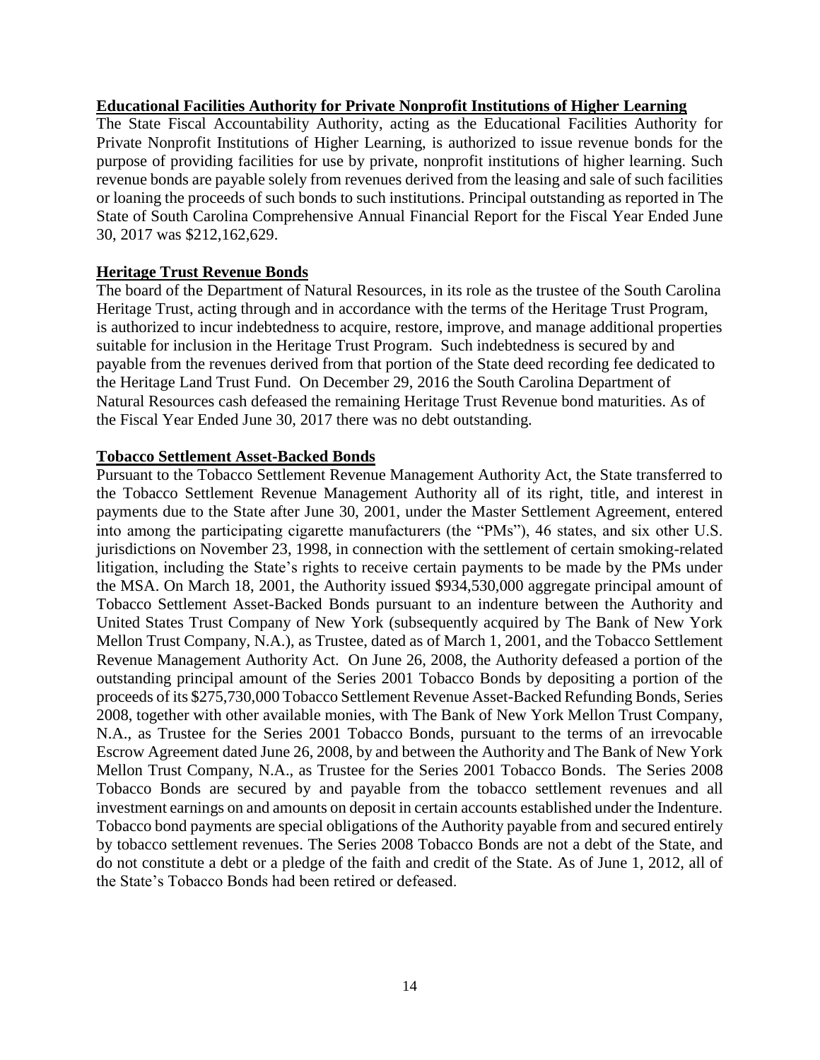**Educational Facilities Authority for Private Nonprofit Institutions of Higher Learning**

The State Fiscal Accountability Authority, acting as the Educational Facilities Authority for Private Nonprofit Institutions of Higher Learning, is authorized to issue revenue bonds for the purpose of providing facilities for use by private, nonprofit institutions of higher learning. Such revenue bonds are payable solely from revenues derived from the leasing and sale of such facilities or loaning the proceeds of such bonds to such institutions. Principal outstanding as reported in The State of South Carolina Comprehensive Annual Financial Report for the Fiscal Year Ended June 30, 2017 was $212,162,629.

**Heritage Trust Revenue Bonds**

The board of the Department of Natural Resources, in its role as the trustee of the South Carolina Heritage Trust, acting through and in accordance with the terms of the Heritage Trust Program, is authorized to incur indebtedness to acquire, restore, improve, and manage additional properties suitable for inclusion in the Heritage Trust Program. Such indebtedness is secured by and payable from the revenues derived from that portion of the State deed recording fee dedicated to the Heritage Land Trust Fund. On December 29, 2016 the South Carolina Department of Natural Resources cash defeased the remaining Heritage Trust Revenue bond maturities. As of the Fiscal Year Ended June 30, 2017 there was no debt outstanding.

**Tobacco Settlement Asset-Backed Bonds**

Pursuant to the Tobacco Settlement Revenue Management Authority Act, the State transferred to the Tobacco Settlement Revenue Management Authority all of its right, title, and interest in payments due to the State after June 30, 2001, under the Master Settlement Agreement, entered into among the participating cigarette manufacturers (the "PMs"), 46 states, and six other U.S. jurisdictions on November 23, 1998, in connection with the settlement of certain smoking-related litigation, including the State's rights to receive certain payments to be made by the PMs under the MSA. On March 18, 2001, the Authority issued $934,530,000 aggregate principal amount of Tobacco Settlement Asset-Backed Bonds pursuant to an indenture between the Authority and United States Trust Company of New York (subsequently acquired by The Bank of New York Mellon Trust Company, N.A.), as Trustee, dated as of March 1, 2001, and the Tobacco Settlement Revenue Management Authority Act. On June 26, 2008, the Authority defeased a portion of the outstanding principal amount of the Series 2001 Tobacco Bonds by depositing a portion of the proceeds of its $275,730,000 Tobacco Settlement Revenue Asset-Backed Refunding Bonds, Series 2008, together with other available monies, with The Bank of New York Mellon Trust Company, N.A., as Trustee for the Series 2001 Tobacco Bonds, pursuant to the terms of an irrevocable Escrow Agreement dated June 26, 2008, by and between the Authority and The Bank of New York Mellon Trust Company, N.A., as Trustee for the Series 2001 Tobacco Bonds. The Series 2008 Tobacco Bonds are secured by and payable from the tobacco settlement revenues and all investment earnings on and amounts on deposit in certain accounts established under the Indenture. Tobacco bond payments are special obligations of the Authority payable from and secured entirely by tobacco settlement revenues. The Series 2008 Tobacco Bonds are not a debt of the State, and do not constitute a debt or a pledge of the faith and credit of the State. As of June 1, 2012, all of the State's Tobacco Bonds had been retired or defeased.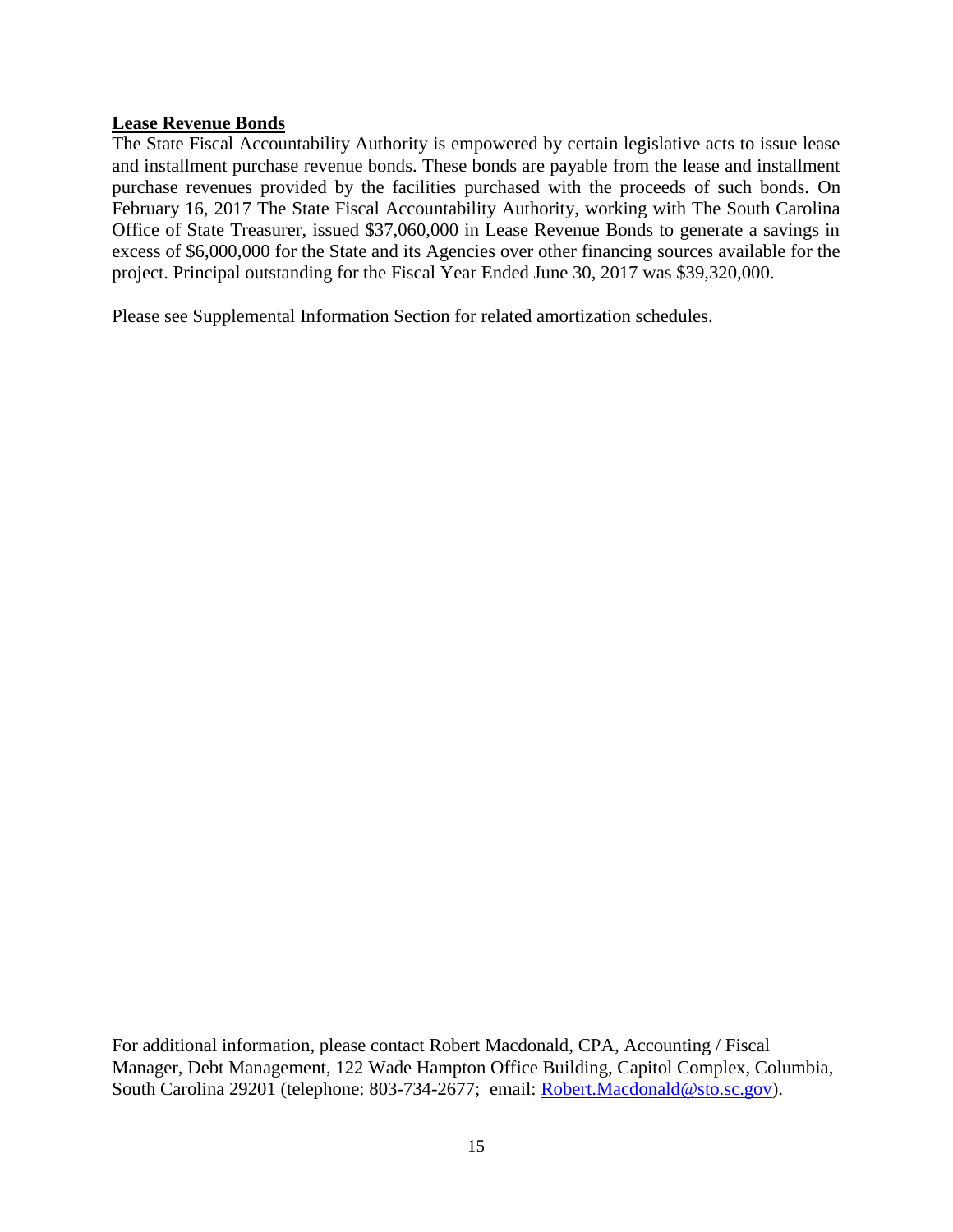**Lease Revenue Bonds**

The State Fiscal Accountability Authority is empowered by certain legislative acts to issue lease and installment purchase revenue bonds. These bonds are payable from the lease and installment purchase revenues provided by the facilities purchased with the proceeds of such bonds. On February 16, 2017 The State Fiscal Accountability Authority, working with The South Carolina Office of State Treasurer, issued $37,060,000 in Lease Revenue Bonds to generate a savings in excess of $6,000,000 for the State and its Agencies over other financing sources available for the project. Principal outstanding for the Fiscal Year Ended June 30, 2017 was $39,320,000.

Please see Supplemental Information Section for related amortization schedules.

For additional information, please contact Robert Macdonald, CPA, Accounting / Fiscal Manager, Debt Management, 122 Wade Hampton Office Building, Capitol Complex, Columbia, South Carolina 29201 (telephone: 803-734-2677; email: [Robert.Macdonald@sto.sc.gov](mailto:Robert.Macdonald@sto.sc.gov)).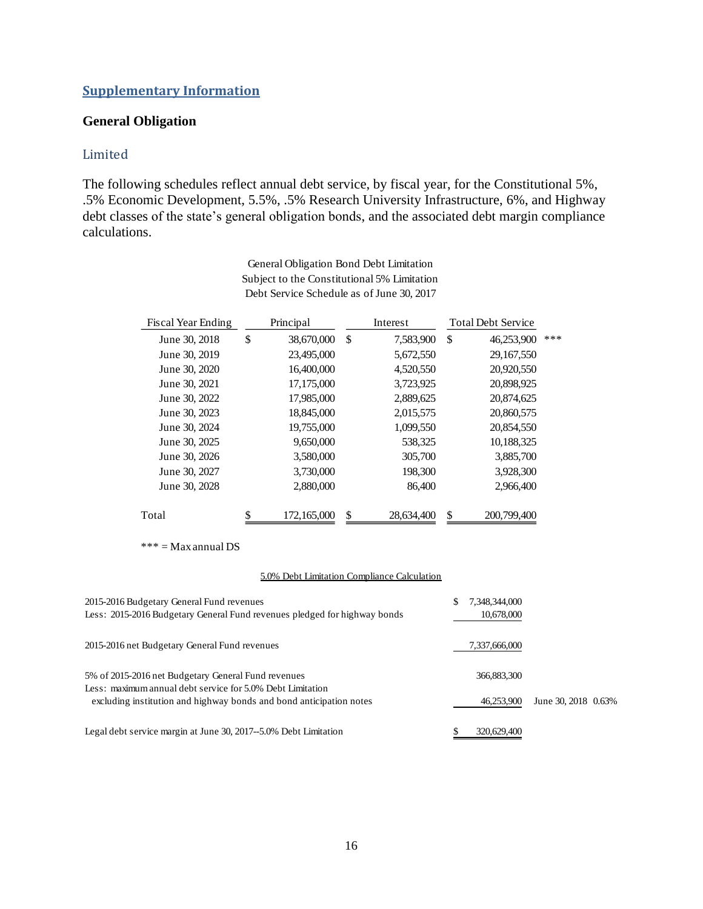## Supplementary Information

### General Obligation

#### Limited

The following schedules reflect annual debt service, by fiscal year, for the Constitutional 5%, .5% Economic Development, 5.5%, .5% Research University Infrastructure, 6%, and Highway debt classes of the state's general obligation bonds, and the associated debt margin compliance calculations.

General Obligation Bond Debt Limitation
Subject to the Constitutional 5% Limitation
Debt Service Schedule as of June 30, 2017

| Fiscal Year Ending | Principal | Interest | Total Debt Service | |
|---|---|---|---|---|
| June 30, 2018 | $ 38,670,000 | $ 7,583,900 | $ 46,253,900 | *** |
| June 30, 2019 | 23,495,000 | 5,672,550 | 29,167,550 | |
| June 30, 2020 | 16,400,000 | 4,520,550 | 20,920,550 | |
| June 30, 2021 | 17,175,000 | 3,723,925 | 20,898,925 | |
| June 30, 2022 | 17,985,000 | 2,889,625 | 20,874,625 | |
| June 30, 2023 | 18,845,000 | 2,015,575 | 20,860,575 | |
| June 30, 2024 | 19,755,000 | 1,099,550 | 20,854,550 | |
| June 30, 2025 | 9,650,000 | 538,325 | 10,188,325 | |
| June 30, 2026 | 3,580,000 | 305,700 | 3,885,700 | |
| June 30, 2027 | 3,730,000 | 198,300 | 3,928,300 | |
| June 30, 2028 | 2,880,000 | 86,400 | 2,966,400 | |
| Total | $ 172,165,000 | $ 28,634,400 | $ 200,799,400 | |

*** = Max annual DS

5.0% Debt Limitation Compliance Calculation

| | | |
|---|---|---|
| 2015-2016 Budgetary General Fund revenues | $ 7,348,344,000 | |
| Less: 2015-2016 Budgetary General Fund revenues pledged for highway bonds | 10,678,000 | |
| 2015-2016 net Budgetary General Fund revenues | 7,337,666,000 | |
| 5% of 2015-2016 net Budgetary General Fund revenues | 366,883,300 | |
| Less: maximum annual debt service for 5.0% Debt Limitation excluding institution and highway bonds and bond anticipation notes | 46,253,900 | June 30, 2018 0.63% |
| Legal debt service margin at June 30, 2017--5.0% Debt Limitation | $ 320,629,400 | |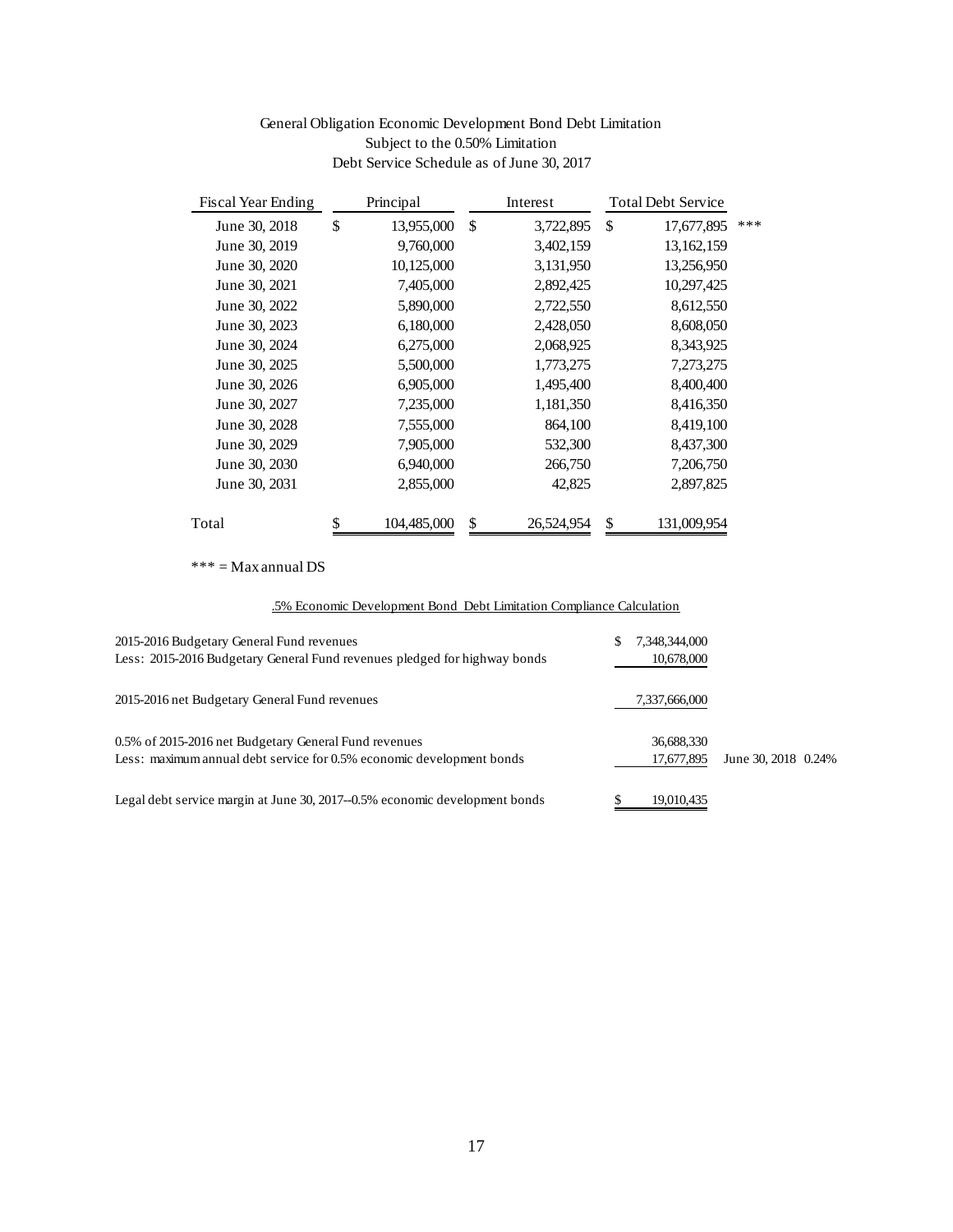# General Obligation Economic Development Bond Debt Limitation
## Subject to the 0.50% Limitation
## Debt Service Schedule as of June 30, 2017

| Fiscal Year Ending | Principal | Interest | Total Debt Service | |
|---|---|---|---|---|
| June 30, 2018 | $ 13,955,000 | $ 3,722,895 | $ 17,677,895 | *** |
| June 30, 2019 | 9,760,000 | 3,402,159 | 13,162,159 | |
| June 30, 2020 | 10,125,000 | 3,131,950 | 13,256,950 | |
| June 30, 2021 | 7,405,000 | 2,892,425 | 10,297,425 | |
| June 30, 2022 | 5,890,000 | 2,722,550 | 8,612,550 | |
| June 30, 2023 | 6,180,000 | 2,428,050 | 8,608,050 | |
| June 30, 2024 | 6,275,000 | 2,068,925 | 8,343,925 | |
| June 30, 2025 | 5,500,000 | 1,773,275 | 7,273,275 | |
| June 30, 2026 | 6,905,000 | 1,495,400 | 8,400,400 | |
| June 30, 2027 | 7,235,000 | 1,181,350 | 8,416,350 | |
| June 30, 2028 | 7,555,000 | 864,100 | 8,419,100 | |
| June 30, 2029 | 7,905,000 | 532,300 | 8,437,300 | |
| June 30, 2030 | 6,940,000 | 266,750 | 7,206,750 | |
| June 30, 2031 | 2,855,000 | 42,825 | 2,897,825 | |
| Total | $ 104,485,000 | $ 26,524,954 | $ 131,009,954 | |

*** = Max annual DS

.5% Economic Development Bond Debt Limitation Compliance Calculation

| | | |
|---|---|---|
| 2015-2016 Budgetary General Fund revenues | $ 7,348,344,000 | |
| Less: 2015-2016 Budgetary General Fund revenues pledged for highway bonds | 10,678,000 | |
| 2015-2016 net Budgetary General Fund revenues | 7,337,666,000 | |
| 0.5% of 2015-2016 net Budgetary General Fund revenues | 36,688,330 | |
| Less: maximum annual debt service for 0.5% economic development bonds | 17,677,895 | June 30, 2018 0.24% |
| Legal debt service margin at June 30, 2017--0.5% economic development bonds | $ 19,010,435 | |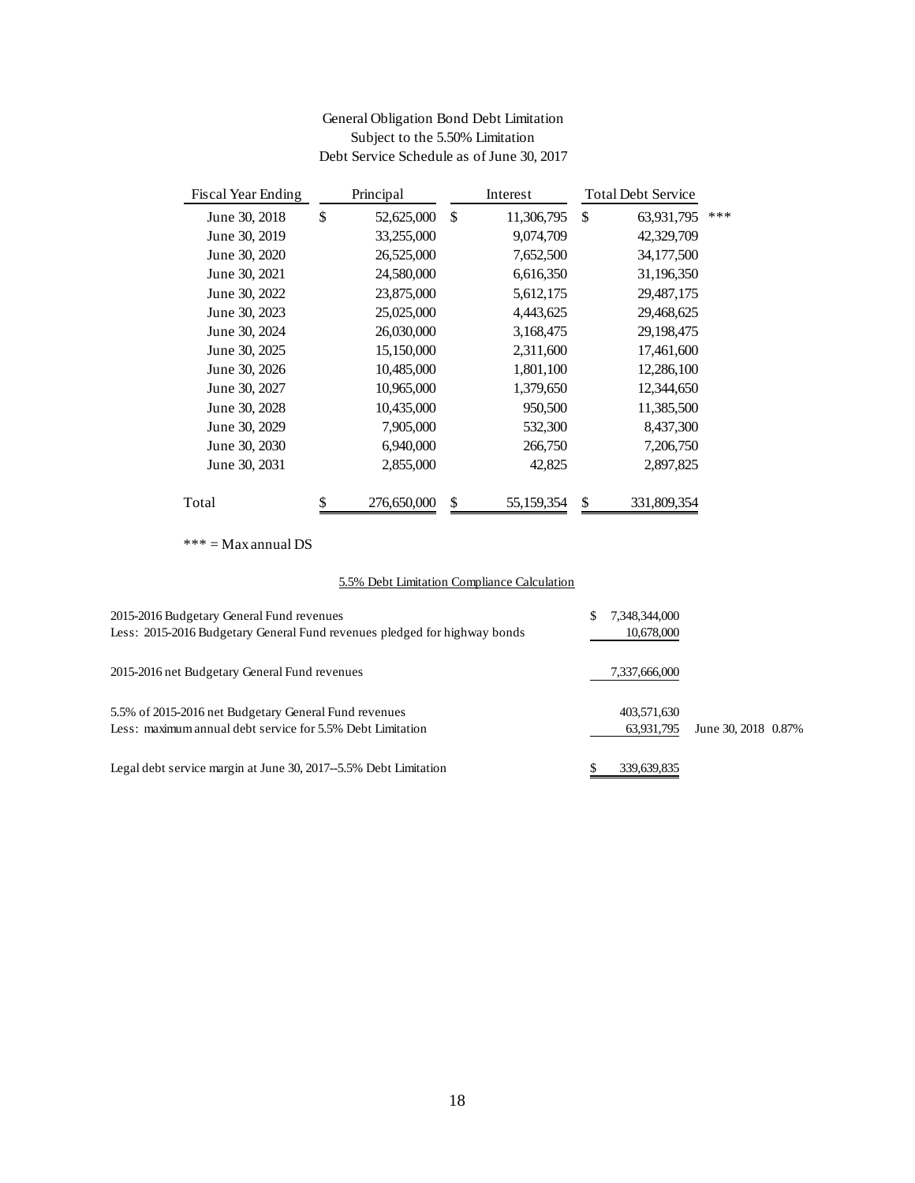General Obligation Bond Debt Limitation
Subject to the 5.50% Limitation
Debt Service Schedule as of June 30, 2017

| Fiscal Year Ending | Principal | Interest | Total Debt Service | |
|---|---|---|---|---|
| June 30, 2018 | $ 52,625,000 | $ 11,306,795 | $ 63,931,795 | *** |
| June 30, 2019 | 33,255,000 | 9,074,709 | 42,329,709 | |
| June 30, 2020 | 26,525,000 | 7,652,500 | 34,177,500 | |
| June 30, 2021 | 24,580,000 | 6,616,350 | 31,196,350 | |
| June 30, 2022 | 23,875,000 | 5,612,175 | 29,487,175 | |
| June 30, 2023 | 25,025,000 | 4,443,625 | 29,468,625 | |
| June 30, 2024 | 26,030,000 | 3,168,475 | 29,198,475 | |
| June 30, 2025 | 15,150,000 | 2,311,600 | 17,461,600 | |
| June 30, 2026 | 10,485,000 | 1,801,100 | 12,286,100 | |
| June 30, 2027 | 10,965,000 | 1,379,650 | 12,344,650 | |
| June 30, 2028 | 10,435,000 | 950,500 | 11,385,500 | |
| June 30, 2029 | 7,905,000 | 532,300 | 8,437,300 | |
| June 30, 2030 | 6,940,000 | 266,750 | 7,206,750 | |
| June 30, 2031 | 2,855,000 | 42,825 | 2,897,825 | |
| Total | $ 276,650,000 | $ 55,159,354 | $ 331,809,354 | |

*** = Max annual DS

5.5% Debt Limitation Compliance Calculation

| | | |
|---|---|---|
| 2015-2016 Budgetary General Fund revenues | $ 7,348,344,000 | |
| Less: 2015-2016 Budgetary General Fund revenues pledged for highway bonds | 10,678,000 | |
| 2015-2016 net Budgetary General Fund revenues | 7,337,666,000 | |
| 5.5% of 2015-2016 net Budgetary General Fund revenues | 403,571,630 | |
| Less: maximum annual debt service for 5.5% Debt Limitation | 63,931,795 | June 30, 2018 0.87% |
| Legal debt service margin at June 30, 2017--5.5% Debt Limitation | $ 339,639,835 | |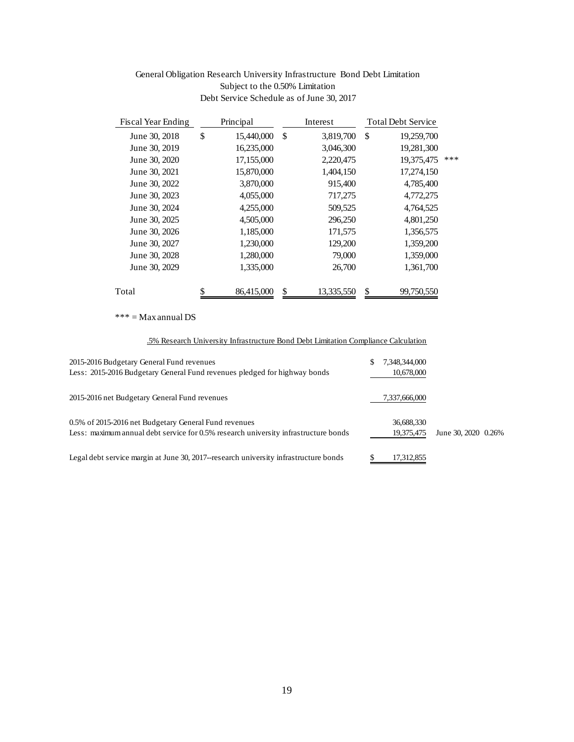## General Obligation Research University Infrastructure Bond Debt Limitation
### Subject to the 0.50% Limitation
### Debt Service Schedule as of June 30, 2017

| Fiscal Year Ending | Principal | Interest | Total Debt Service | |
|---|---|---|---|---|
| June 30, 2018 | $ 15,440,000 | $ 3,819,700 | $ 19,259,700 | |
| June 30, 2019 | 16,235,000 | 3,046,300 | 19,281,300 | |
| June 30, 2020 | 17,155,000 | 2,220,475 | 19,375,475 | *** |
| June 30, 2021 | 15,870,000 | 1,404,150 | 17,274,150 | |
| June 30, 2022 | 3,870,000 | 915,400 | 4,785,400 | |
| June 30, 2023 | 4,055,000 | 717,275 | 4,772,275 | |
| June 30, 2024 | 4,255,000 | 509,525 | 4,764,525 | |
| June 30, 2025 | 4,505,000 | 296,250 | 4,801,250 | |
| June 30, 2026 | 1,185,000 | 171,575 | 1,356,575 | |
| June 30, 2027 | 1,230,000 | 129,200 | 1,359,200 | |
| June 30, 2028 | 1,280,000 | 79,000 | 1,359,000 | |
| June 30, 2029 | 1,335,000 | 26,700 | 1,361,700 | |
| Total | $ 86,415,000 | $ 13,335,550 | $ 99,750,550 | |

*** = Max annual DS

.5% Research University Infrastructure Bond Debt Limitation Compliance Calculation

| | | |
|---|---|---|
| 2015-2016 Budgetary General Fund revenues | $ 7,348,344,000 | |
| Less: 2015-2016 Budgetary General Fund revenues pledged for highway bonds | 10,678,000 | |
| 2015-2016 net Budgetary General Fund revenues | 7,337,666,000 | |
| 0.5% of 2015-2016 net Budgetary General Fund revenues | 36,688,330 | |
| Less: maximum annual debt service for 0.5% research university infrastructure bonds | 19,375,475 | June 30, 2020 0.26% |
| Legal debt service margin at June 30, 2017--research university infrastructure bonds | $ 17,312,855 | |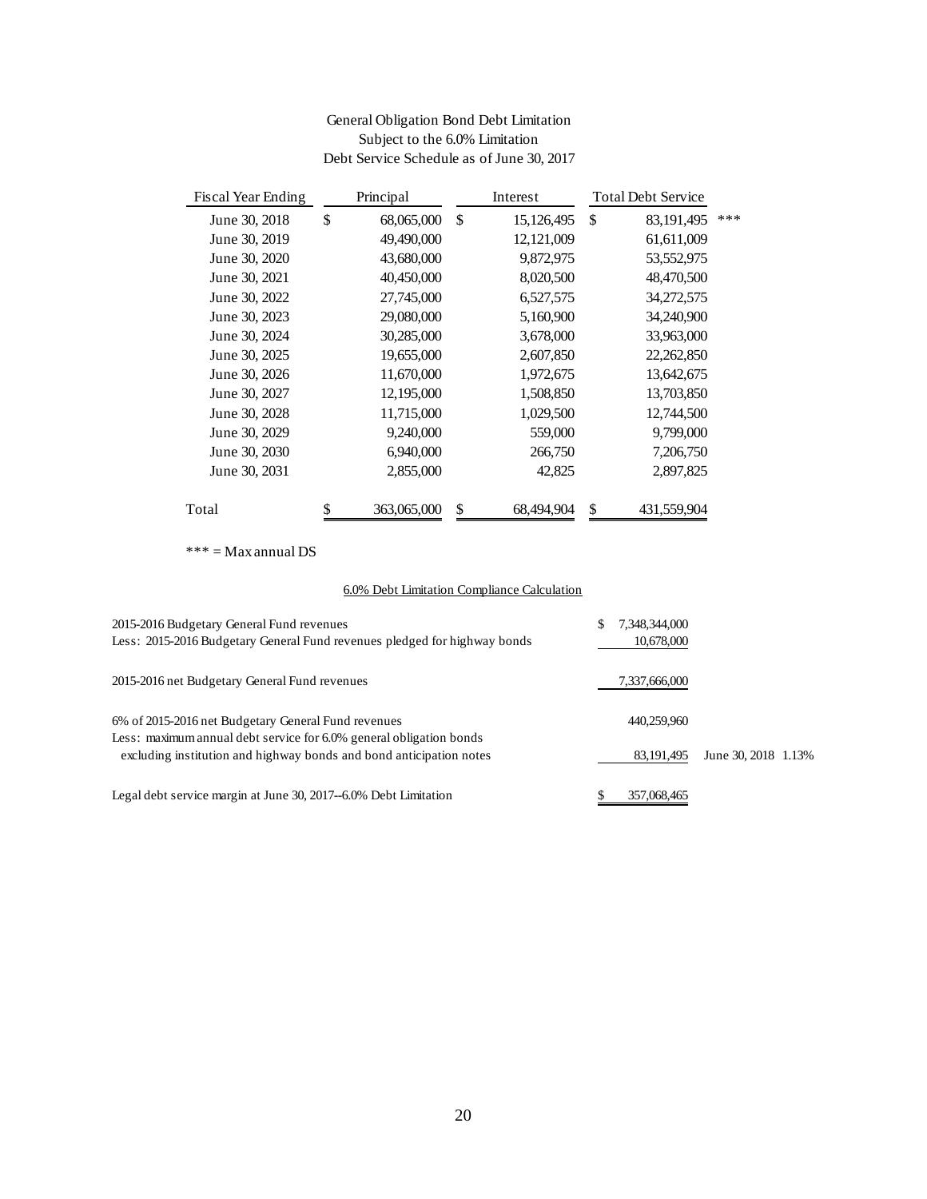General Obligation Bond Debt Limitation
Subject to the 6.0% Limitation
Debt Service Schedule as of June 30, 2017

| Fiscal Year Ending | Principal | Interest | Total Debt Service | |
|---|---|---|---|---|
| June 30, 2018 | $ 68,065,000 | $ 15,126,495 | $ 83,191,495 | *** |
| June 30, 2019 | 49,490,000 | 12,121,009 | 61,611,009 | |
| June 30, 2020 | 43,680,000 | 9,872,975 | 53,552,975 | |
| June 30, 2021 | 40,450,000 | 8,020,500 | 48,470,500 | |
| June 30, 2022 | 27,745,000 | 6,527,575 | 34,272,575 | |
| June 30, 2023 | 29,080,000 | 5,160,900 | 34,240,900 | |
| June 30, 2024 | 30,285,000 | 3,678,000 | 33,963,000 | |
| June 30, 2025 | 19,655,000 | 2,607,850 | 22,262,850 | |
| June 30, 2026 | 11,670,000 | 1,972,675 | 13,642,675 | |
| June 30, 2027 | 12,195,000 | 1,508,850 | 13,703,850 | |
| June 30, 2028 | 11,715,000 | 1,029,500 | 12,744,500 | |
| June 30, 2029 | 9,240,000 | 559,000 | 9,799,000 | |
| June 30, 2030 | 6,940,000 | 266,750 | 7,206,750 | |
| June 30, 2031 | 2,855,000 | 42,825 | 2,897,825 | |
| Total | $ 363,065,000 | $ 68,494,904 | $ 431,559,904 | |

*** = Max annual DS

6.0% Debt Limitation Compliance Calculation

| | | |
|---|---|---|
| 2015-2016 Budgetary General Fund revenues | $ 7,348,344,000 | |
| Less: 2015-2016 Budgetary General Fund revenues pledged for highway bonds | 10,678,000 | |
| 2015-2016 net Budgetary General Fund revenues | 7,337,666,000 | |
| 6% of 2015-2016 net Budgetary General Fund revenues | 440,259,960 | |
| Less: maximum annual debt service for 6.0% general obligation bonds excluding institution and highway bonds and bond anticipation notes | 83,191,495 | June 30, 2018 1.13% |
| Legal debt service margin at June 30, 2017--6.0% Debt Limitation | $ 357,068,465 | |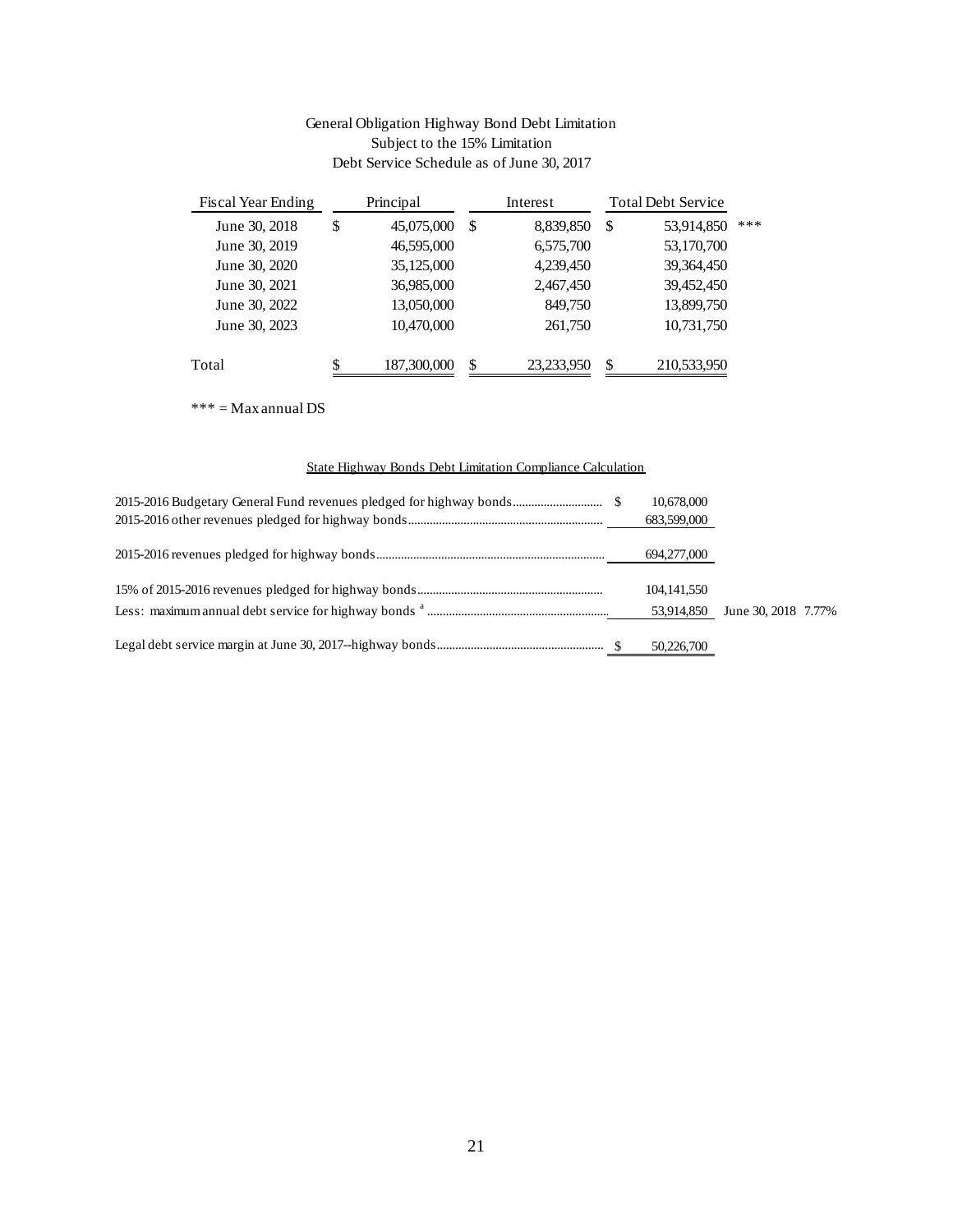# General Obligation Highway Bond Debt Limitation
## Subject to the 15% Limitation
## Debt Service Schedule as of June 30, 2017

| Fiscal Year Ending | Principal | Interest | Total Debt Service | |
|---|---|---|---|---|
| June 30, 2018 | $ 45,075,000 | $ 8,839,850 | $ 53,914,850 | *** |
| June 30, 2019 | 46,595,000 | 6,575,700 | 53,170,700 | |
| June 30, 2020 | 35,125,000 | 4,239,450 | 39,364,450 | |
| June 30, 2021 | 36,985,000 | 2,467,450 | 39,452,450 | |
| June 30, 2022 | 13,050,000 | 849,750 | 13,899,750 | |
| June 30, 2023 | 10,470,000 | 261,750 | 10,731,750 | |
| Total | $ 187,300,000 | $ 23,233,950 | $ 210,533,950 | |

*** = Max annual DS

State Highway Bonds Debt Limitation Compliance Calculation

| | | |
|---|---|---|
| 2015-2016 Budgetary General Fund revenues pledged for highway bonds | $ 10,678,000 | |
| 2015-2016 other revenues pledged for highway bonds | 683,599,000 | |
| 2015-2016 revenues pledged for highway bonds | 694,277,000 | |
| 15% of 2015-2016 revenues pledged for highway bonds | 104,141,550 | |
| Less: maximum annual debt service for highway bonds [a] | 53,914,850 | June 30, 2018 7.77% |
| Legal debt service margin at June 30, 2017--highway bonds | $ 50,226,700 | |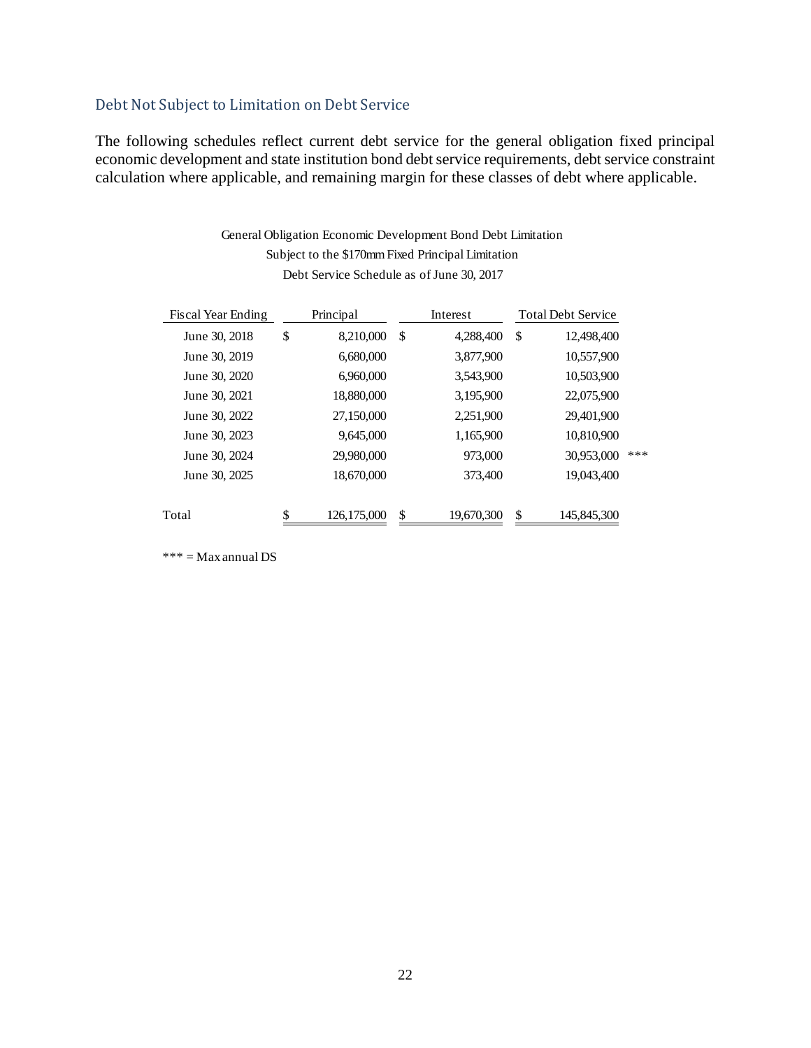## Debt Not Subject to Limitation on Debt Service

The following schedules reflect current debt service for the general obligation fixed principal economic development and state institution bond debt service requirements, debt service constraint calculation where applicable, and remaining margin for these classes of debt where applicable.

General Obligation Economic Development Bond Debt Limitation
Subject to the $170mm Fixed Principal Limitation
Debt Service Schedule as of June 30, 2017

| Fiscal Year Ending | Principal | Interest | Total Debt Service | |
|---|---|---|---|---|
| June 30, 2018 | $ 8,210,000 | $ 4,288,400 | $ 12,498,400 | |
| June 30, 2019 | 6,680,000 | 3,877,900 | 10,557,900 | |
| June 30, 2020 | 6,960,000 | 3,543,900 | 10,503,900 | |
| June 30, 2021 | 18,880,000 | 3,195,900 | 22,075,900 | |
| June 30, 2022 | 27,150,000 | 2,251,900 | 29,401,900 | |
| June 30, 2023 | 9,645,000 | 1,165,900 | 10,810,900 | |
| June 30, 2024 | 29,980,000 | 973,000 | 30,953,000 | *** |
| June 30, 2025 | 18,670,000 | 373,400 | 19,043,400 | |
| Total | $ 126,175,000 | $ 19,670,300 | $ 145,845,300 | |

*** = Max annual DS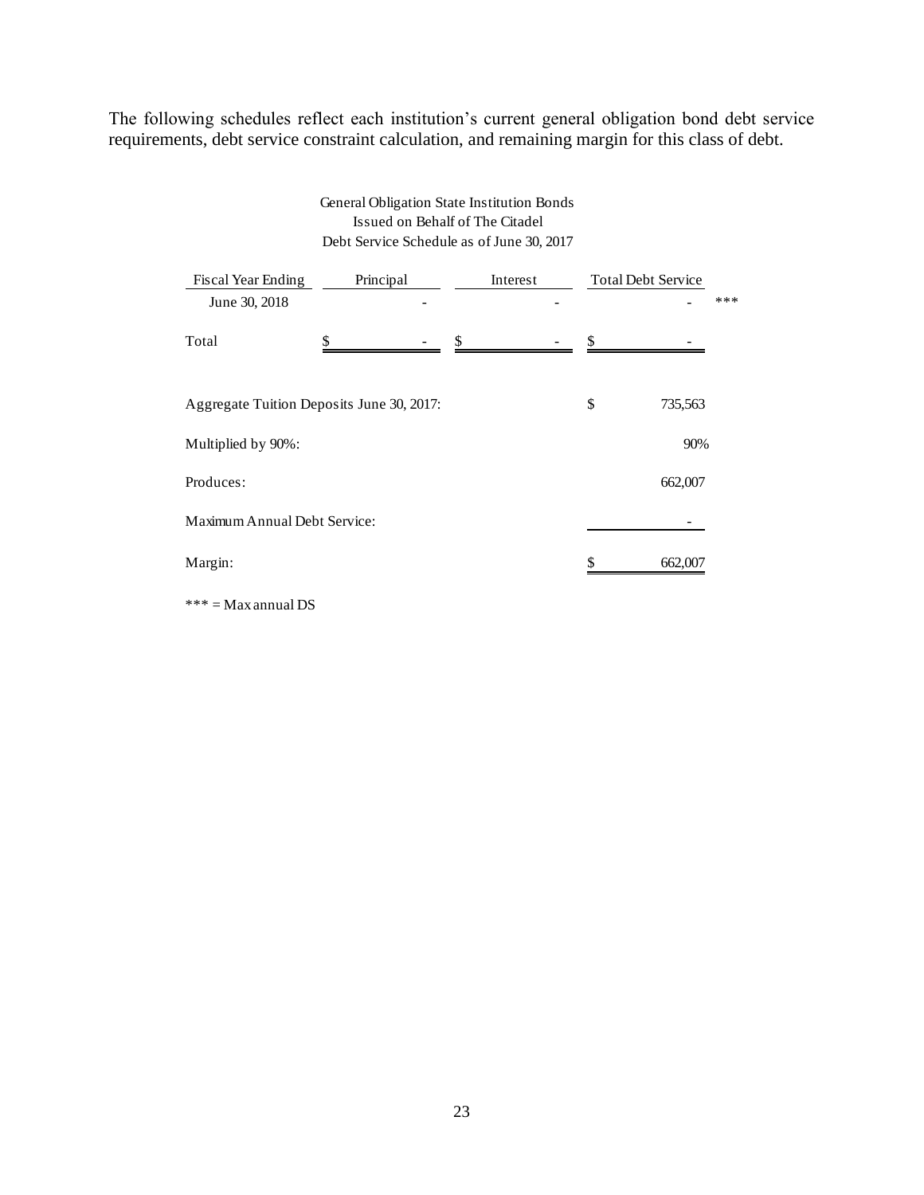The following schedules reflect each institution's current general obligation bond debt service requirements, debt service constraint calculation, and remaining margin for this class of debt.

General Obligation State Institution Bonds
Issued on Behalf of The Citadel
Debt Service Schedule as of June 30, 2017

| Fiscal Year Ending | Principal | Interest | Total Debt Service | |
|---|---|---|---|---|
| June 30, 2018 | - | - | - | *** |
| Total | $ - | $ - | $ - | |

| | |
|---|---|
| Aggregate Tuition Deposits June 30, 2017: | $ 735,563 |
| Multiplied by 90%: | 90% |
| Produces: | 662,007 |
| Maximum Annual Debt Service: | - |
| Margin: | $ 662,007 |

*** = Max annual DS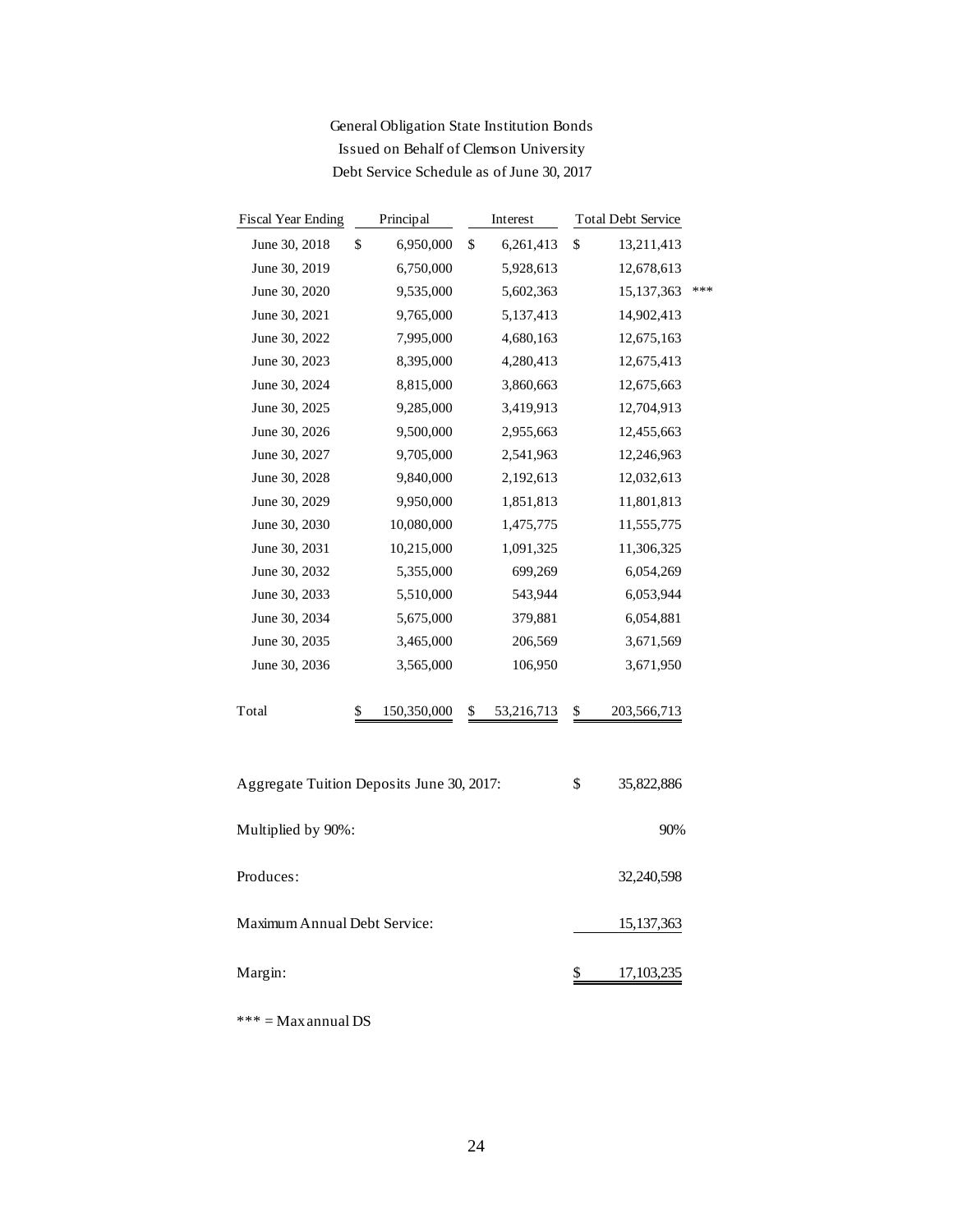General Obligation State Institution Bonds
Issued on Behalf of Clemson University
Debt Service Schedule as of June 30, 2017

| Fiscal Year Ending | Principal | Interest | Total Debt Service | |
|---|---|---|---|---|
| June 30, 2018 | $ 6,950,000 | $ 6,261,413 | $ 13,211,413 | |
| June 30, 2019 | 6,750,000 | 5,928,613 | 12,678,613 | |
| June 30, 2020 | 9,535,000 | 5,602,363 | 15,137,363 | *** |
| June 30, 2021 | 9,765,000 | 5,137,413 | 14,902,413 | |
| June 30, 2022 | 7,995,000 | 4,680,163 | 12,675,163 | |
| June 30, 2023 | 8,395,000 | 4,280,413 | 12,675,413 | |
| June 30, 2024 | 8,815,000 | 3,860,663 | 12,675,663 | |
| June 30, 2025 | 9,285,000 | 3,419,913 | 12,704,913 | |
| June 30, 2026 | 9,500,000 | 2,955,663 | 12,455,663 | |
| June 30, 2027 | 9,705,000 | 2,541,963 | 12,246,963 | |
| June 30, 2028 | 9,840,000 | 2,192,613 | 12,032,613 | |
| June 30, 2029 | 9,950,000 | 1,851,813 | 11,801,813 | |
| June 30, 2030 | 10,080,000 | 1,475,775 | 11,555,775 | |
| June 30, 2031 | 10,215,000 | 1,091,325 | 11,306,325 | |
| June 30, 2032 | 5,355,000 | 699,269 | 6,054,269 | |
| June 30, 2033 | 5,510,000 | 543,944 | 6,053,944 | |
| June 30, 2034 | 5,675,000 | 379,881 | 6,054,881 | |
| June 30, 2035 | 3,465,000 | 206,569 | 3,671,569 | |
| June 30, 2036 | 3,565,000 | 106,950 | 3,671,950 | |
| Total | $ 150,350,000 | $ 53,216,713 | $ 203,566,713 | |

| | |
|---|---|
| Aggregate Tuition Deposits June 30, 2017: | $ 35,822,886 |
| Multiplied by 90%: | 90% |
| Produces: | 32,240,598 |
| Maximum Annual Debt Service: | 15,137,363 |
| Margin: | $ 17,103,235 |

*** = Max annual DS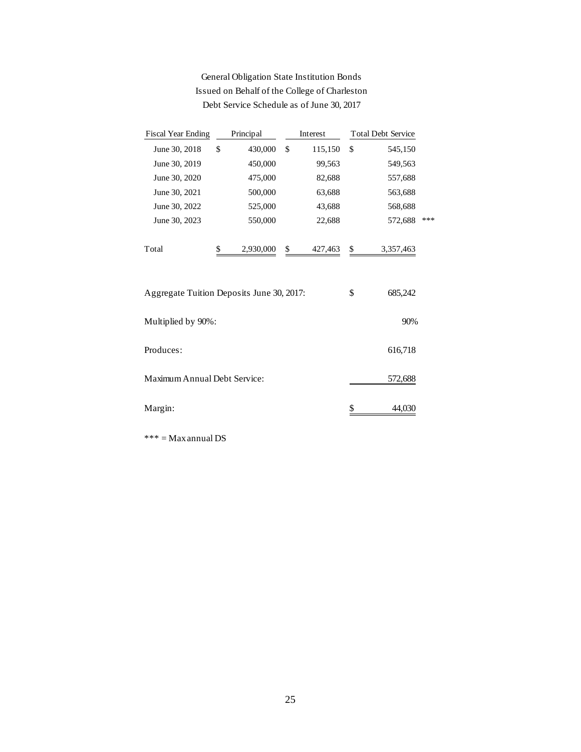General Obligation State Institution Bonds
Issued on Behalf of the College of Charleston
Debt Service Schedule as of June 30, 2017

| Fiscal Year Ending | Principal | Interest | Total Debt Service | |
|---|---|---|---|---|
| June 30, 2018 | $ 430,000 | $ 115,150 | $ 545,150 | |
| June 30, 2019 | 450,000 | 99,563 | 549,563 | |
| June 30, 2020 | 475,000 | 82,688 | 557,688 | |
| June 30, 2021 | 500,000 | 63,688 | 563,688 | |
| June 30, 2022 | 525,000 | 43,688 | 568,688 | |
| June 30, 2023 | 550,000 | 22,688 | 572,688 | *** |
| Total | $ 2,930,000 | $ 427,463 | $ 3,357,463 | |

| | |
|---|---|
| Aggregate Tuition Deposits June 30, 2017: | $ 685,242 |
| Multiplied by 90%: | 90% |
| Produces: | 616,718 |
| Maximum Annual Debt Service: | 572,688 |
| Margin: | $ 44,030 |

*** = Max annual DS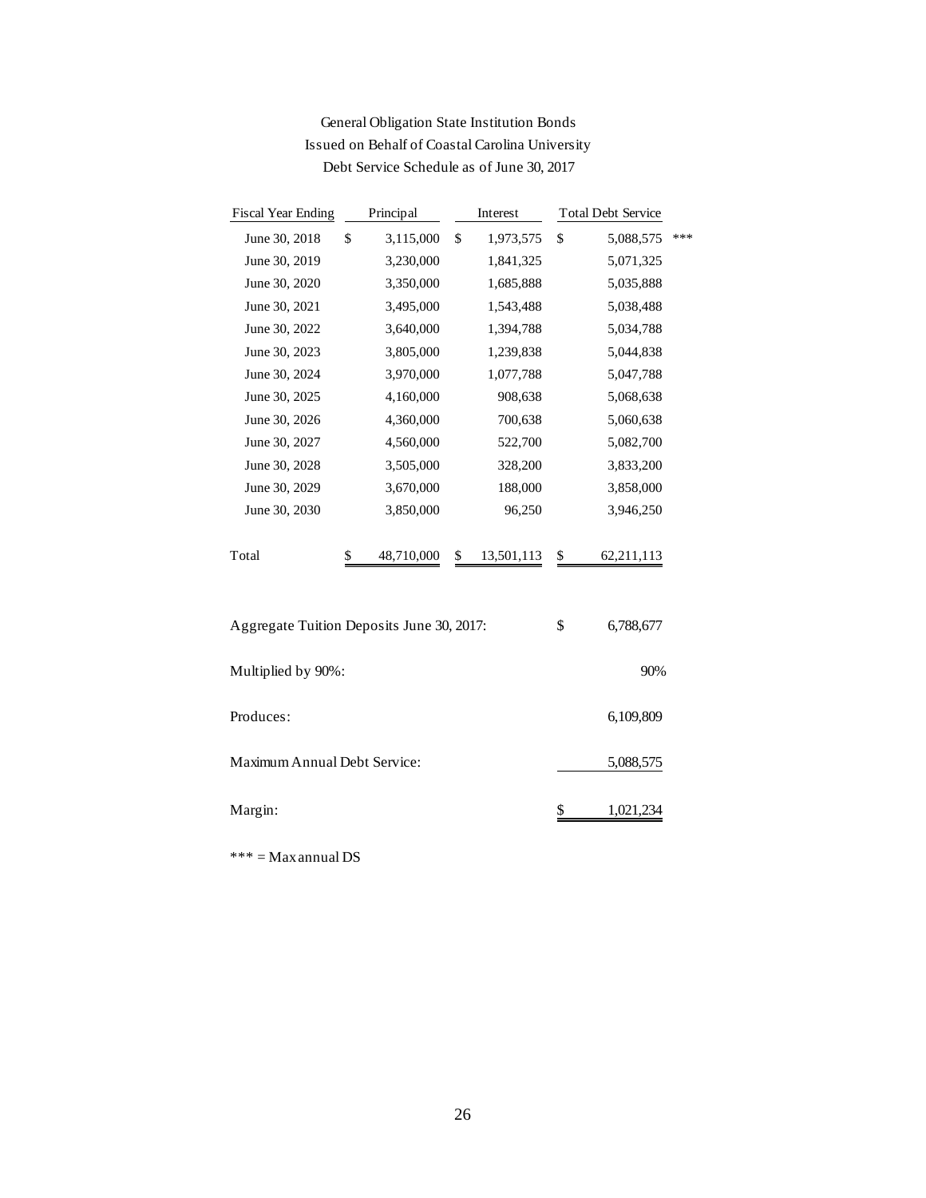General Obligation State Institution Bonds
Issued on Behalf of Coastal Carolina University
Debt Service Schedule as of June 30, 2017

| Fiscal Year Ending | Principal | Interest | Total Debt Service | |
|---|---|---|---|---|
| June 30, 2018 | $ 3,115,000 | $ 1,973,575 | $ 5,088,575 | *** |
| June 30, 2019 | 3,230,000 | 1,841,325 | 5,071,325 | |
| June 30, 2020 | 3,350,000 | 1,685,888 | 5,035,888 | |
| June 30, 2021 | 3,495,000 | 1,543,488 | 5,038,488 | |
| June 30, 2022 | 3,640,000 | 1,394,788 | 5,034,788 | |
| June 30, 2023 | 3,805,000 | 1,239,838 | 5,044,838 | |
| June 30, 2024 | 3,970,000 | 1,077,788 | 5,047,788 | |
| June 30, 2025 | 4,160,000 | 908,638 | 5,068,638 | |
| June 30, 2026 | 4,360,000 | 700,638 | 5,060,638 | |
| June 30, 2027 | 4,560,000 | 522,700 | 5,082,700 | |
| June 30, 2028 | 3,505,000 | 328,200 | 3,833,200 | |
| June 30, 2029 | 3,670,000 | 188,000 | 3,858,000 | |
| June 30, 2030 | 3,850,000 | 96,250 | 3,946,250 | |
| Total | $ 48,710,000 | $ 13,501,113 | $ 62,211,113 | |

| | |
|---|---|
| Aggregate Tuition Deposits June 30, 2017: | $ 6,788,677 |
| Multiplied by 90%: | 90% |
| Produces: | 6,109,809 |
| Maximum Annual Debt Service: | 5,088,575 |
| Margin: | $ 1,021,234 |

*** = Max annual DS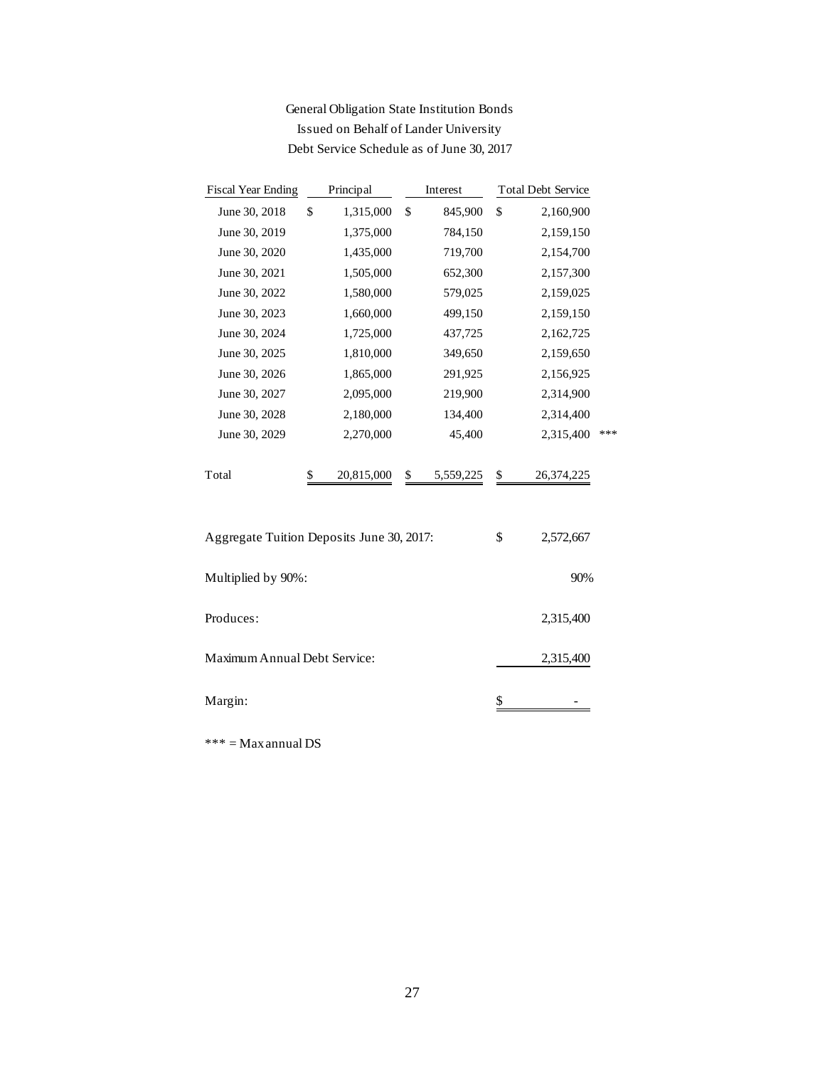General Obligation State Institution Bonds
Issued on Behalf of Lander University
Debt Service Schedule as of June 30, 2017

| Fiscal Year Ending | Principal | Interest | Total Debt Service | |
|---|---|---|---|---|
| June 30, 2018 | $ 1,315,000 | $ 845,900 | $ 2,160,900 | |
| June 30, 2019 | 1,375,000 | 784,150 | 2,159,150 | |
| June 30, 2020 | 1,435,000 | 719,700 | 2,154,700 | |
| June 30, 2021 | 1,505,000 | 652,300 | 2,157,300 | |
| June 30, 2022 | 1,580,000 | 579,025 | 2,159,025 | |
| June 30, 2023 | 1,660,000 | 499,150 | 2,159,150 | |
| June 30, 2024 | 1,725,000 | 437,725 | 2,162,725 | |
| June 30, 2025 | 1,810,000 | 349,650 | 2,159,650 | |
| June 30, 2026 | 1,865,000 | 291,925 | 2,156,925 | |
| June 30, 2027 | 2,095,000 | 219,900 | 2,314,900 | |
| June 30, 2028 | 2,180,000 | 134,400 | 2,314,400 | |
| June 30, 2029 | 2,270,000 | 45,400 | 2,315,400 | *** |
| Total | $ 20,815,000 | $ 5,559,225 | $ 26,374,225 | |

| | |
|---|---|
| Aggregate Tuition Deposits June 30, 2017: | $ 2,572,667 |
| Multiplied by 90%: | 90% |
| Produces: | 2,315,400 |
| Maximum Annual Debt Service: | 2,315,400 |
| Margin: | $ - |

*** = Max annual DS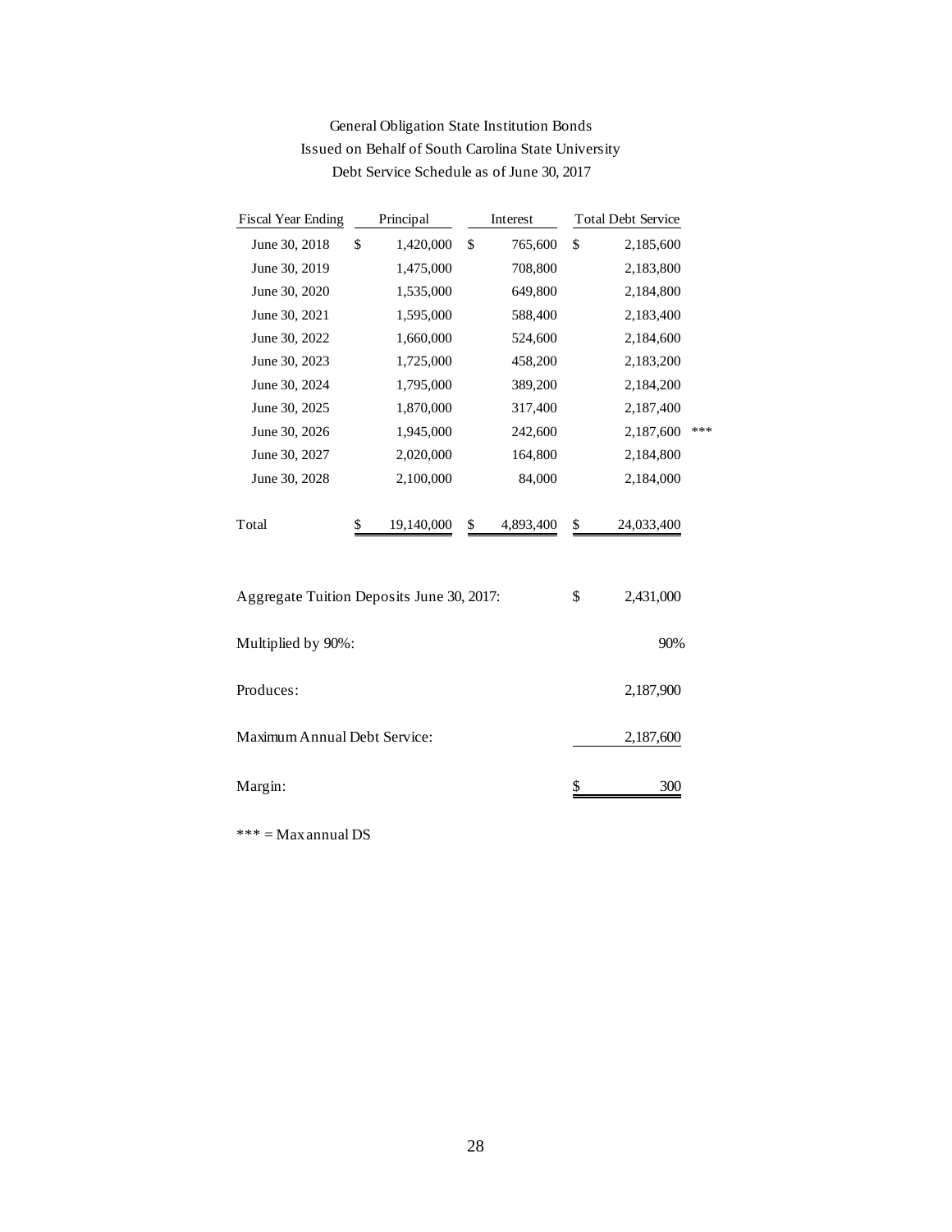General Obligation State Institution Bonds
Issued on Behalf of South Carolina State University
Debt Service Schedule as of June 30, 2017

| Fiscal Year Ending | Principal | Interest | Total Debt Service | |
|---|---|---|---|---|
| June 30, 2018 | $ 1,420,000 | $ 765,600 | $ 2,185,600 | |
| June 30, 2019 | 1,475,000 | 708,800 | 2,183,800 | |
| June 30, 2020 | 1,535,000 | 649,800 | 2,184,800 | |
| June 30, 2021 | 1,595,000 | 588,400 | 2,183,400 | |
| June 30, 2022 | 1,660,000 | 524,600 | 2,184,600 | |
| June 30, 2023 | 1,725,000 | 458,200 | 2,183,200 | |
| June 30, 2024 | 1,795,000 | 389,200 | 2,184,200 | |
| June 30, 2025 | 1,870,000 | 317,400 | 2,187,400 | |
| June 30, 2026 | 1,945,000 | 242,600 | 2,187,600 | *** |
| June 30, 2027 | 2,020,000 | 164,800 | 2,184,800 | |
| June 30, 2028 | 2,100,000 | 84,000 | 2,184,000 | |
| Total | $ 19,140,000 | $ 4,893,400 | $ 24,033,400 | |

| | |
|---|---|
| Aggregate Tuition Deposits June 30, 2017: | $ 2,431,000 |
| Multiplied by 90%: | 90% |
| Produces: | 2,187,900 |
| Maximum Annual Debt Service: | 2,187,600 |
| Margin: | $ 300 |

*** = Max annual DS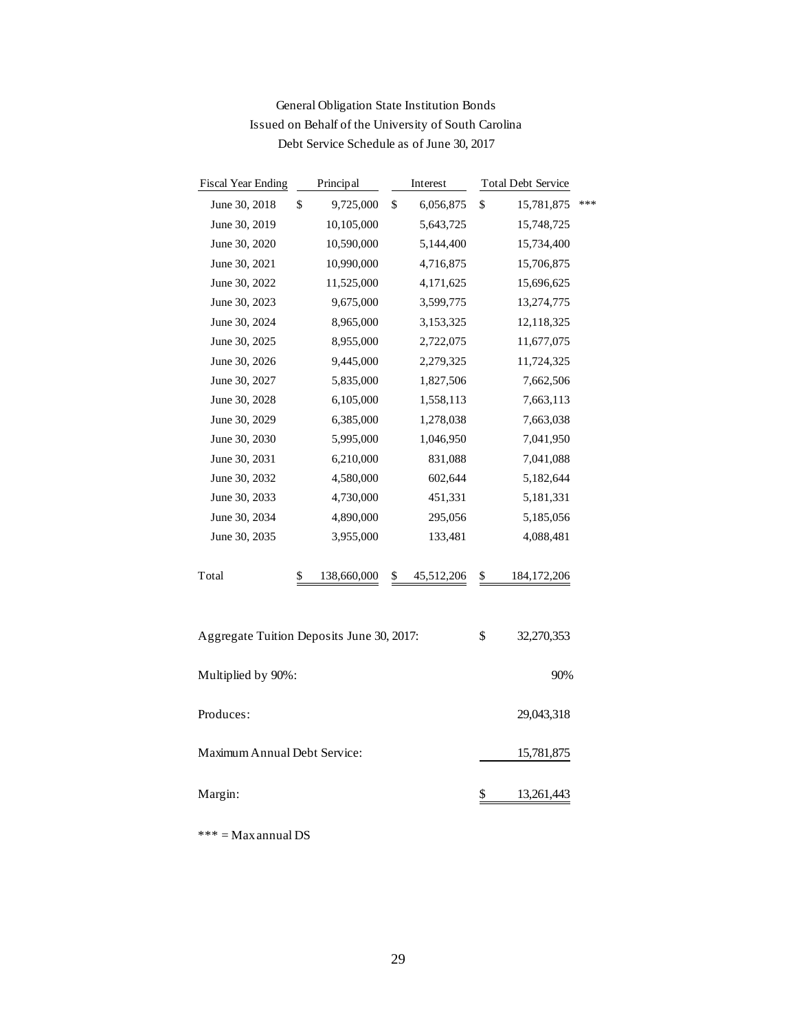# General Obligation State Institution Bonds
## Issued on Behalf of the University of South Carolina
### Debt Service Schedule as of June 30, 2017

| Fiscal Year Ending | Principal | Interest | Total Debt Service | |
|---|---|---|---|---|
| June 30, 2018 | $ 9,725,000 | $ 6,056,875 | $ 15,781,875 | *** |
| June 30, 2019 | 10,105,000 | 5,643,725 | 15,748,725 | |
| June 30, 2020 | 10,590,000 | 5,144,400 | 15,734,400 | |
| June 30, 2021 | 10,990,000 | 4,716,875 | 15,706,875 | |
| June 30, 2022 | 11,525,000 | 4,171,625 | 15,696,625 | |
| June 30, 2023 | 9,675,000 | 3,599,775 | 13,274,775 | |
| June 30, 2024 | 8,965,000 | 3,153,325 | 12,118,325 | |
| June 30, 2025 | 8,955,000 | 2,722,075 | 11,677,075 | |
| June 30, 2026 | 9,445,000 | 2,279,325 | 11,724,325 | |
| June 30, 2027 | 5,835,000 | 1,827,506 | 7,662,506 | |
| June 30, 2028 | 6,105,000 | 1,558,113 | 7,663,113 | |
| June 30, 2029 | 6,385,000 | 1,278,038 | 7,663,038 | |
| June 30, 2030 | 5,995,000 | 1,046,950 | 7,041,950 | |
| June 30, 2031 | 6,210,000 | 831,088 | 7,041,088 | |
| June 30, 2032 | 4,580,000 | 602,644 | 5,182,644 | |
| June 30, 2033 | 4,730,000 | 451,331 | 5,181,331 | |
| June 30, 2034 | 4,890,000 | 295,056 | 5,185,056 | |
| June 30, 2035 | 3,955,000 | 133,481 | 4,088,481 | |
| Total | $ 138,660,000 | $ 45,512,206 | $ 184,172,206 | |

| | |
|---|---|
| Aggregate Tuition Deposits June 30, 2017: | $ 32,270,353 |
| Multiplied by 90%: | 90% |
| Produces: | 29,043,318 |
| Maximum Annual Debt Service: | 15,781,875 |
| Margin: | $ 13,261,443 |

*** = Max annual DS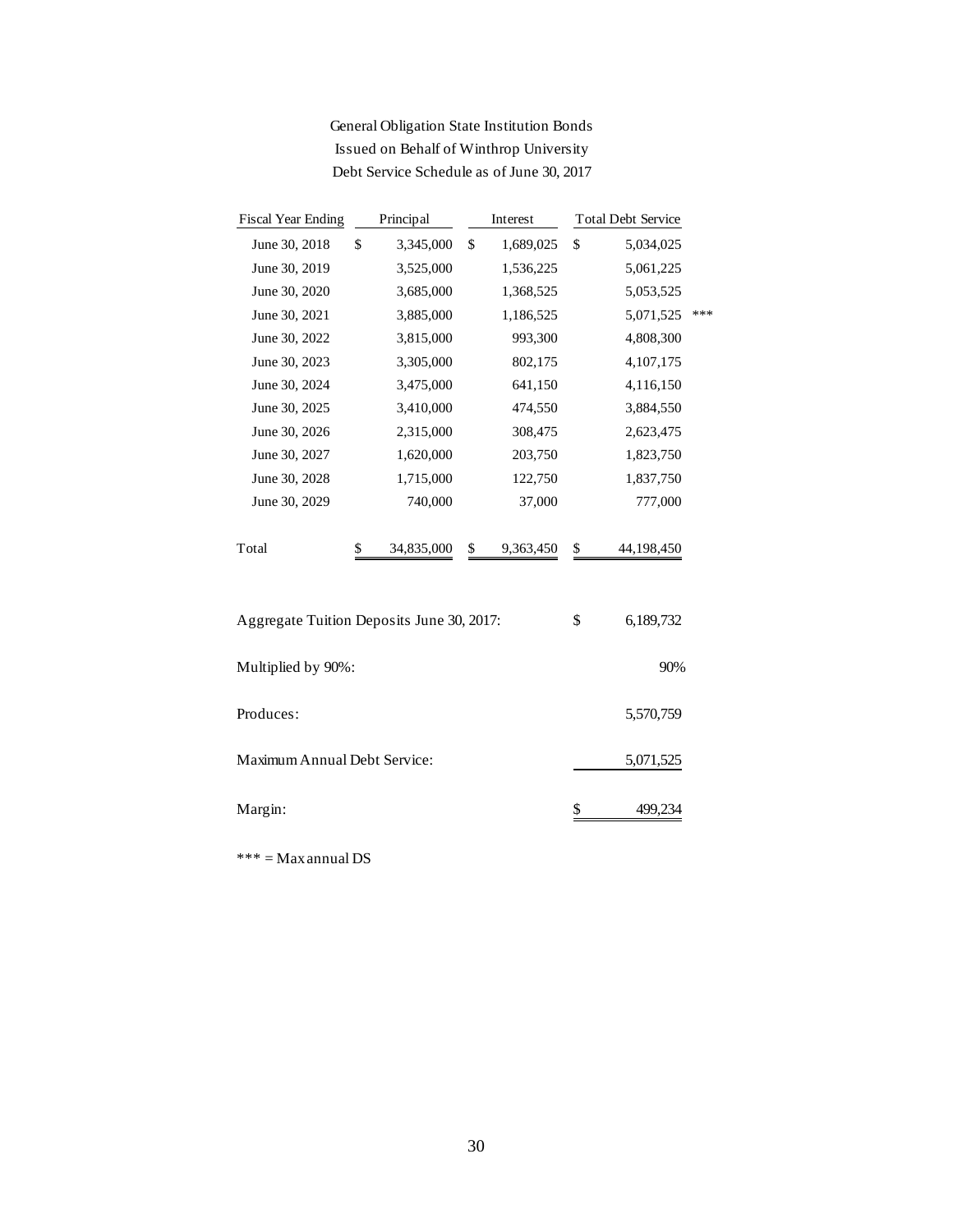General Obligation State Institution Bonds
Issued on Behalf of Winthrop University
Debt Service Schedule as of June 30, 2017

| Fiscal Year Ending | Principal | Interest | Total Debt Service | |
|---|---|---|---|---|
| June 30, 2018 | $ 3,345,000 | $ 1,689,025 | $ 5,034,025 | |
| June 30, 2019 | 3,525,000 | 1,536,225 | 5,061,225 | |
| June 30, 2020 | 3,685,000 | 1,368,525 | 5,053,525 | |
| June 30, 2021 | 3,885,000 | 1,186,525 | 5,071,525 | *** |
| June 30, 2022 | 3,815,000 | 993,300 | 4,808,300 | |
| June 30, 2023 | 3,305,000 | 802,175 | 4,107,175 | |
| June 30, 2024 | 3,475,000 | 641,150 | 4,116,150 | |
| June 30, 2025 | 3,410,000 | 474,550 | 3,884,550 | |
| June 30, 2026 | 2,315,000 | 308,475 | 2,623,475 | |
| June 30, 2027 | 1,620,000 | 203,750 | 1,823,750 | |
| June 30, 2028 | 1,715,000 | 122,750 | 1,837,750 | |
| June 30, 2029 | 740,000 | 37,000 | 777,000 | |
| Total | $ 34,835,000 | $ 9,363,450 | $ 44,198,450 | |

| | |
|---|---|
| Aggregate Tuition Deposits June 30, 2017: | $ 6,189,732 |
| Multiplied by 90%: | 90% |
| Produces: | 5,570,759 |
| Maximum Annual Debt Service: | 5,071,525 |
| Margin: | $ 499,234 |

*** = Max annual DS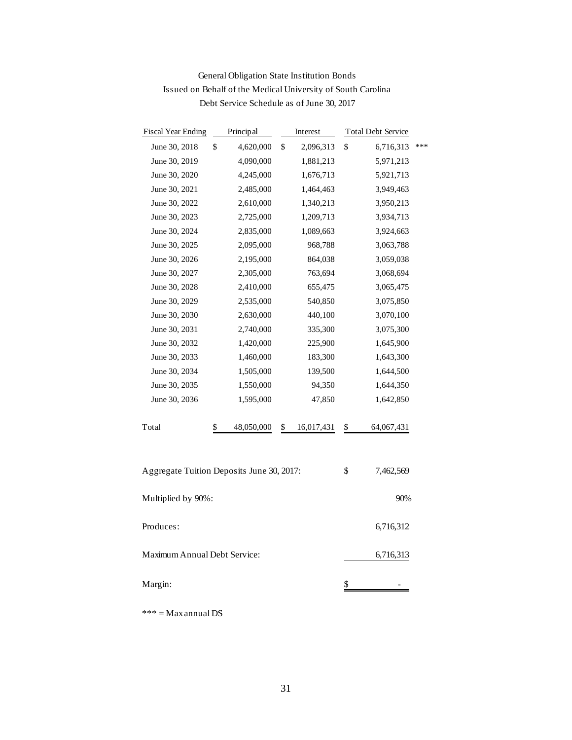General Obligation State Institution Bonds
Issued on Behalf of the Medical University of South Carolina
Debt Service Schedule as of June 30, 2017

| Fiscal Year Ending | Principal | Interest | Total Debt Service | |
|---|---|---|---|---|
| June 30, 2018 | $ 4,620,000 | $ 2,096,313 | $ 6,716,313 | *** |
| June 30, 2019 | 4,090,000 | 1,881,213 | 5,971,213 | |
| June 30, 2020 | 4,245,000 | 1,676,713 | 5,921,713 | |
| June 30, 2021 | 2,485,000 | 1,464,463 | 3,949,463 | |
| June 30, 2022 | 2,610,000 | 1,340,213 | 3,950,213 | |
| June 30, 2023 | 2,725,000 | 1,209,713 | 3,934,713 | |
| June 30, 2024 | 2,835,000 | 1,089,663 | 3,924,663 | |
| June 30, 2025 | 2,095,000 | 968,788 | 3,063,788 | |
| June 30, 2026 | 2,195,000 | 864,038 | 3,059,038 | |
| June 30, 2027 | 2,305,000 | 763,694 | 3,068,694 | |
| June 30, 2028 | 2,410,000 | 655,475 | 3,065,475 | |
| June 30, 2029 | 2,535,000 | 540,850 | 3,075,850 | |
| June 30, 2030 | 2,630,000 | 440,100 | 3,070,100 | |
| June 30, 2031 | 2,740,000 | 335,300 | 3,075,300 | |
| June 30, 2032 | 1,420,000 | 225,900 | 1,645,900 | |
| June 30, 2033 | 1,460,000 | 183,300 | 1,643,300 | |
| June 30, 2034 | 1,505,000 | 139,500 | 1,644,500 | |
| June 30, 2035 | 1,550,000 | 94,350 | 1,644,350 | |
| June 30, 2036 | 1,595,000 | 47,850 | 1,642,850 | |
| Total | $ 48,050,000 | $ 16,017,431 | $ 64,067,431 | |

| | |
|---|---|
| Aggregate Tuition Deposits June 30, 2017: | $ 7,462,569 |
| Multiplied by 90%: | 90% |
| Produces: | 6,716,312 |
| Maximum Annual Debt Service: | 6,716,313 |
| Margin: | $ - |

*** = Max annual DS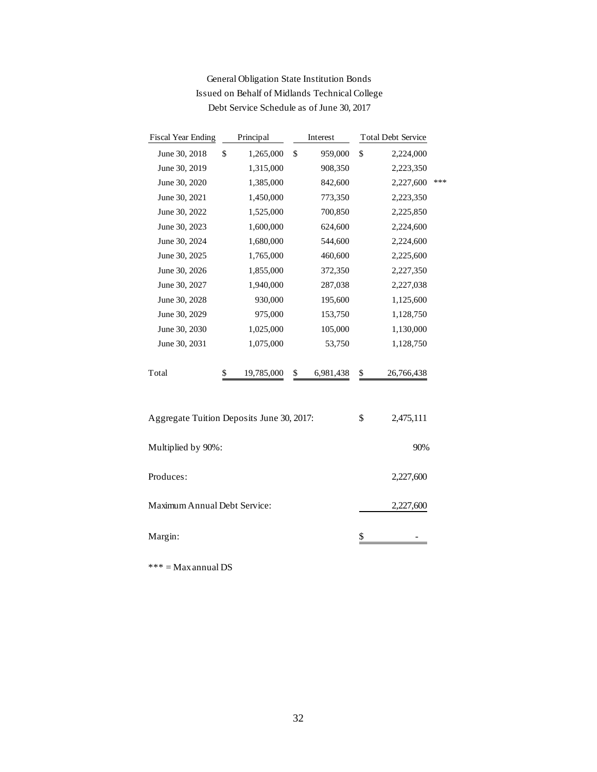General Obligation State Institution Bonds
Issued on Behalf of Midlands Technical College
Debt Service Schedule as of June 30, 2017

| Fiscal Year Ending | Principal | Interest | Total Debt Service | |
|---|---|---|---|---|
| June 30, 2018 | $ 1,265,000 | $ 959,000 | $ 2,224,000 | |
| June 30, 2019 | 1,315,000 | 908,350 | 2,223,350 | |
| June 30, 2020 | 1,385,000 | 842,600 | 2,227,600 | *** |
| June 30, 2021 | 1,450,000 | 773,350 | 2,223,350 | |
| June 30, 2022 | 1,525,000 | 700,850 | 2,225,850 | |
| June 30, 2023 | 1,600,000 | 624,600 | 2,224,600 | |
| June 30, 2024 | 1,680,000 | 544,600 | 2,224,600 | |
| June 30, 2025 | 1,765,000 | 460,600 | 2,225,600 | |
| June 30, 2026 | 1,855,000 | 372,350 | 2,227,350 | |
| June 30, 2027 | 1,940,000 | 287,038 | 2,227,038 | |
| June 30, 2028 | 930,000 | 195,600 | 1,125,600 | |
| June 30, 2029 | 975,000 | 153,750 | 1,128,750 | |
| June 30, 2030 | 1,025,000 | 105,000 | 1,130,000 | |
| June 30, 2031 | 1,075,000 | 53,750 | 1,128,750 | |
| Total | $ 19,785,000 | $ 6,981,438 | $ 26,766,438 | |

| | |
|---|---|
| Aggregate Tuition Deposits June 30, 2017: | $ 2,475,111 |
| Multiplied by 90%: | 90% |
| Produces: | 2,227,600 |
| Maximum Annual Debt Service: | 2,227,600 |
| Margin: | $ - |

*** = Max annual DS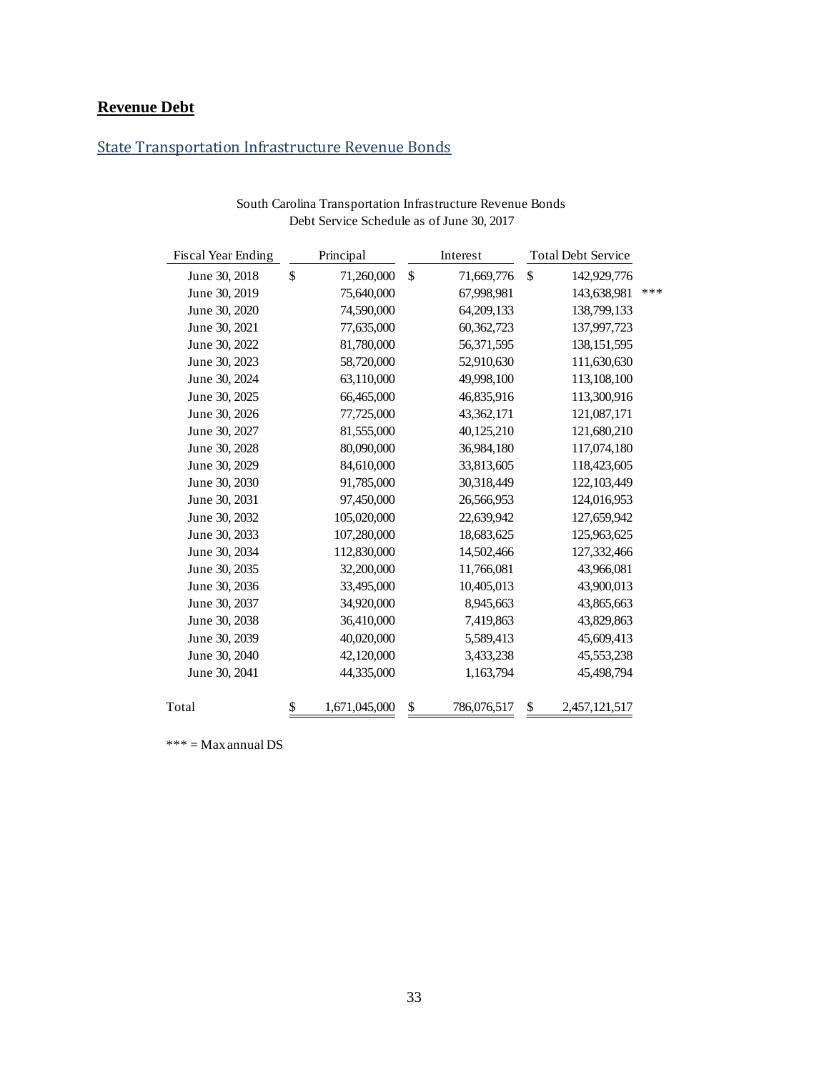# Revenue Debt

## State Transportation Infrastructure Revenue Bonds

South Carolina Transportation Infrastructure Revenue Bonds
Debt Service Schedule as of June 30, 2017

| Fiscal Year Ending | Principal | Interest | Total Debt Service | |
|---|---|---|---|---|
| June 30, 2018 | $ 71,260,000 | $ 71,669,776 | $ 142,929,776 | |
| June 30, 2019 | 75,640,000 | 67,998,981 | 143,638,981 | *** |
| June 30, 2020 | 74,590,000 | 64,209,133 | 138,799,133 | |
| June 30, 2021 | 77,635,000 | 60,362,723 | 137,997,723 | |
| June 30, 2022 | 81,780,000 | 56,371,595 | 138,151,595 | |
| June 30, 2023 | 58,720,000 | 52,910,630 | 111,630,630 | |
| June 30, 2024 | 63,110,000 | 49,998,100 | 113,108,100 | |
| June 30, 2025 | 66,465,000 | 46,835,916 | 113,300,916 | |
| June 30, 2026 | 77,725,000 | 43,362,171 | 121,087,171 | |
| June 30, 2027 | 81,555,000 | 40,125,210 | 121,680,210 | |
| June 30, 2028 | 80,090,000 | 36,984,180 | 117,074,180 | |
| June 30, 2029 | 84,610,000 | 33,813,605 | 118,423,605 | |
| June 30, 2030 | 91,785,000 | 30,318,449 | 122,103,449 | |
| June 30, 2031 | 97,450,000 | 26,566,953 | 124,016,953 | |
| June 30, 2032 | 105,020,000 | 22,639,942 | 127,659,942 | |
| June 30, 2033 | 107,280,000 | 18,683,625 | 125,963,625 | |
| June 30, 2034 | 112,830,000 | 14,502,466 | 127,332,466 | |
| June 30, 2035 | 32,200,000 | 11,766,081 | 43,966,081 | |
| June 30, 2036 | 33,495,000 | 10,405,013 | 43,900,013 | |
| June 30, 2037 | 34,920,000 | 8,945,663 | 43,865,663 | |
| June 30, 2038 | 36,410,000 | 7,419,863 | 43,829,863 | |
| June 30, 2039 | 40,020,000 | 5,589,413 | 45,609,413 | |
| June 30, 2040 | 42,120,000 | 3,433,238 | 45,553,238 | |
| June 30, 2041 | 44,335,000 | 1,163,794 | 45,498,794 | |
| Total | $ 1,671,045,000 | $ 786,076,517 | $ 2,457,121,517 | |

*** = Max annual DS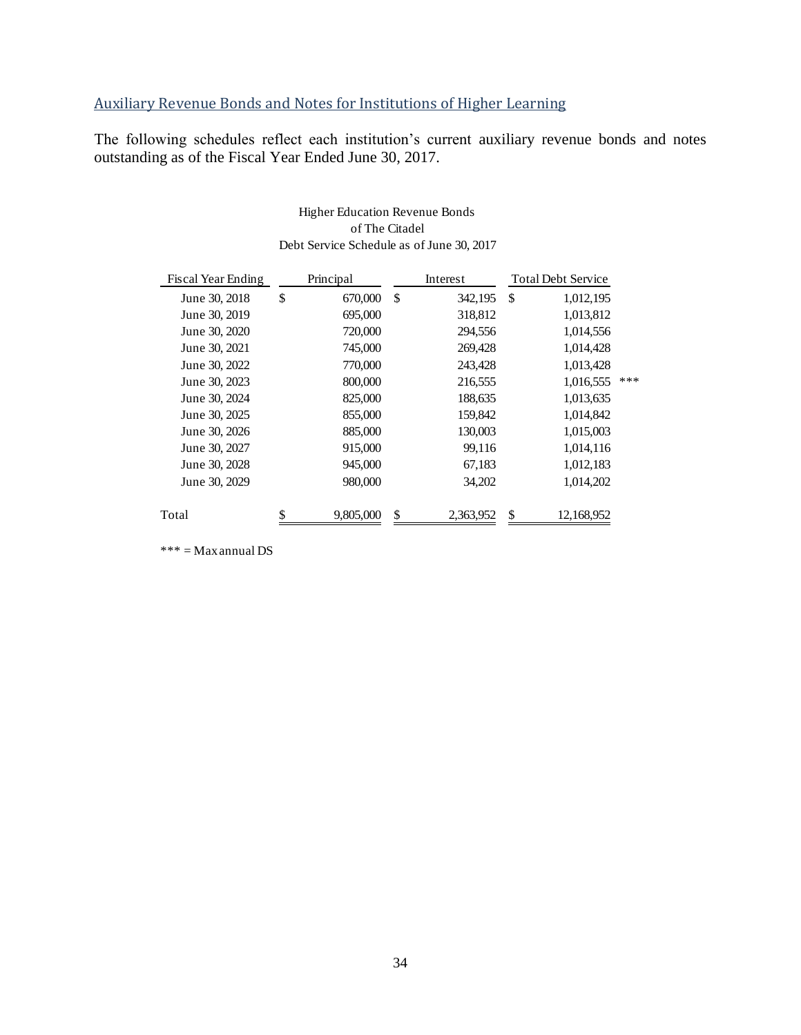## Auxiliary Revenue Bonds and Notes for Institutions of Higher Learning

The following schedules reflect each institution's current auxiliary revenue bonds and notes outstanding as of the Fiscal Year Ended June 30, 2017.

Higher Education Revenue Bonds
of The Citadel
Debt Service Schedule as of June 30, 2017

| Fiscal Year Ending | Principal | Interest | Total Debt Service | |
|---|---|---|---|---|
| June 30, 2018 | $ 670,000 | $ 342,195 | $ 1,012,195 | |
| June 30, 2019 | 695,000 | 318,812 | 1,013,812 | |
| June 30, 2020 | 720,000 | 294,556 | 1,014,556 | |
| June 30, 2021 | 745,000 | 269,428 | 1,014,428 | |
| June 30, 2022 | 770,000 | 243,428 | 1,013,428 | |
| June 30, 2023 | 800,000 | 216,555 | 1,016,555 | *** |
| June 30, 2024 | 825,000 | 188,635 | 1,013,635 | |
| June 30, 2025 | 855,000 | 159,842 | 1,014,842 | |
| June 30, 2026 | 885,000 | 130,003 | 1,015,003 | |
| June 30, 2027 | 915,000 | 99,116 | 1,014,116 | |
| June 30, 2028 | 945,000 | 67,183 | 1,012,183 | |
| June 30, 2029 | 980,000 | 34,202 | 1,014,202 | |
| Total | $ 9,805,000 | $ 2,363,952 | $ 12,168,952 | |

*** = Max annual DS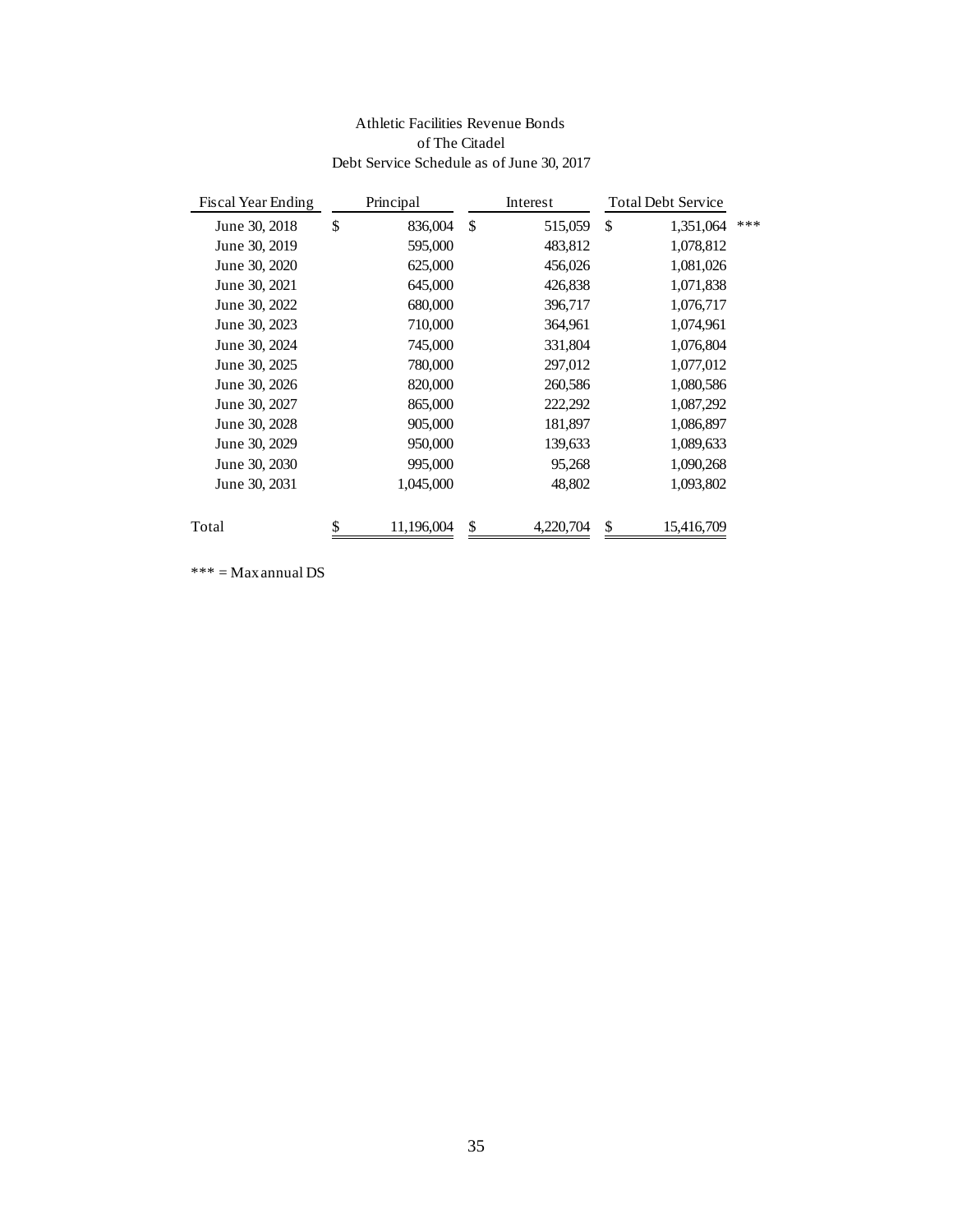Athletic Facilities Revenue Bonds
of The Citadel
Debt Service Schedule as of June 30, 2017

| Fiscal Year Ending | Principal | Interest | Total Debt Service | |
|---|---|---|---|---|
| June 30, 2018 | $ 836,004 | $ 515,059 | $ 1,351,064 | *** |
| June 30, 2019 | 595,000 | 483,812 | 1,078,812 | |
| June 30, 2020 | 625,000 | 456,026 | 1,081,026 | |
| June 30, 2021 | 645,000 | 426,838 | 1,071,838 | |
| June 30, 2022 | 680,000 | 396,717 | 1,076,717 | |
| June 30, 2023 | 710,000 | 364,961 | 1,074,961 | |
| June 30, 2024 | 745,000 | 331,804 | 1,076,804 | |
| June 30, 2025 | 780,000 | 297,012 | 1,077,012 | |
| June 30, 2026 | 820,000 | 260,586 | 1,080,586 | |
| June 30, 2027 | 865,000 | 222,292 | 1,087,292 | |
| June 30, 2028 | 905,000 | 181,897 | 1,086,897 | |
| June 30, 2029 | 950,000 | 139,633 | 1,089,633 | |
| June 30, 2030 | 995,000 | 95,268 | 1,090,268 | |
| June 30, 2031 | 1,045,000 | 48,802 | 1,093,802 | |
| Total | $ 11,196,004 | $ 4,220,704 | $ 15,416,709 | |

*** = Max annual DS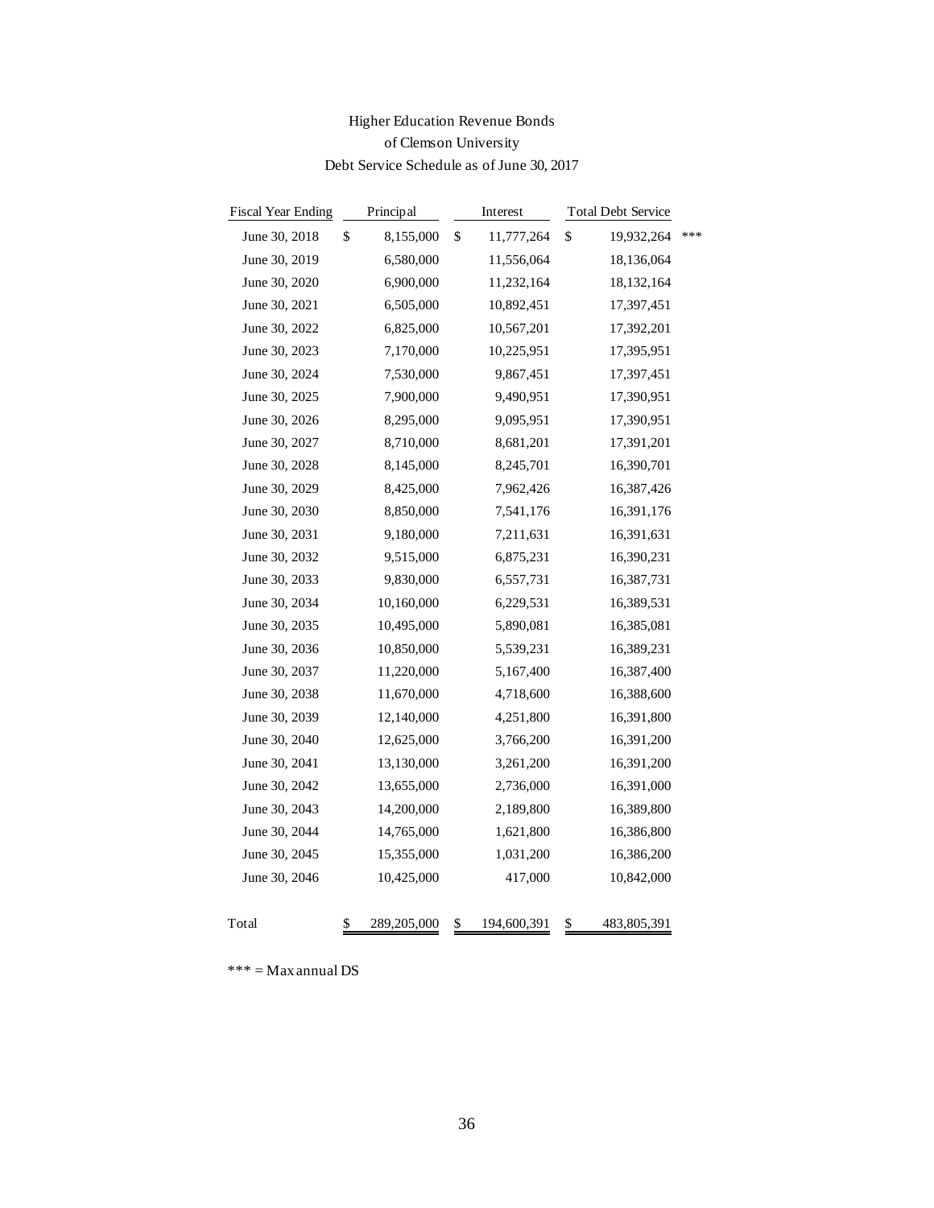# Higher Education Revenue Bonds

## of Clemson University

### Debt Service Schedule as of June 30, 2017

| Fiscal Year Ending | Principal | Interest | Total Debt Service | |
|---|---|---|---|---|
| June 30, 2018 | $ 8,155,000 | $ 11,777,264 | $ 19,932,264 | *** |
| June 30, 2019 | 6,580,000 | 11,556,064 | 18,136,064 | |
| June 30, 2020 | 6,900,000 | 11,232,164 | 18,132,164 | |
| June 30, 2021 | 6,505,000 | 10,892,451 | 17,397,451 | |
| June 30, 2022 | 6,825,000 | 10,567,201 | 17,392,201 | |
| June 30, 2023 | 7,170,000 | 10,225,951 | 17,395,951 | |
| June 30, 2024 | 7,530,000 | 9,867,451 | 17,397,451 | |
| June 30, 2025 | 7,900,000 | 9,490,951 | 17,390,951 | |
| June 30, 2026 | 8,295,000 | 9,095,951 | 17,390,951 | |
| June 30, 2027 | 8,710,000 | 8,681,201 | 17,391,201 | |
| June 30, 2028 | 8,145,000 | 8,245,701 | 16,390,701 | |
| June 30, 2029 | 8,425,000 | 7,962,426 | 16,387,426 | |
| June 30, 2030 | 8,850,000 | 7,541,176 | 16,391,176 | |
| June 30, 2031 | 9,180,000 | 7,211,631 | 16,391,631 | |
| June 30, 2032 | 9,515,000 | 6,875,231 | 16,390,231 | |
| June 30, 2033 | 9,830,000 | 6,557,731 | 16,387,731 | |
| June 30, 2034 | 10,160,000 | 6,229,531 | 16,389,531 | |
| June 30, 2035 | 10,495,000 | 5,890,081 | 16,385,081 | |
| June 30, 2036 | 10,850,000 | 5,539,231 | 16,389,231 | |
| June 30, 2037 | 11,220,000 | 5,167,400 | 16,387,400 | |
| June 30, 2038 | 11,670,000 | 4,718,600 | 16,388,600 | |
| June 30, 2039 | 12,140,000 | 4,251,800 | 16,391,800 | |
| June 30, 2040 | 12,625,000 | 3,766,200 | 16,391,200 | |
| June 30, 2041 | 13,130,000 | 3,261,200 | 16,391,200 | |
| June 30, 2042 | 13,655,000 | 2,736,000 | 16,391,000 | |
| June 30, 2043 | 14,200,000 | 2,189,800 | 16,389,800 | |
| June 30, 2044 | 14,765,000 | 1,621,800 | 16,386,800 | |
| June 30, 2045 | 15,355,000 | 1,031,200 | 16,386,200 | |
| June 30, 2046 | 10,425,000 | 417,000 | 10,842,000 | |
| Total | $ 289,205,000 | $ 194,600,391 | $ 483,805,391 | |

*** = Max annual DS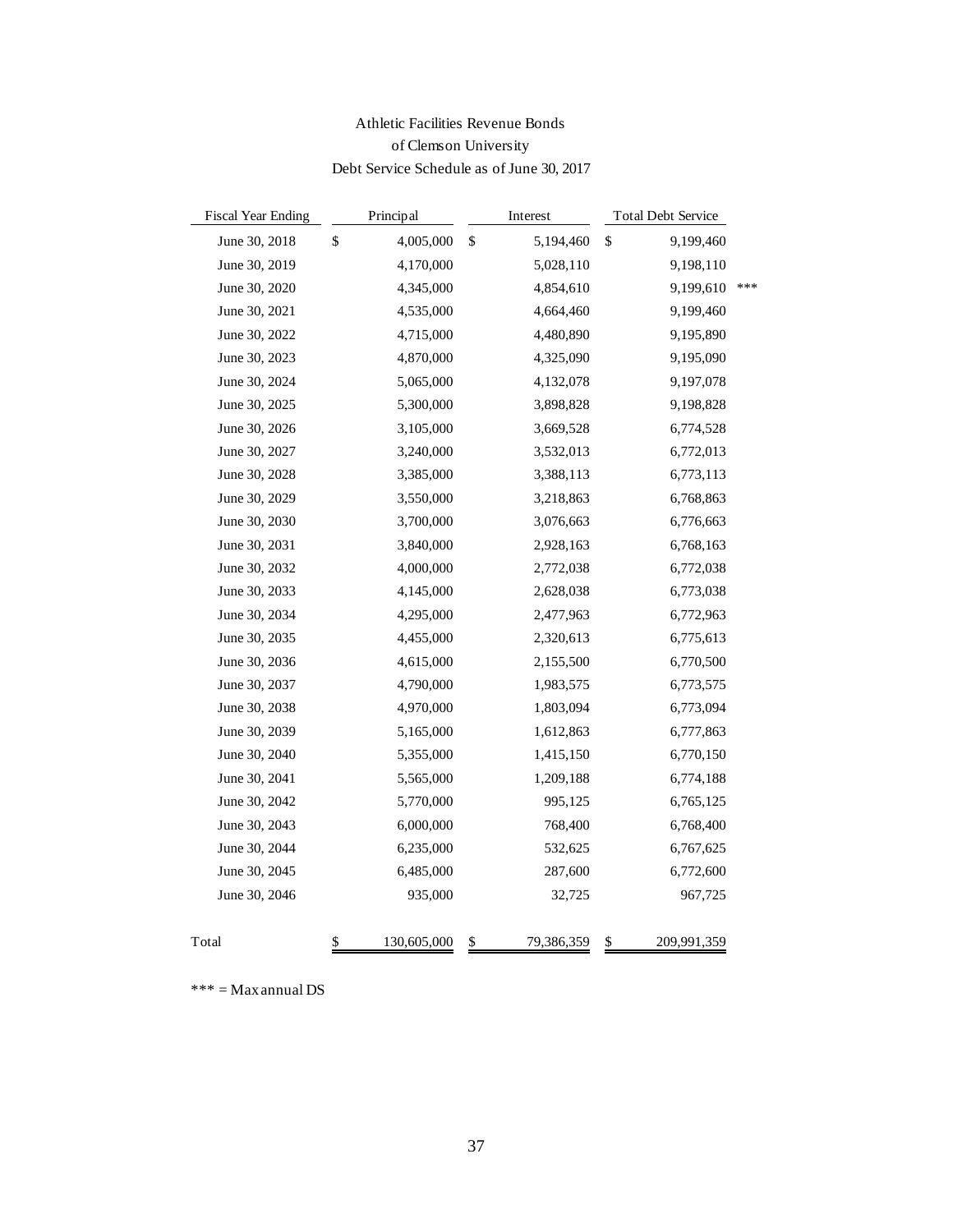# Athletic Facilities Revenue Bonds
## of Clemson University
### Debt Service Schedule as of June 30, 2017

| Fiscal Year Ending | Principal | Interest | Total Debt Service | |
|---|---|---|---|---|
| June 30, 2018 | $ 4,005,000 | $ 5,194,460 | $ 9,199,460 | |
| June 30, 2019 | 4,170,000 | 5,028,110 | 9,198,110 | |
| June 30, 2020 | 4,345,000 | 4,854,610 | 9,199,610 | *** |
| June 30, 2021 | 4,535,000 | 4,664,460 | 9,199,460 | |
| June 30, 2022 | 4,715,000 | 4,480,890 | 9,195,890 | |
| June 30, 2023 | 4,870,000 | 4,325,090 | 9,195,090 | |
| June 30, 2024 | 5,065,000 | 4,132,078 | 9,197,078 | |
| June 30, 2025 | 5,300,000 | 3,898,828 | 9,198,828 | |
| June 30, 2026 | 3,105,000 | 3,669,528 | 6,774,528 | |
| June 30, 2027 | 3,240,000 | 3,532,013 | 6,772,013 | |
| June 30, 2028 | 3,385,000 | 3,388,113 | 6,773,113 | |
| June 30, 2029 | 3,550,000 | 3,218,863 | 6,768,863 | |
| June 30, 2030 | 3,700,000 | 3,076,663 | 6,776,663 | |
| June 30, 2031 | 3,840,000 | 2,928,163 | 6,768,163 | |
| June 30, 2032 | 4,000,000 | 2,772,038 | 6,772,038 | |
| June 30, 2033 | 4,145,000 | 2,628,038 | 6,773,038 | |
| June 30, 2034 | 4,295,000 | 2,477,963 | 6,772,963 | |
| June 30, 2035 | 4,455,000 | 2,320,613 | 6,775,613 | |
| June 30, 2036 | 4,615,000 | 2,155,500 | 6,770,500 | |
| June 30, 2037 | 4,790,000 | 1,983,575 | 6,773,575 | |
| June 30, 2038 | 4,970,000 | 1,803,094 | 6,773,094 | |
| June 30, 2039 | 5,165,000 | 1,612,863 | 6,777,863 | |
| June 30, 2040 | 5,355,000 | 1,415,150 | 6,770,150 | |
| June 30, 2041 | 5,565,000 | 1,209,188 | 6,774,188 | |
| June 30, 2042 | 5,770,000 | 995,125 | 6,765,125 | |
| June 30, 2043 | 6,000,000 | 768,400 | 6,768,400 | |
| June 30, 2044 | 6,235,000 | 532,625 | 6,767,625 | |
| June 30, 2045 | 6,485,000 | 287,600 | 6,772,600 | |
| June 30, 2046 | 935,000 | 32,725 | 967,725 | |
| Total | $ 130,605,000 | $ 79,386,359 | $ 209,991,359 | |

*** = Max annual DS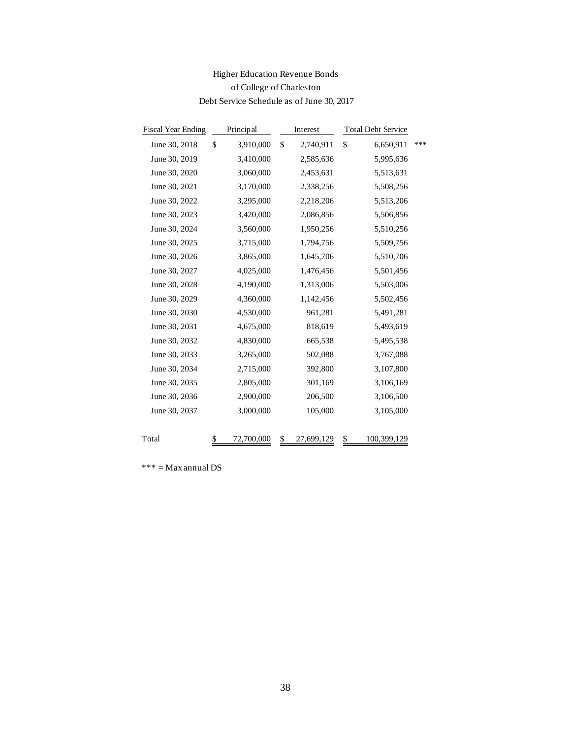Higher Education Revenue Bonds
of College of Charleston
Debt Service Schedule as of June 30, 2017

| Fiscal Year Ending | Principal | Interest | Total Debt Service | |
|---|---|---|---|---|
| June 30, 2018 | $ 3,910,000 | $ 2,740,911 | $ 6,650,911 | *** |
| June 30, 2019 | 3,410,000 | 2,585,636 | 5,995,636 | |
| June 30, 2020 | 3,060,000 | 2,453,631 | 5,513,631 | |
| June 30, 2021 | 3,170,000 | 2,338,256 | 5,508,256 | |
| June 30, 2022 | 3,295,000 | 2,218,206 | 5,513,206 | |
| June 30, 2023 | 3,420,000 | 2,086,856 | 5,506,856 | |
| June 30, 2024 | 3,560,000 | 1,950,256 | 5,510,256 | |
| June 30, 2025 | 3,715,000 | 1,794,756 | 5,509,756 | |
| June 30, 2026 | 3,865,000 | 1,645,706 | 5,510,706 | |
| June 30, 2027 | 4,025,000 | 1,476,456 | 5,501,456 | |
| June 30, 2028 | 4,190,000 | 1,313,006 | 5,503,006 | |
| June 30, 2029 | 4,360,000 | 1,142,456 | 5,502,456 | |
| June 30, 2030 | 4,530,000 | 961,281 | 5,491,281 | |
| June 30, 2031 | 4,675,000 | 818,619 | 5,493,619 | |
| June 30, 2032 | 4,830,000 | 665,538 | 5,495,538 | |
| June 30, 2033 | 3,265,000 | 502,088 | 3,767,088 | |
| June 30, 2034 | 2,715,000 | 392,800 | 3,107,800 | |
| June 30, 2035 | 2,805,000 | 301,169 | 3,106,169 | |
| June 30, 2036 | 2,900,000 | 206,500 | 3,106,500 | |
| June 30, 2037 | 3,000,000 | 105,000 | 3,105,000 | |
| Total | $ 72,700,000 | $ 27,699,129 | $ 100,399,129 | |

*** = Max annual DS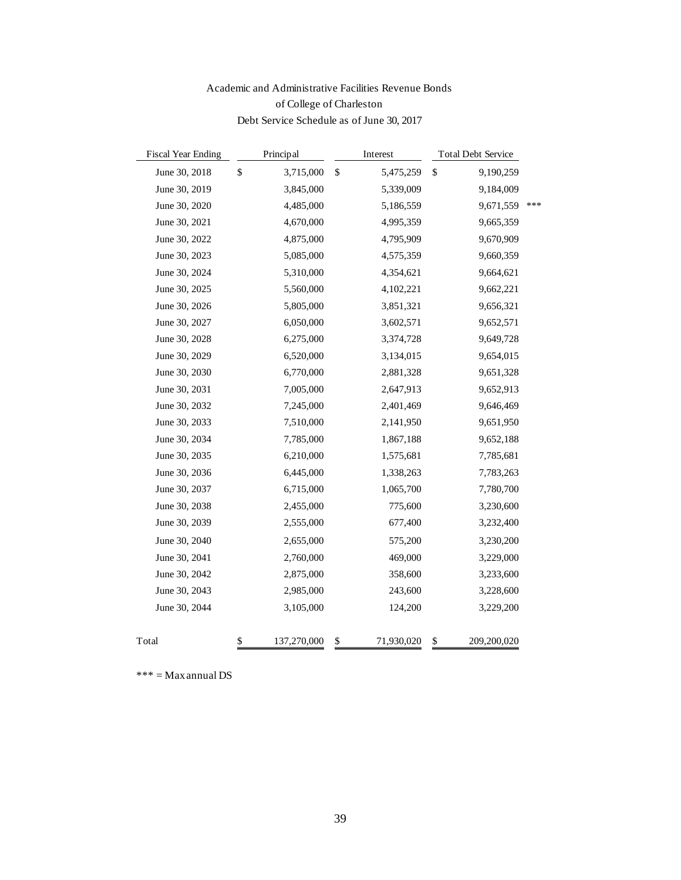Academic and Administrative Facilities Revenue Bonds
of College of Charleston
Debt Service Schedule as of June 30, 2017

| Fiscal Year Ending | Principal | Interest | Total Debt Service | |
|---|---|---|---|---|
| June 30, 2018 | $ 3,715,000 | $ 5,475,259 | $ 9,190,259 | |
| June 30, 2019 | 3,845,000 | 5,339,009 | 9,184,009 | |
| June 30, 2020 | 4,485,000 | 5,186,559 | 9,671,559 | *** |
| June 30, 2021 | 4,670,000 | 4,995,359 | 9,665,359 | |
| June 30, 2022 | 4,875,000 | 4,795,909 | 9,670,909 | |
| June 30, 2023 | 5,085,000 | 4,575,359 | 9,660,359 | |
| June 30, 2024 | 5,310,000 | 4,354,621 | 9,664,621 | |
| June 30, 2025 | 5,560,000 | 4,102,221 | 9,662,221 | |
| June 30, 2026 | 5,805,000 | 3,851,321 | 9,656,321 | |
| June 30, 2027 | 6,050,000 | 3,602,571 | 9,652,571 | |
| June 30, 2028 | 6,275,000 | 3,374,728 | 9,649,728 | |
| June 30, 2029 | 6,520,000 | 3,134,015 | 9,654,015 | |
| June 30, 2030 | 6,770,000 | 2,881,328 | 9,651,328 | |
| June 30, 2031 | 7,005,000 | 2,647,913 | 9,652,913 | |
| June 30, 2032 | 7,245,000 | 2,401,469 | 9,646,469 | |
| June 30, 2033 | 7,510,000 | 2,141,950 | 9,651,950 | |
| June 30, 2034 | 7,785,000 | 1,867,188 | 9,652,188 | |
| June 30, 2035 | 6,210,000 | 1,575,681 | 7,785,681 | |
| June 30, 2036 | 6,445,000 | 1,338,263 | 7,783,263 | |
| June 30, 2037 | 6,715,000 | 1,065,700 | 7,780,700 | |
| June 30, 2038 | 2,455,000 | 775,600 | 3,230,600 | |
| June 30, 2039 | 2,555,000 | 677,400 | 3,232,400 | |
| June 30, 2040 | 2,655,000 | 575,200 | 3,230,200 | |
| June 30, 2041 | 2,760,000 | 469,000 | 3,229,000 | |
| June 30, 2042 | 2,875,000 | 358,600 | 3,233,600 | |
| June 30, 2043 | 2,985,000 | 243,600 | 3,228,600 | |
| June 30, 2044 | 3,105,000 | 124,200 | 3,229,200 | |
| Total | $ 137,270,000 | $ 71,930,020 | $ 209,200,020 | |

*** = Max annual DS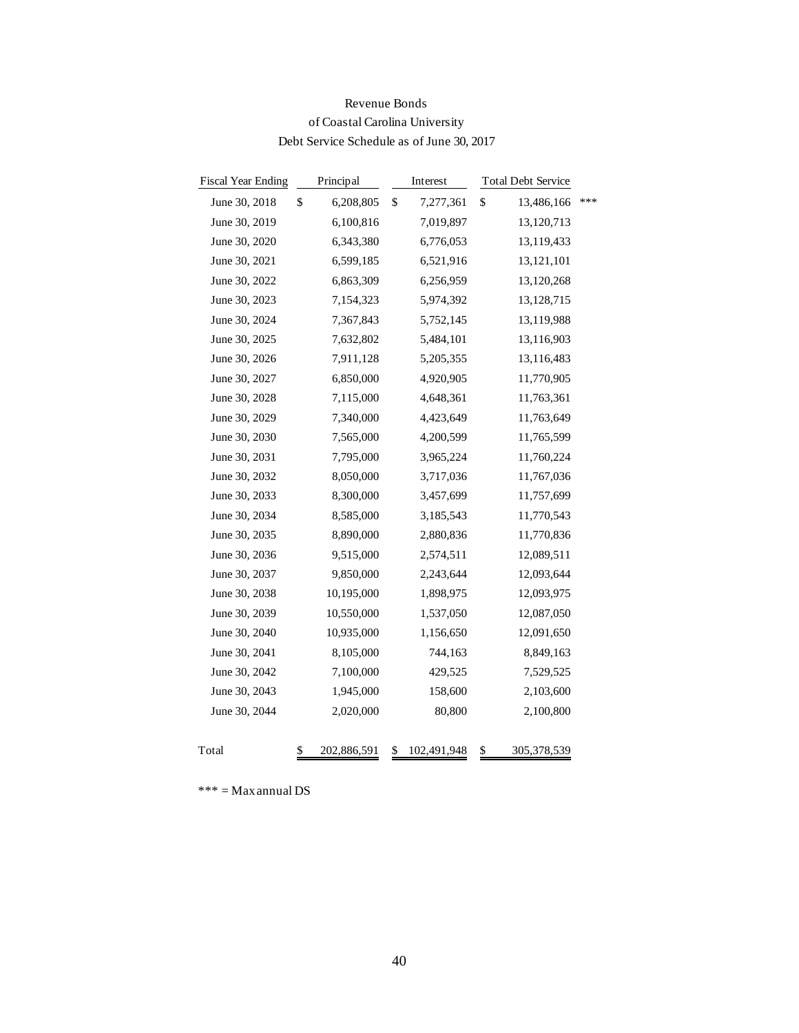Revenue Bonds
of Coastal Carolina University
Debt Service Schedule as of June 30, 2017

| Fiscal Year Ending | Principal | Interest | Total Debt Service | |
|---|---|---|---|---|
| June 30, 2018 | $ 6,208,805 | $ 7,277,361 | $ 13,486,166 | *** |
| June 30, 2019 | 6,100,816 | 7,019,897 | 13,120,713 | |
| June 30, 2020 | 6,343,380 | 6,776,053 | 13,119,433 | |
| June 30, 2021 | 6,599,185 | 6,521,916 | 13,121,101 | |
| June 30, 2022 | 6,863,309 | 6,256,959 | 13,120,268 | |
| June 30, 2023 | 7,154,323 | 5,974,392 | 13,128,715 | |
| June 30, 2024 | 7,367,843 | 5,752,145 | 13,119,988 | |
| June 30, 2025 | 7,632,802 | 5,484,101 | 13,116,903 | |
| June 30, 2026 | 7,911,128 | 5,205,355 | 13,116,483 | |
| June 30, 2027 | 6,850,000 | 4,920,905 | 11,770,905 | |
| June 30, 2028 | 7,115,000 | 4,648,361 | 11,763,361 | |
| June 30, 2029 | 7,340,000 | 4,423,649 | 11,763,649 | |
| June 30, 2030 | 7,565,000 | 4,200,599 | 11,765,599 | |
| June 30, 2031 | 7,795,000 | 3,965,224 | 11,760,224 | |
| June 30, 2032 | 8,050,000 | 3,717,036 | 11,767,036 | |
| June 30, 2033 | 8,300,000 | 3,457,699 | 11,757,699 | |
| June 30, 2034 | 8,585,000 | 3,185,543 | 11,770,543 | |
| June 30, 2035 | 8,890,000 | 2,880,836 | 11,770,836 | |
| June 30, 2036 | 9,515,000 | 2,574,511 | 12,089,511 | |
| June 30, 2037 | 9,850,000 | 2,243,644 | 12,093,644 | |
| June 30, 2038 | 10,195,000 | 1,898,975 | 12,093,975 | |
| June 30, 2039 | 10,550,000 | 1,537,050 | 12,087,050 | |
| June 30, 2040 | 10,935,000 | 1,156,650 | 12,091,650 | |
| June 30, 2041 | 8,105,000 | 744,163 | 8,849,163 | |
| June 30, 2042 | 7,100,000 | 429,525 | 7,529,525 | |
| June 30, 2043 | 1,945,000 | 158,600 | 2,103,600 | |
| June 30, 2044 | 2,020,000 | 80,800 | 2,100,800 | |
| Total | $ 202,886,591 | $ 102,491,948 | $ 305,378,539 | |

*** = Max annual DS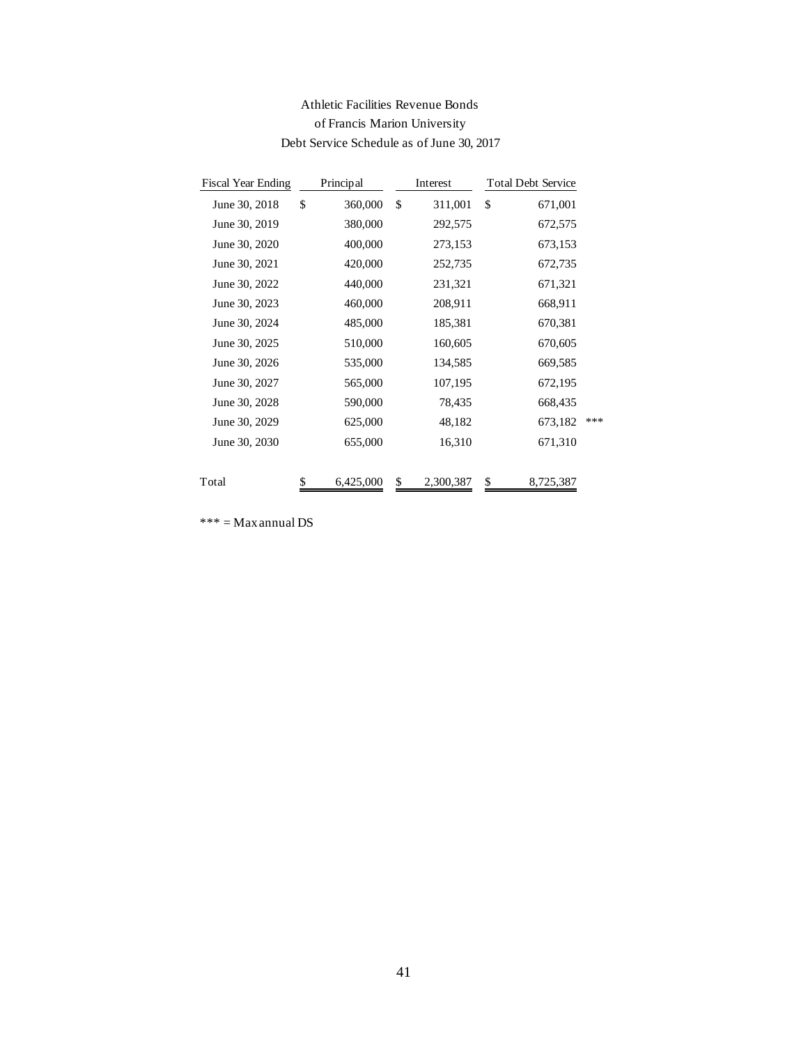### Athletic Facilities Revenue Bonds
### of Francis Marion University
### Debt Service Schedule as of June 30, 2017

| Fiscal Year Ending | Principal | Interest | Total Debt Service | |
|---|---|---|---|---|
| June 30, 2018 | $ 360,000 | $ 311,001 | $ 671,001 | |
| June 30, 2019 | 380,000 | 292,575 | 672,575 | |
| June 30, 2020 | 400,000 | 273,153 | 673,153 | |
| June 30, 2021 | 420,000 | 252,735 | 672,735 | |
| June 30, 2022 | 440,000 | 231,321 | 671,321 | |
| June 30, 2023 | 460,000 | 208,911 | 668,911 | |
| June 30, 2024 | 485,000 | 185,381 | 670,381 | |
| June 30, 2025 | 510,000 | 160,605 | 670,605 | |
| June 30, 2026 | 535,000 | 134,585 | 669,585 | |
| June 30, 2027 | 565,000 | 107,195 | 672,195 | |
| June 30, 2028 | 590,000 | 78,435 | 668,435 | |
| June 30, 2029 | 625,000 | 48,182 | 673,182 | *** |
| June 30, 2030 | 655,000 | 16,310 | 671,310 | |
| Total | $ 6,425,000 | $ 2,300,387 | $ 8,725,387 | |

*** = Max annual DS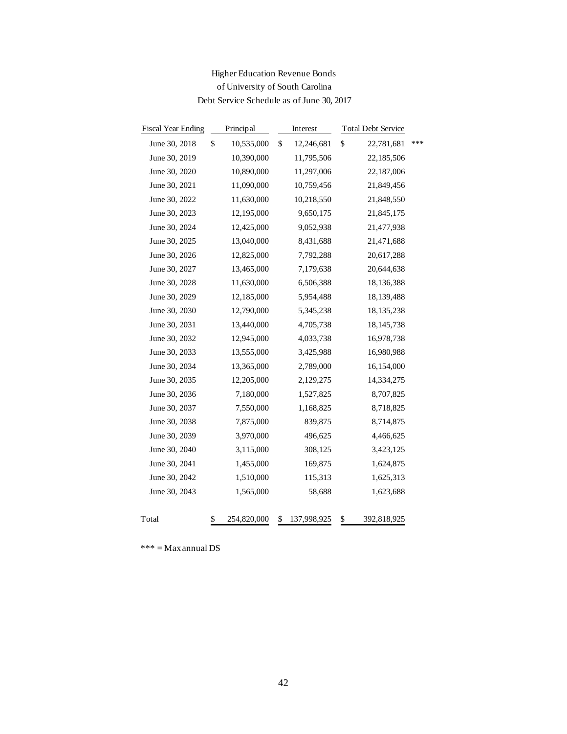# Higher Education Revenue Bonds
## of University of South Carolina
### Debt Service Schedule as of June 30, 2017

| Fiscal Year Ending | Principal | Interest | Total Debt Service | |
|---|---|---|---|---|
| June 30, 2018 | $ 10,535,000 | $ 12,246,681 | $ 22,781,681 | *** |
| June 30, 2019 | 10,390,000 | 11,795,506 | 22,185,506 | |
| June 30, 2020 | 10,890,000 | 11,297,006 | 22,187,006 | |
| June 30, 2021 | 11,090,000 | 10,759,456 | 21,849,456 | |
| June 30, 2022 | 11,630,000 | 10,218,550 | 21,848,550 | |
| June 30, 2023 | 12,195,000 | 9,650,175 | 21,845,175 | |
| June 30, 2024 | 12,425,000 | 9,052,938 | 21,477,938 | |
| June 30, 2025 | 13,040,000 | 8,431,688 | 21,471,688 | |
| June 30, 2026 | 12,825,000 | 7,792,288 | 20,617,288 | |
| June 30, 2027 | 13,465,000 | 7,179,638 | 20,644,638 | |
| June 30, 2028 | 11,630,000 | 6,506,388 | 18,136,388 | |
| June 30, 2029 | 12,185,000 | 5,954,488 | 18,139,488 | |
| June 30, 2030 | 12,790,000 | 5,345,238 | 18,135,238 | |
| June 30, 2031 | 13,440,000 | 4,705,738 | 18,145,738 | |
| June 30, 2032 | 12,945,000 | 4,033,738 | 16,978,738 | |
| June 30, 2033 | 13,555,000 | 3,425,988 | 16,980,988 | |
| June 30, 2034 | 13,365,000 | 2,789,000 | 16,154,000 | |
| June 30, 2035 | 12,205,000 | 2,129,275 | 14,334,275 | |
| June 30, 2036 | 7,180,000 | 1,527,825 | 8,707,825 | |
| June 30, 2037 | 7,550,000 | 1,168,825 | 8,718,825 | |
| June 30, 2038 | 7,875,000 | 839,875 | 8,714,875 | |
| June 30, 2039 | 3,970,000 | 496,625 | 4,466,625 | |
| June 30, 2040 | 3,115,000 | 308,125 | 3,423,125 | |
| June 30, 2041 | 1,455,000 | 169,875 | 1,624,875 | |
| June 30, 2042 | 1,510,000 | 115,313 | 1,625,313 | |
| June 30, 2043 | 1,565,000 | 58,688 | 1,623,688 | |
| Total | $ 254,820,000 | $ 137,998,925 | $ 392,818,925 | |

*** = Max annual DS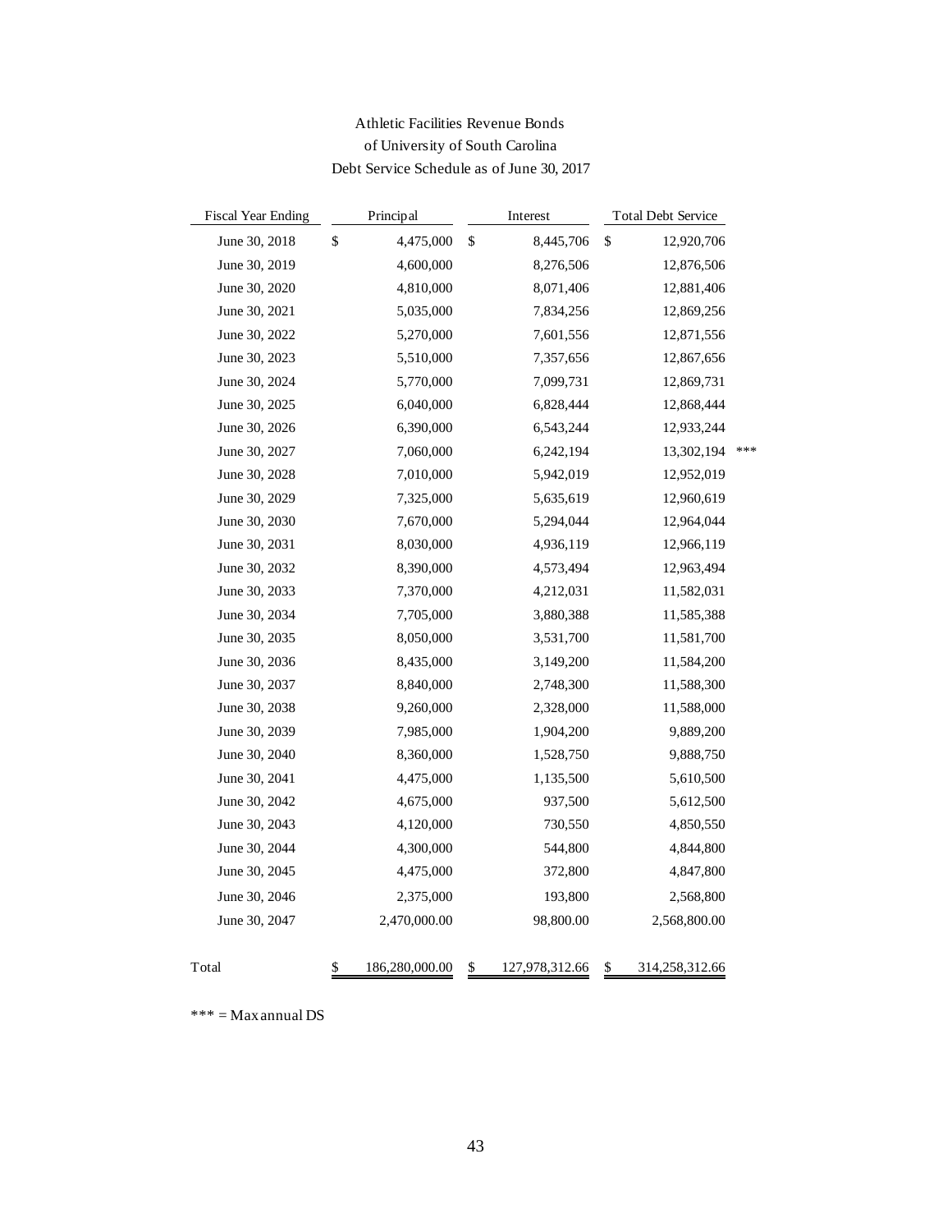# Athletic Facilities Revenue Bonds
## of University of South Carolina
### Debt Service Schedule as of June 30, 2017

| Fiscal Year Ending | Principal | Interest | Total Debt Service | |
|---|---|---|---|---|
| June 30, 2018 | $ 4,475,000 | $ 8,445,706 | $ 12,920,706 | |
| June 30, 2019 | 4,600,000 | 8,276,506 | 12,876,506 | |
| June 30, 2020 | 4,810,000 | 8,071,406 | 12,881,406 | |
| June 30, 2021 | 5,035,000 | 7,834,256 | 12,869,256 | |
| June 30, 2022 | 5,270,000 | 7,601,556 | 12,871,556 | |
| June 30, 2023 | 5,510,000 | 7,357,656 | 12,867,656 | |
| June 30, 2024 | 5,770,000 | 7,099,731 | 12,869,731 | |
| June 30, 2025 | 6,040,000 | 6,828,444 | 12,868,444 | |
| June 30, 2026 | 6,390,000 | 6,543,244 | 12,933,244 | |
| June 30, 2027 | 7,060,000 | 6,242,194 | 13,302,194 | *** |
| June 30, 2028 | 7,010,000 | 5,942,019 | 12,952,019 | |
| June 30, 2029 | 7,325,000 | 5,635,619 | 12,960,619 | |
| June 30, 2030 | 7,670,000 | 5,294,044 | 12,964,044 | |
| June 30, 2031 | 8,030,000 | 4,936,119 | 12,966,119 | |
| June 30, 2032 | 8,390,000 | 4,573,494 | 12,963,494 | |
| June 30, 2033 | 7,370,000 | 4,212,031 | 11,582,031 | |
| June 30, 2034 | 7,705,000 | 3,880,388 | 11,585,388 | |
| June 30, 2035 | 8,050,000 | 3,531,700 | 11,581,700 | |
| June 30, 2036 | 8,435,000 | 3,149,200 | 11,584,200 | |
| June 30, 2037 | 8,840,000 | 2,748,300 | 11,588,300 | |
| June 30, 2038 | 9,260,000 | 2,328,000 | 11,588,000 | |
| June 30, 2039 | 7,985,000 | 1,904,200 | 9,889,200 | |
| June 30, 2040 | 8,360,000 | 1,528,750 | 9,888,750 | |
| June 30, 2041 | 4,475,000 | 1,135,500 | 5,610,500 | |
| June 30, 2042 | 4,675,000 | 937,500 | 5,612,500 | |
| June 30, 2043 | 4,120,000 | 730,550 | 4,850,550 | |
| June 30, 2044 | 4,300,000 | 544,800 | 4,844,800 | |
| June 30, 2045 | 4,475,000 | 372,800 | 4,847,800 | |
| June 30, 2046 | 2,375,000 | 193,800 | 2,568,800 | |
| June 30, 2047 | 2,470,000.00 | 98,800.00 | 2,568,800.00 | |
| Total | $ 186,280,000.00 | $ 127,978,312.66 | $ 314,258,312.66 | |

*** = Max annual DS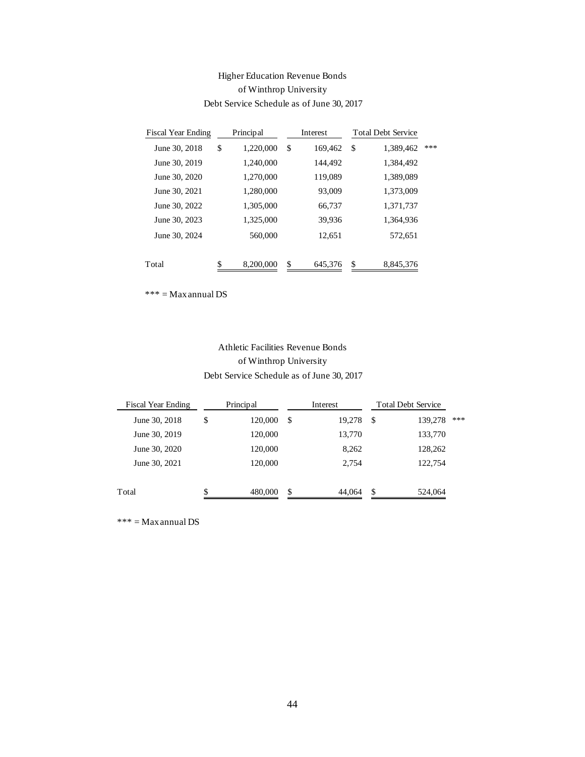### Higher Education Revenue Bonds
### of Winthrop University
### Debt Service Schedule as of June 30, 2017

| Fiscal Year Ending | Principal | Interest | Total Debt Service | |
|---|---|---|---|---|
| June 30, 2018 | $ 1,220,000 | $ 169,462 | $ 1,389,462 | *** |
| June 30, 2019 | 1,240,000 | 144,492 | 1,384,492 | |
| June 30, 2020 | 1,270,000 | 119,089 | 1,389,089 | |
| June 30, 2021 | 1,280,000 | 93,009 | 1,373,009 | |
| June 30, 2022 | 1,305,000 | 66,737 | 1,371,737 | |
| June 30, 2023 | 1,325,000 | 39,936 | 1,364,936 | |
| June 30, 2024 | 560,000 | 12,651 | 572,651 | |
| Total | $ 8,200,000 | $ 645,376 | $ 8,845,376 | |

*** = Max annual DS

### Athletic Facilities Revenue Bonds
### of Winthrop University
### Debt Service Schedule as of June 30, 2017

| Fiscal Year Ending | Principal | Interest | Total Debt Service | |
|---|---|---|---|---|
| June 30, 2018 | $ 120,000 | $ 19,278 | $ 139,278 | *** |
| June 30, 2019 | 120,000 | 13,770 | 133,770 | |
| June 30, 2020 | 120,000 | 8,262 | 128,262 | |
| June 30, 2021 | 120,000 | 2,754 | 122,754 | |
| Total | $ 480,000 | $ 44,064 | $ 524,064 | |

*** = Max annual DS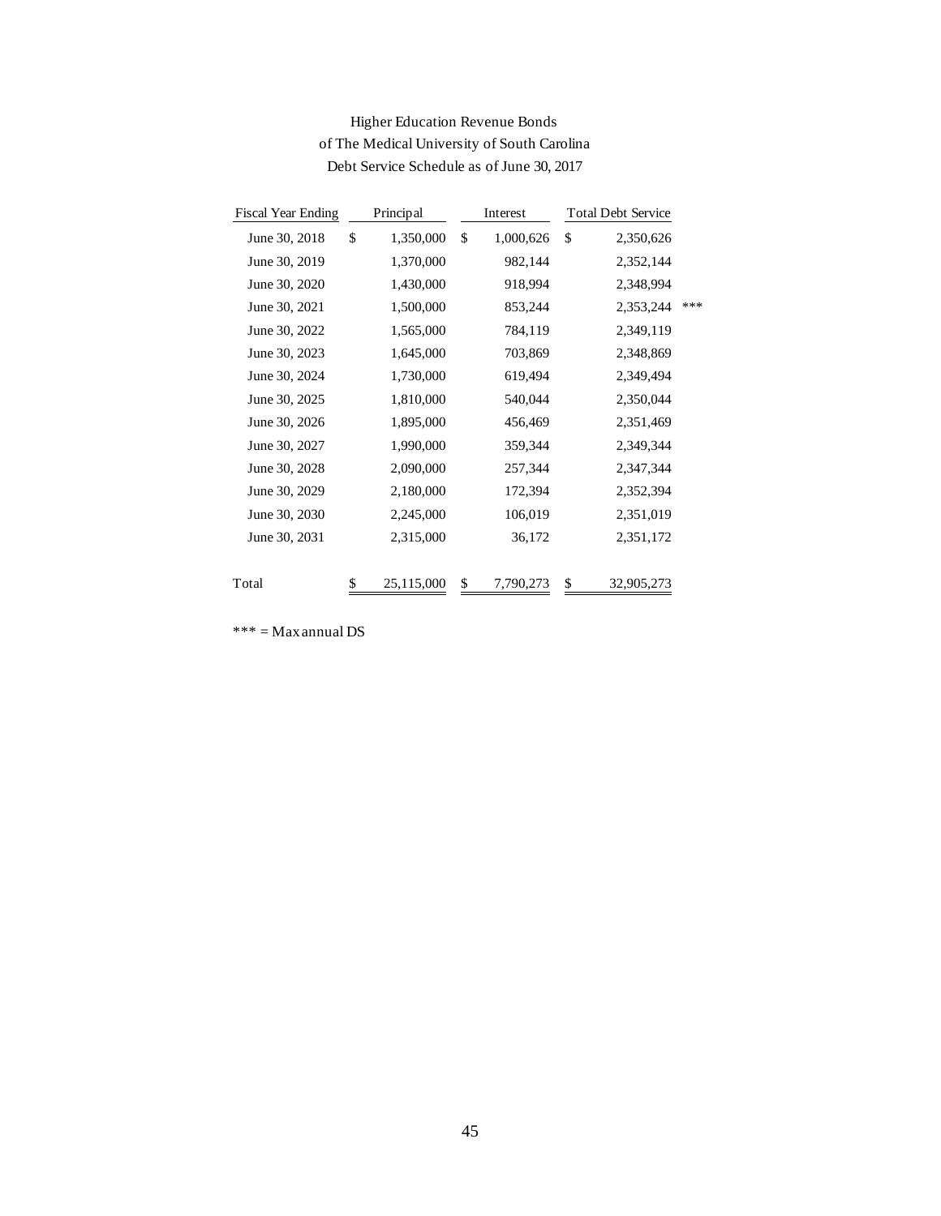Higher Education Revenue Bonds
of The Medical University of South Carolina
Debt Service Schedule as of June 30, 2017

| Fiscal Year Ending | Principal | Interest | Total Debt Service | |
|---|---|---|---|---|
| June 30, 2018 | $ 1,350,000 | $ 1,000,626 | $ 2,350,626 | |
| June 30, 2019 | 1,370,000 | 982,144 | 2,352,144 | |
| June 30, 2020 | 1,430,000 | 918,994 | 2,348,994 | |
| June 30, 2021 | 1,500,000 | 853,244 | 2,353,244 | *** |
| June 30, 2022 | 1,565,000 | 784,119 | 2,349,119 | |
| June 30, 2023 | 1,645,000 | 703,869 | 2,348,869 | |
| June 30, 2024 | 1,730,000 | 619,494 | 2,349,494 | |
| June 30, 2025 | 1,810,000 | 540,044 | 2,350,044 | |
| June 30, 2026 | 1,895,000 | 456,469 | 2,351,469 | |
| June 30, 2027 | 1,990,000 | 359,344 | 2,349,344 | |
| June 30, 2028 | 2,090,000 | 257,344 | 2,347,344 | |
| June 30, 2029 | 2,180,000 | 172,394 | 2,352,394 | |
| June 30, 2030 | 2,245,000 | 106,019 | 2,351,019 | |
| June 30, 2031 | 2,315,000 | 36,172 | 2,351,172 | |
| Total | $ 25,115,000 | $ 7,790,273 | $ 32,905,273 | |

*** = Max annual DS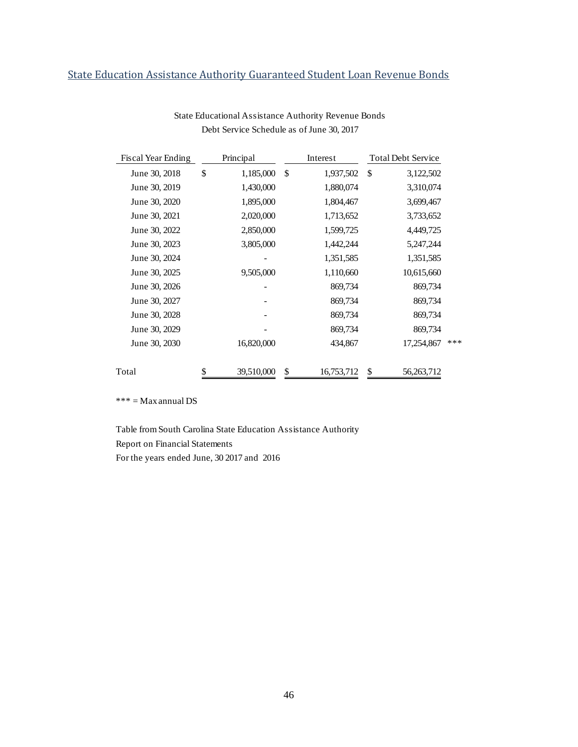## State Education Assistance Authority Guaranteed Student Loan Revenue Bonds

State Educational Assistance Authority Revenue Bonds
Debt Service Schedule as of June 30, 2017

| Fiscal Year Ending | Principal | Interest | Total Debt Service | |
|---|---|---|---|---|
| June 30, 2018 | $ 1,185,000 | $ 1,937,502 | $ 3,122,502 | |
| June 30, 2019 | 1,430,000 | 1,880,074 | 3,310,074 | |
| June 30, 2020 | 1,895,000 | 1,804,467 | 3,699,467 | |
| June 30, 2021 | 2,020,000 | 1,713,652 | 3,733,652 | |
| June 30, 2022 | 2,850,000 | 1,599,725 | 4,449,725 | |
| June 30, 2023 | 3,805,000 | 1,442,244 | 5,247,244 | |
| June 30, 2024 | - | 1,351,585 | 1,351,585 | |
| June 30, 2025 | 9,505,000 | 1,110,660 | 10,615,660 | |
| June 30, 2026 | - | 869,734 | 869,734 | |
| June 30, 2027 | - | 869,734 | 869,734 | |
| June 30, 2028 | - | 869,734 | 869,734 | |
| June 30, 2029 | - | 869,734 | 869,734 | |
| June 30, 2030 | 16,820,000 | 434,867 | 17,254,867 | *** |
| Total | $ 39,510,000 | $ 16,753,712 | $ 56,263,712 | |

*** = Max annual DS

Table from South Carolina State Education Assistance Authority
Report on Financial Statements
For the years ended June, 30 2017 and 2016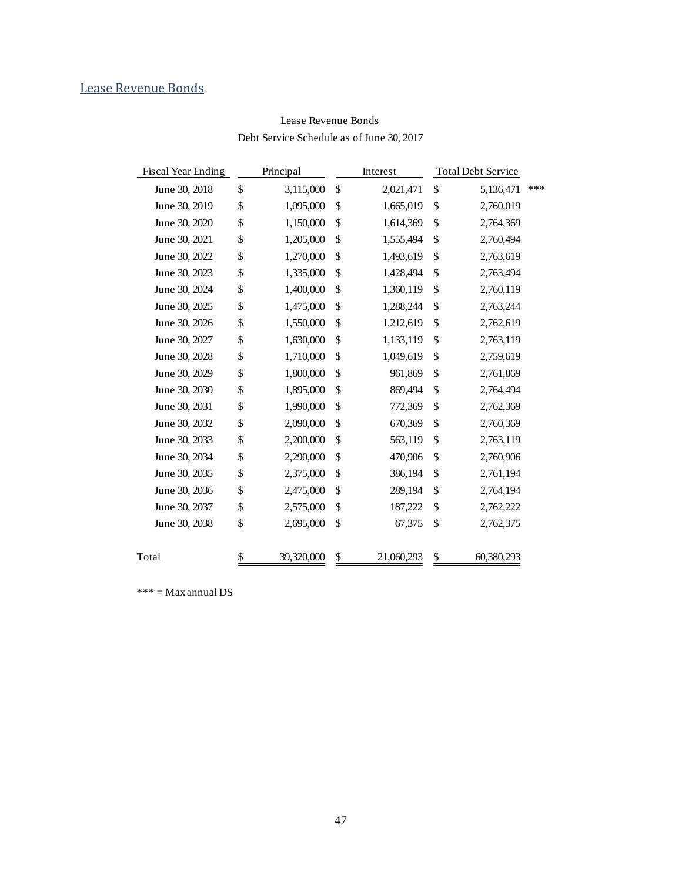## Lease Revenue Bonds

Lease Revenue Bonds

Debt Service Schedule as of June 30, 2017

| Fiscal Year Ending | Principal | Interest | Total Debt Service | |
|---|---|---|---|---|
| June 30, 2018 | $ 3,115,000 | $ 2,021,471 | $ 5,136,471 | *** |
| June 30, 2019 | $ 1,095,000 | $ 1,665,019 | $ 2,760,019 | |
| June 30, 2020 | $ 1,150,000 | $ 1,614,369 | $ 2,764,369 | |
| June 30, 2021 | $ 1,205,000 | $ 1,555,494 | $ 2,760,494 | |
| June 30, 2022 | $ 1,270,000 | $ 1,493,619 | $ 2,763,619 | |
| June 30, 2023 | $ 1,335,000 | $ 1,428,494 | $ 2,763,494 | |
| June 30, 2024 | $ 1,400,000 | $ 1,360,119 | $ 2,760,119 | |
| June 30, 2025 | $ 1,475,000 | $ 1,288,244 | $ 2,763,244 | |
| June 30, 2026 | $ 1,550,000 | $ 1,212,619 | $ 2,762,619 | |
| June 30, 2027 | $ 1,630,000 | $ 1,133,119 | $ 2,763,119 | |
| June 30, 2028 | $ 1,710,000 | $ 1,049,619 | $ 2,759,619 | |
| June 30, 2029 | $ 1,800,000 | $ 961,869 | $ 2,761,869 | |
| June 30, 2030 | $ 1,895,000 | $ 869,494 | $ 2,764,494 | |
| June 30, 2031 | $ 1,990,000 | $ 772,369 | $ 2,762,369 | |
| June 30, 2032 | $ 2,090,000 | $ 670,369 | $ 2,760,369 | |
| June 30, 2033 | $ 2,200,000 | $ 563,119 | $ 2,763,119 | |
| June 30, 2034 | $ 2,290,000 | $ 470,906 | $ 2,760,906 | |
| June 30, 2035 | $ 2,375,000 | $ 386,194 | $ 2,761,194 | |
| June 30, 2036 | $ 2,475,000 | $ 289,194 | $ 2,764,194 | |
| June 30, 2037 | $ 2,575,000 | $ 187,222 | $ 2,762,222 | |
| June 30, 2038 | $ 2,695,000 | $ 67,375 | $ 2,762,375 | |
| Total | $ 39,320,000 | $ 21,060,293 | $ 60,380,293 | |

*** = Max annual DS